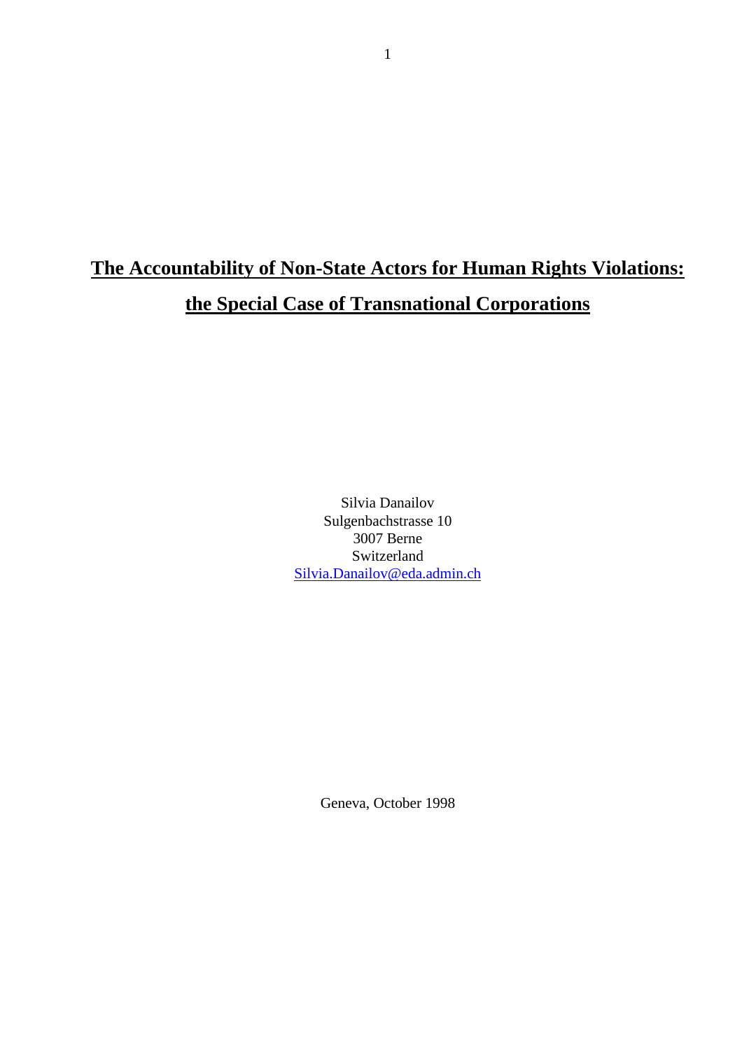# The Accountability of Non-State Actors for Human Rights Violations: the Special Case of Transnational Corporations

Silvia Danailov
Sulgenbachstrasse 10
3007 Berne
Switzerland
Silvia.Danailov@eda.admin.ch

Geneva, October 1998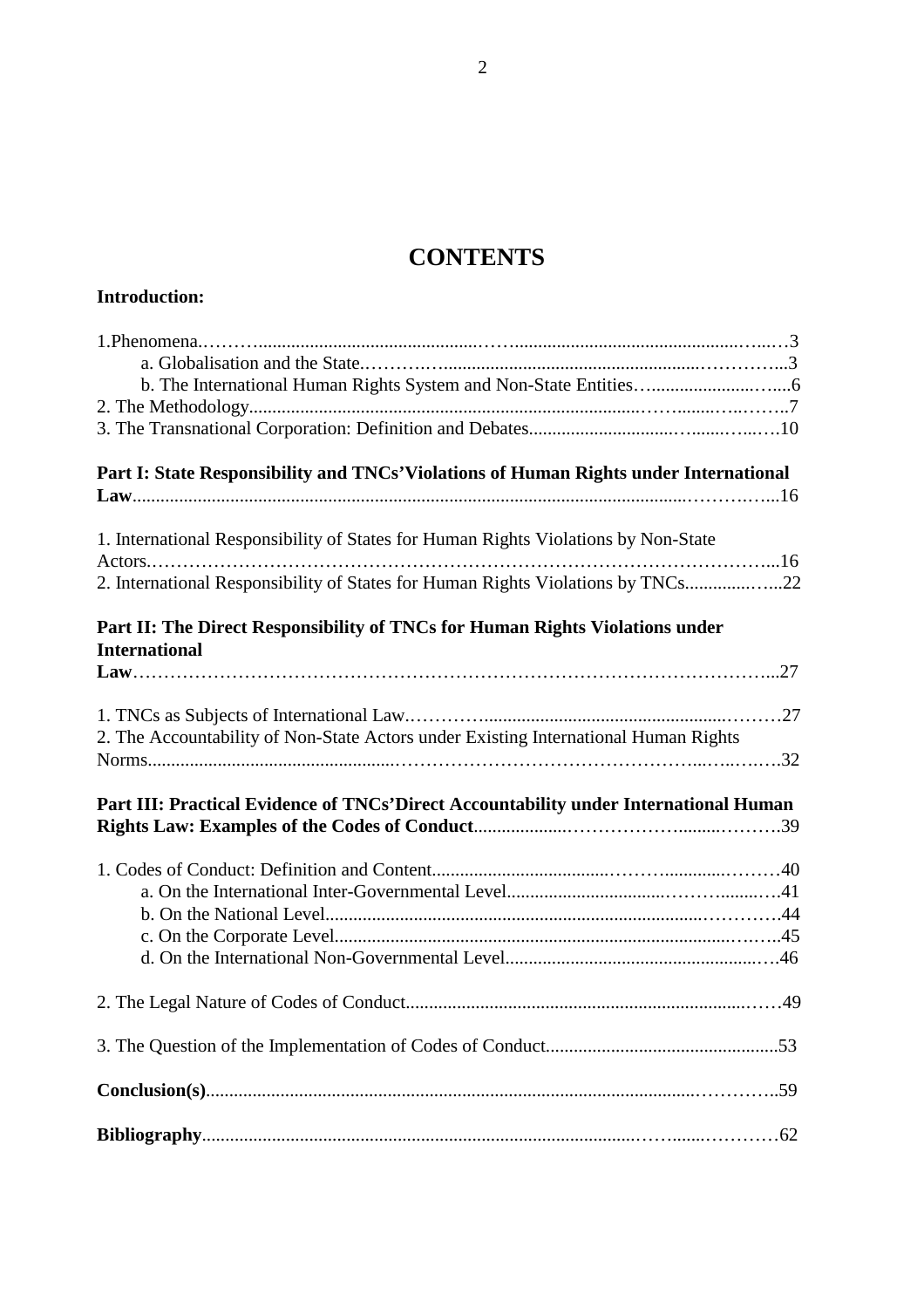# CONTENTS

**Introduction:**

1.Phenomena......3
- a. Globalisation and the State......3
- b. The International Human Rights System and Non-State Entities......6

2. The Methodology......7

3. The Transnational Corporation: Definition and Debates......10

**Part I: State Responsibility and TNCs'Violations of Human Rights under International Law**......16

1. International Responsibility of States for Human Rights Violations by Non-State Actors......16
2. International Responsibility of States for Human Rights Violations by TNCs......22

**Part II: The Direct Responsibility of TNCs for Human Rights Violations under International Law**......27

1. TNCs as Subjects of International Law......27
2. The Accountability of Non-State Actors under Existing International Human Rights Norms......32

**Part III: Practical Evidence of TNCs'Direct Accountability under International Human Rights Law: Examples of the Codes of Conduct**......39

1. Codes of Conduct: Definition and Content......40
   - a. On the International Inter-Governmental Level......41
   - b. On the National Level......44
   - c. On the Corporate Level......45
   - d. On the International Non-Governmental Level......46

2. The Legal Nature of Codes of Conduct......49

3. The Question of the Implementation of Codes of Conduct......53

**Conclusion(s)**......59

**Bibliography**......62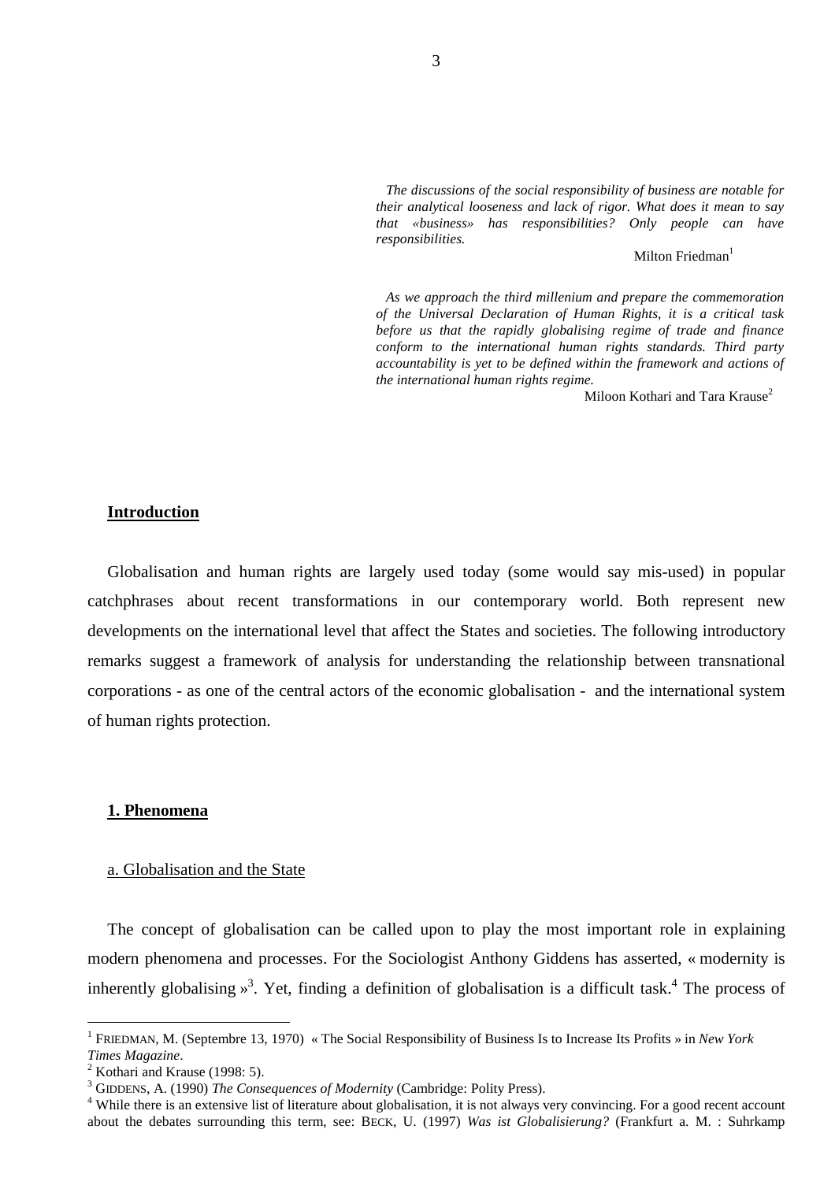*The discussions of the social responsibility of business are notable for their analytical looseness and lack of rigor. What does it mean to say that «business» has responsibilities? Only people can have responsibilities.*

Milton Friedman[1]

*As we approach the third millenium and prepare the commemoration of the Universal Declaration of Human Rights, it is a critical task before us that the rapidly globalising regime of trade and finance conform to the international human rights standards. Third party accountability is yet to be defined within the framework and actions of the international human rights regime.*

Miloon Kothari and Tara Krause[2]

## Introduction

Globalisation and human rights are largely used today (some would say mis-used) in popular catchphrases about recent transformations in our contemporary world. Both represent new developments on the international level that affect the States and societies. The following introductory remarks suggest a framework of analysis for understanding the relationship between transnational corporations - as one of the central actors of the economic globalisation - and the international system of human rights protection.

## 1. Phenomena

### a. Globalisation and the State

The concept of globalisation can be called upon to play the most important role in explaining modern phenomena and processes. For the Sociologist Anthony Giddens has asserted, « modernity is inherently globalising »[3]. Yet, finding a definition of globalisation is a difficult task.[4] The process of

---

[1] FRIEDMAN, M. (Septembre 13, 1970) « The Social Responsibility of Business Is to Increase Its Profits » in *New York Times Magazine*.

[2] Kothari and Krause (1998: 5).

[3] GIDDENS, A. (1990) *The Consequences of Modernity* (Cambridge: Polity Press).

[4] While there is an extensive list of literature about globalisation, it is not always very convincing. For a good recent account about the debates surrounding this term, see: BECK, U. (1997) *Was ist Globalisierung?* (Frankfurt a. M. : Suhrkamp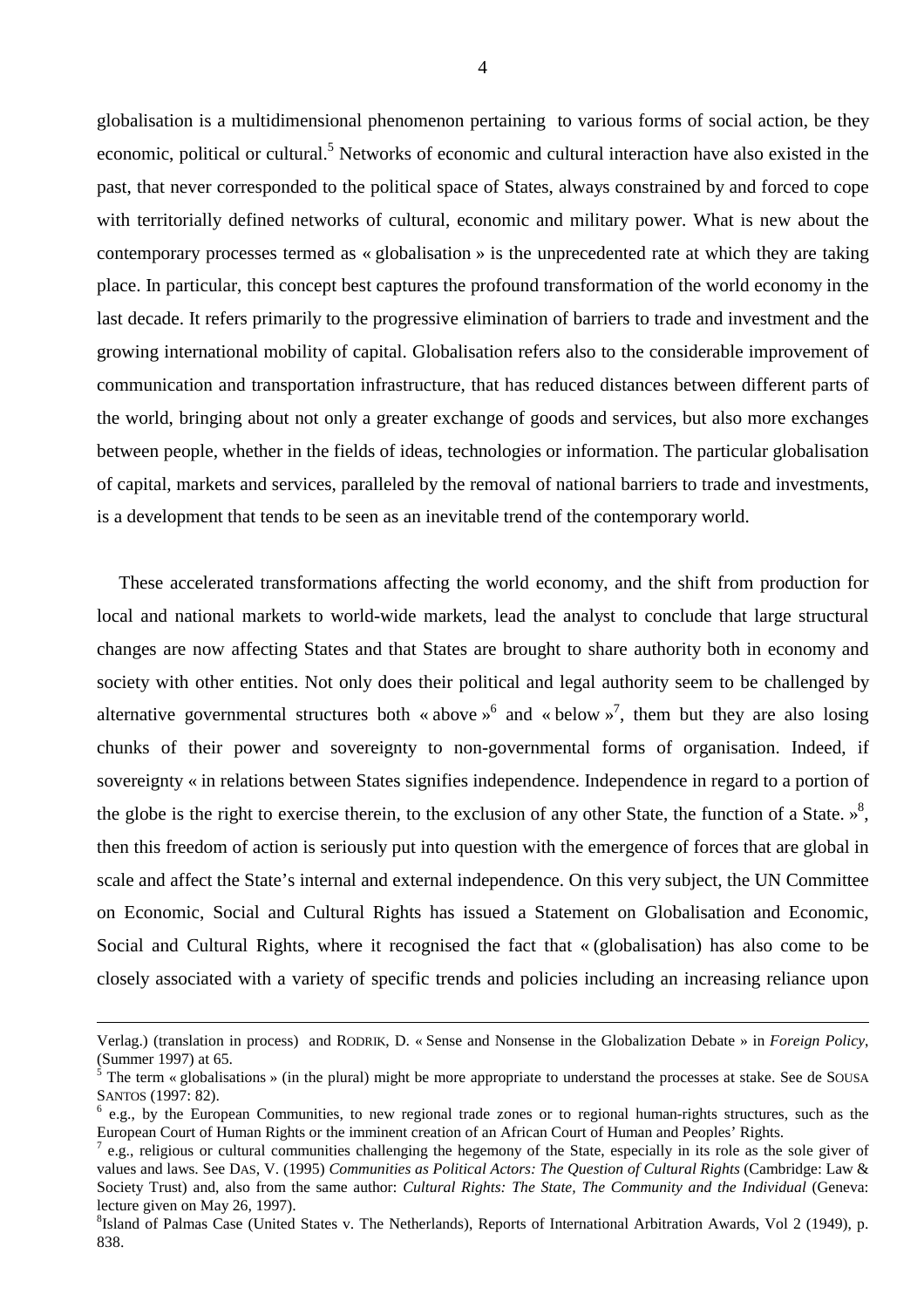globalisation is a multidimensional phenomenon pertaining to various forms of social action, be they economic, political or cultural.[5] Networks of economic and cultural interaction have also existed in the past, that never corresponded to the political space of States, always constrained by and forced to cope with territorially defined networks of cultural, economic and military power. What is new about the contemporary processes termed as « globalisation » is the unprecedented rate at which they are taking place. In particular, this concept best captures the profound transformation of the world economy in the last decade. It refers primarily to the progressive elimination of barriers to trade and investment and the growing international mobility of capital. Globalisation refers also to the considerable improvement of communication and transportation infrastructure, that has reduced distances between different parts of the world, bringing about not only a greater exchange of goods and services, but also more exchanges between people, whether in the fields of ideas, technologies or information. The particular globalisation of capital, markets and services, paralleled by the removal of national barriers to trade and investments, is a development that tends to be seen as an inevitable trend of the contemporary world.

These accelerated transformations affecting the world economy, and the shift from production for local and national markets to world-wide markets, lead the analyst to conclude that large structural changes are now affecting States and that States are brought to share authority both in economy and society with other entities. Not only does their political and legal authority seem to be challenged by alternative governmental structures both « above »[6] and « below »[7], them but they are also losing chunks of their power and sovereignty to non-governmental forms of organisation. Indeed, if sovereignty « in relations between States signifies independence. Independence in regard to a portion of the globe is the right to exercise therein, to the exclusion of any other State, the function of a State. »[8], then this freedom of action is seriously put into question with the emergence of forces that are global in scale and affect the State's internal and external independence. On this very subject, the UN Committee on Economic, Social and Cultural Rights has issued a Statement on Globalisation and Economic, Social and Cultural Rights, where it recognised the fact that « (globalisation) has also come to be closely associated with a variety of specific trends and policies including an increasing reliance upon

---

Verlag.) (translation in process) and RODRIK, D. « Sense and Nonsense in the Globalization Debate » in *Foreign Policy*, (Summer 1997) at 65.

[5] The term « globalisations » (in the plural) might be more appropriate to understand the processes at stake. See de SOUSA SANTOS (1997: 82).

[6] e.g., by the European Communities, to new regional trade zones or to regional human-rights structures, such as the European Court of Human Rights or the imminent creation of an African Court of Human and Peoples' Rights.

[7] e.g., religious or cultural communities challenging the hegemony of the State, especially in its role as the sole giver of values and laws. See DAS, V. (1995) *Communities as Political Actors: The Question of Cultural Rights* (Cambridge: Law & Society Trust) and, also from the same author: *Cultural Rights: The State, The Community and the Individual* (Geneva: lecture given on May 26, 1997).

[8] Island of Palmas Case (United States v. The Netherlands), Reports of International Arbitration Awards, Vol 2 (1949), p. 838.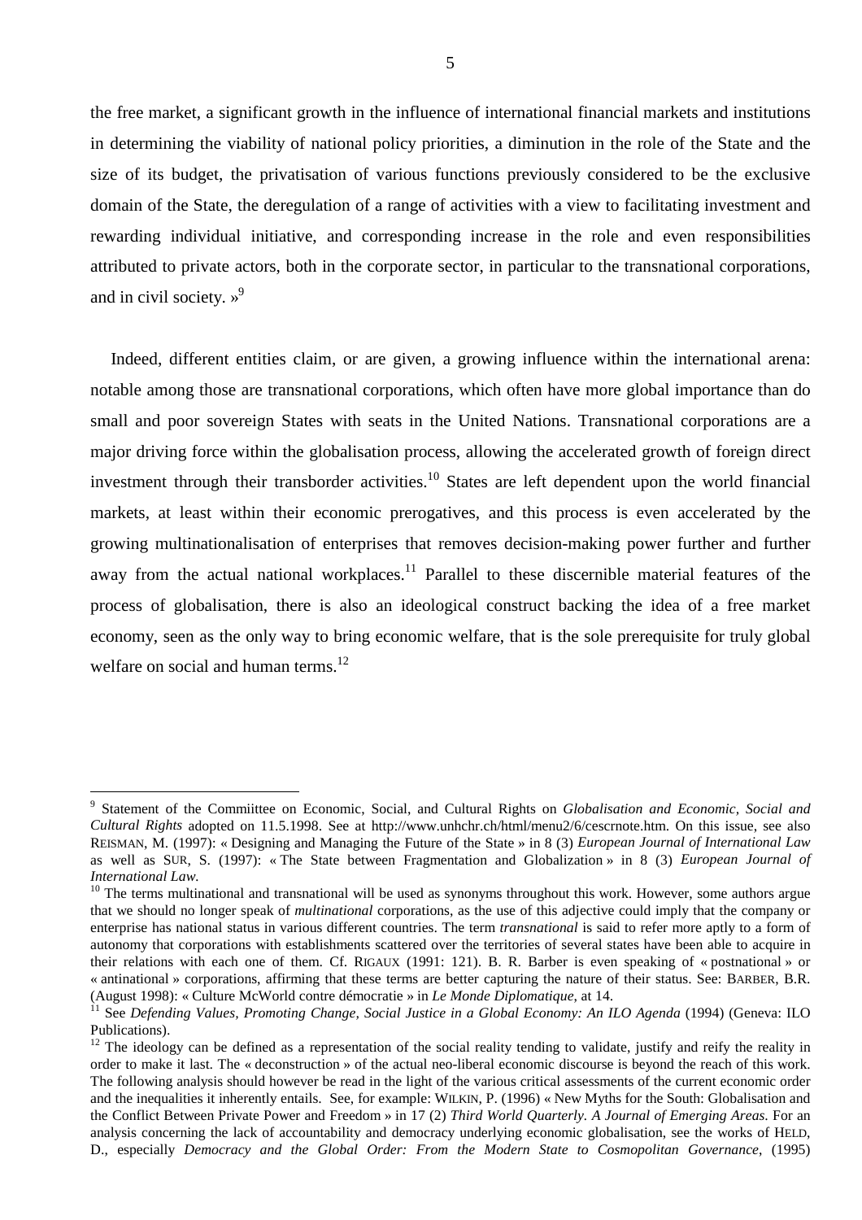the free market, a significant growth in the influence of international financial markets and institutions in determining the viability of national policy priorities, a diminution in the role of the State and the size of its budget, the privatisation of various functions previously considered to be the exclusive domain of the State, the deregulation of a range of activities with a view to facilitating investment and rewarding individual initiative, and corresponding increase in the role and even responsibilities attributed to private actors, both in the corporate sector, in particular to the transnational corporations, and in civil society. »[9]

Indeed, different entities claim, or are given, a growing influence within the international arena: notable among those are transnational corporations, which often have more global importance than do small and poor sovereign States with seats in the United Nations. Transnational corporations are a major driving force within the globalisation process, allowing the accelerated growth of foreign direct investment through their transborder activities.[10] States are left dependent upon the world financial markets, at least within their economic prerogatives, and this process is even accelerated by the growing multinationalisation of enterprises that removes decision-making power further and further away from the actual national workplaces.[11] Parallel to these discernible material features of the process of globalisation, there is also an ideological construct backing the idea of a free market economy, seen as the only way to bring economic welfare, that is the sole prerequisite for truly global welfare on social and human terms.[12]

---

[9] Statement of the Commiittee on Economic, Social, and Cultural Rights on *Globalisation and Economic, Social and Cultural Rights* adopted on 11.5.1998. See at http://www.unhchr.ch/html/menu2/6/cescrnote.htm. On this issue, see also REISMAN, M. (1997): « Designing and Managing the Future of the State » in 8 (3) *European Journal of International Law* as well as SUR, S. (1997): « The State between Fragmentation and Globalization » in 8 (3) *European Journal of International Law*.

[10] The terms multinational and transnational will be used as synonyms throughout this work. However, some authors argue that we should no longer speak of *multinational* corporations, as the use of this adjective could imply that the company or enterprise has national status in various different countries. The term *transnational* is said to refer more aptly to a form of autonomy that corporations with establishments scattered over the territories of several states have been able to acquire in their relations with each one of them. Cf. RIGAUX (1991: 121). B. R. Barber is even speaking of « postnational » or « antinational » corporations, affirming that these terms are better capturing the nature of their status. See: BARBER, B.R. (August 1998): « Culture McWorld contre démocratie » in *Le Monde Diplomatique*, at 14.

[11] See *Defending Values, Promoting Change, Social Justice in a Global Economy: An ILO Agenda* (1994) (Geneva: ILO Publications).

[12] The ideology can be defined as a representation of the social reality tending to validate, justify and reify the reality in order to make it last. The « deconstruction » of the actual neo-liberal economic discourse is beyond the reach of this work. The following analysis should however be read in the light of the various critical assessments of the current economic order and the inequalities it inherently entails. See, for example: WILKIN, P. (1996) « New Myths for the South: Globalisation and the Conflict Between Private Power and Freedom » in 17 (2) *Third World Quarterly. A Journal of Emerging Areas.* For an analysis concerning the lack of accountability and democracy underlying economic globalisation, see the works of HELD, D., especially *Democracy and the Global Order: From the Modern State to Cosmopolitan Governance*, (1995)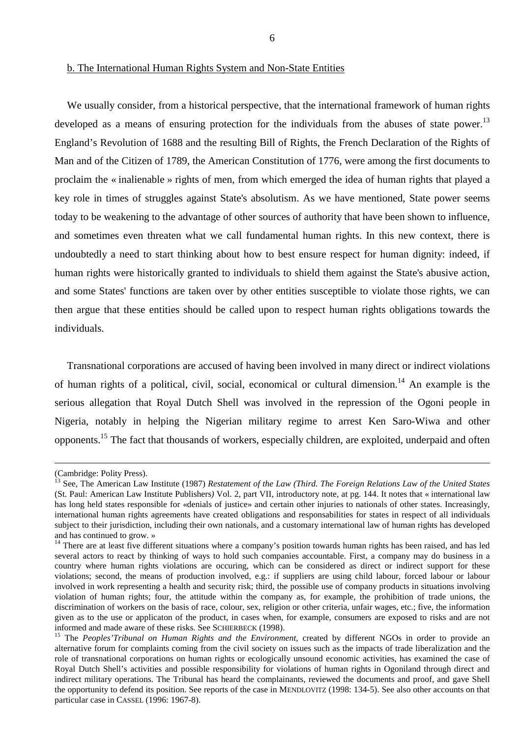b. The International Human Rights System and Non-State Entities

We usually consider, from a historical perspective, that the international framework of human rights developed as a means of ensuring protection for the individuals from the abuses of state power.[13] England's Revolution of 1688 and the resulting Bill of Rights, the French Declaration of the Rights of Man and of the Citizen of 1789, the American Constitution of 1776, were among the first documents to proclaim the « inalienable » rights of men, from which emerged the idea of human rights that played a key role in times of struggles against State's absolutism. As we have mentioned, State power seems today to be weakening to the advantage of other sources of authority that have been shown to influence, and sometimes even threaten what we call fundamental human rights. In this new context, there is undoubtedly a need to start thinking about how to best ensure respect for human dignity: indeed, if human rights were historically granted to individuals to shield them against the State's abusive action, and some States' functions are taken over by other entities susceptible to violate those rights, we can then argue that these entities should be called upon to respect human rights obligations towards the individuals.

Transnational corporations are accused of having been involved in many direct or indirect violations of human rights of a political, civil, social, economical or cultural dimension.[14] An example is the serious allegation that Royal Dutch Shell was involved in the repression of the Ogoni people in Nigeria, notably in helping the Nigerian military regime to arrest Ken Saro-Wiwa and other opponents.[15] The fact that thousands of workers, especially children, are exploited, underpaid and often

---

(Cambridge: Polity Press).

[13] See, The American Law Institute (1987) *Restatement of the Law (Third. The Foreign Relations Law of the United States* (St. Paul: American Law Institute Publishers*)* Vol. 2, part VII, introductory note, at pg. 144. It notes that « international law has long held states responsible for «denials of justice» and certain other injuries to nationals of other states. Increasingly, international human rights agreements have created obligations and responsabilities for states in respect of all individuals subject to their jurisdiction, including their own nationals, and a customary international law of human rights has developed and has continued to grow. »

[14] There are at least five different situations where a company's position towards human rights has been raised, and has led several actors to react by thinking of ways to hold such companies accountable. First, a company may do business in a country where human rights violations are occuring, which can be considered as direct or indirect support for these violations; second, the means of production involved, e.g.: if suppliers are using child labour, forced labour or labour involved in work representing a health and security risk; third, the possible use of company products in situations involving violation of human rights; four, the attitude within the company as, for example, the prohibition of trade unions, the discrimination of workers on the basis of race, colour, sex, religion or other criteria, unfair wages, etc.; five, the information given as to the use or applicaton of the product, in cases when, for example, consumers are exposed to risks and are not informed and made aware of these risks. See SCHIERBECK (1998).

[15] The *Peoples'Tribunal on Human Rights and the Environment*, created by different NGOs in order to provide an alternative forum for complaints coming from the civil society on issues such as the impacts of trade liberalization and the role of transnational corporations on human rights or ecologically unsound economic activities, has examined the case of Royal Dutch Shell's activities and possible responsibility for violations of human rights in Ogoniland through direct and indirect military operations. The Tribunal has heard the complainants, reviewed the documents and proof, and gave Shell the opportunity to defend its position. See reports of the case in MENDLOVITZ (1998: 134-5). See also other accounts on that particular case in CASSEL (1996: 1967-8).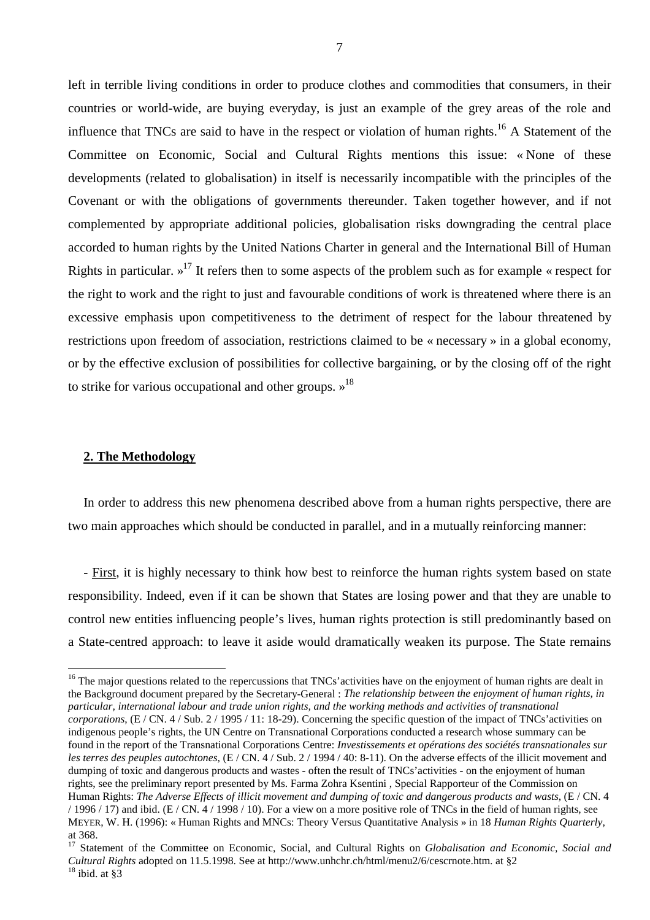left in terrible living conditions in order to produce clothes and commodities that consumers, in their countries or world-wide, are buying everyday, is just an example of the grey areas of the role and influence that TNCs are said to have in the respect or violation of human rights.[16] A Statement of the Committee on Economic, Social and Cultural Rights mentions this issue: « None of these developments (related to globalisation) in itself is necessarily incompatible with the principles of the Covenant or with the obligations of governments thereunder. Taken together however, and if not complemented by appropriate additional policies, globalisation risks downgrading the central place accorded to human rights by the United Nations Charter in general and the International Bill of Human Rights in particular. »[17] It refers then to some aspects of the problem such as for example « respect for the right to work and the right to just and favourable conditions of work is threatened where there is an excessive emphasis upon competitiveness to the detriment of respect for the labour threatened by restrictions upon freedom of association, restrictions claimed to be « necessary » in a global economy, or by the effective exclusion of possibilities for collective bargaining, or by the closing off of the right to strike for various occupational and other groups. »[18]

## 2. The Methodology

In order to address this new phenomena described above from a human rights perspective, there are two main approaches which should be conducted in parallel, and in a mutually reinforcing manner:

- First, it is highly necessary to think how best to reinforce the human rights system based on state responsibility. Indeed, even if it can be shown that States are losing power and that they are unable to control new entities influencing people's lives, human rights protection is still predominantly based on a State-centred approach: to leave it aside would dramatically weaken its purpose. The State remains

---

[16] The major questions related to the repercussions that TNCs'activities have on the enjoyment of human rights are dealt in the Background document prepared by the Secretary-General : *The relationship between the enjoyment of human rights, in particular, international labour and trade union rights, and the working methods and activities of transnational corporations*, (E / CN. 4 / Sub. 2 / 1995 / 11: 18-29). Concerning the specific question of the impact of TNCs'activities on indigenous people's rights, the UN Centre on Transnational Corporations conducted a research whose summary can be found in the report of the Transnational Corporations Centre: *Investissements et opérations des sociétés transnationales sur les terres des peuples autochtones*, (E / CN. 4 / Sub. 2 / 1994 / 40: 8-11). On the adverse effects of the illicit movement and dumping of toxic and dangerous products and wastes - often the result of TNCs'activities - on the enjoyment of human rights, see the preliminary report presented by Ms. Farma Zohra Ksentini , Special Rapporteur of the Commission on Human Rights: *The Adverse Effects of illicit movement and dumping of toxic and dangerous products and wasts*, (E / CN. 4 / 1996 / 17) and ibid. (E / CN. 4 / 1998 / 10). For a view on a more positive role of TNCs in the field of human rights, see MEYER, W. H. (1996): « Human Rights and MNCs: Theory Versus Quantitative Analysis » in 18 *Human Rights Quarterly*, at 368.

[17] Statement of the Committee on Economic, Social, and Cultural Rights on *Globalisation and Economic, Social and Cultural Rights* adopted on 11.5.1998. See at http://www.unhchr.ch/html/menu2/6/cescrnote.htm. at §2

[18] ibid. at §3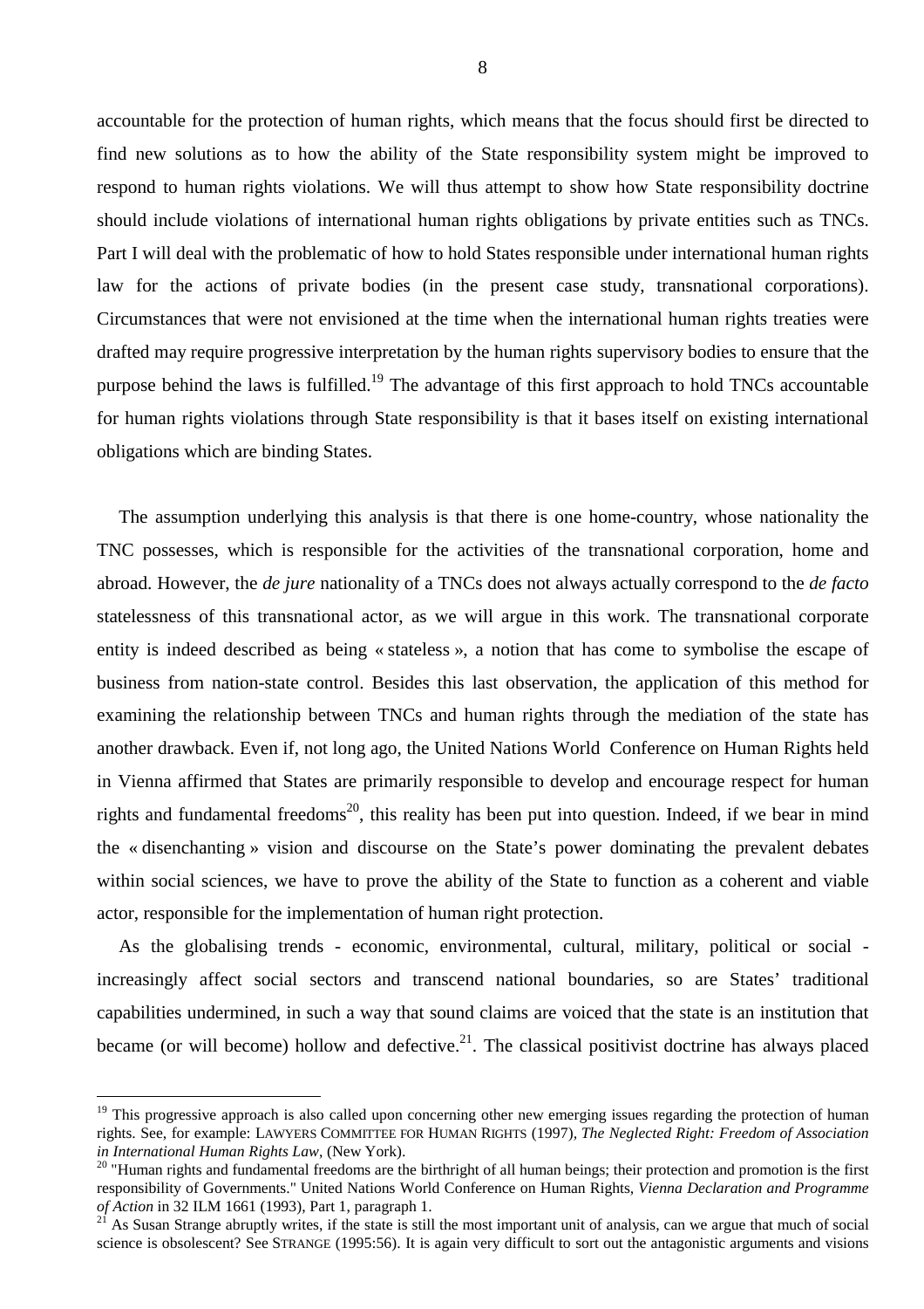accountable for the protection of human rights, which means that the focus should first be directed to find new solutions as to how the ability of the State responsibility system might be improved to respond to human rights violations. We will thus attempt to show how State responsibility doctrine should include violations of international human rights obligations by private entities such as TNCs. Part I will deal with the problematic of how to hold States responsible under international human rights law for the actions of private bodies (in the present case study, transnational corporations). Circumstances that were not envisioned at the time when the international human rights treaties were drafted may require progressive interpretation by the human rights supervisory bodies to ensure that the purpose behind the laws is fulfilled.[19] The advantage of this first approach to hold TNCs accountable for human rights violations through State responsibility is that it bases itself on existing international obligations which are binding States.

The assumption underlying this analysis is that there is one home-country, whose nationality the TNC possesses, which is responsible for the activities of the transnational corporation, home and abroad. However, the *de jure* nationality of a TNCs does not always actually correspond to the *de facto* statelessness of this transnational actor, as we will argue in this work. The transnational corporate entity is indeed described as being « stateless », a notion that has come to symbolise the escape of business from nation-state control. Besides this last observation, the application of this method for examining the relationship between TNCs and human rights through the mediation of the state has another drawback. Even if, not long ago, the United Nations World Conference on Human Rights held in Vienna affirmed that States are primarily responsible to develop and encourage respect for human rights and fundamental freedoms[20], this reality has been put into question. Indeed, if we bear in mind the « disenchanting » vision and discourse on the State's power dominating the prevalent debates within social sciences, we have to prove the ability of the State to function as a coherent and viable actor, responsible for the implementation of human right protection.

As the globalising trends - economic, environmental, cultural, military, political or social - increasingly affect social sectors and transcend national boundaries, so are States' traditional capabilities undermined, in such a way that sound claims are voiced that the state is an institution that became (or will become) hollow and defective.[21]. The classical positivist doctrine has always placed

---

[19] This progressive approach is also called upon concerning other new emerging issues regarding the protection of human rights. See, for example: LAWYERS COMMITTEE FOR HUMAN RIGHTS (1997), *The Neglected Right: Freedom of Association in International Human Rights Law*, (New York).

[20] "Human rights and fundamental freedoms are the birthright of all human beings; their protection and promotion is the first responsibility of Governments." United Nations World Conference on Human Rights, *Vienna Declaration and Programme of Action* in 32 ILM 1661 (1993), Part 1, paragraph 1.

[21] As Susan Strange abruptly writes, if the state is still the most important unit of analysis, can we argue that much of social science is obsolescent? See STRANGE (1995:56). It is again very difficult to sort out the antagonistic arguments and visions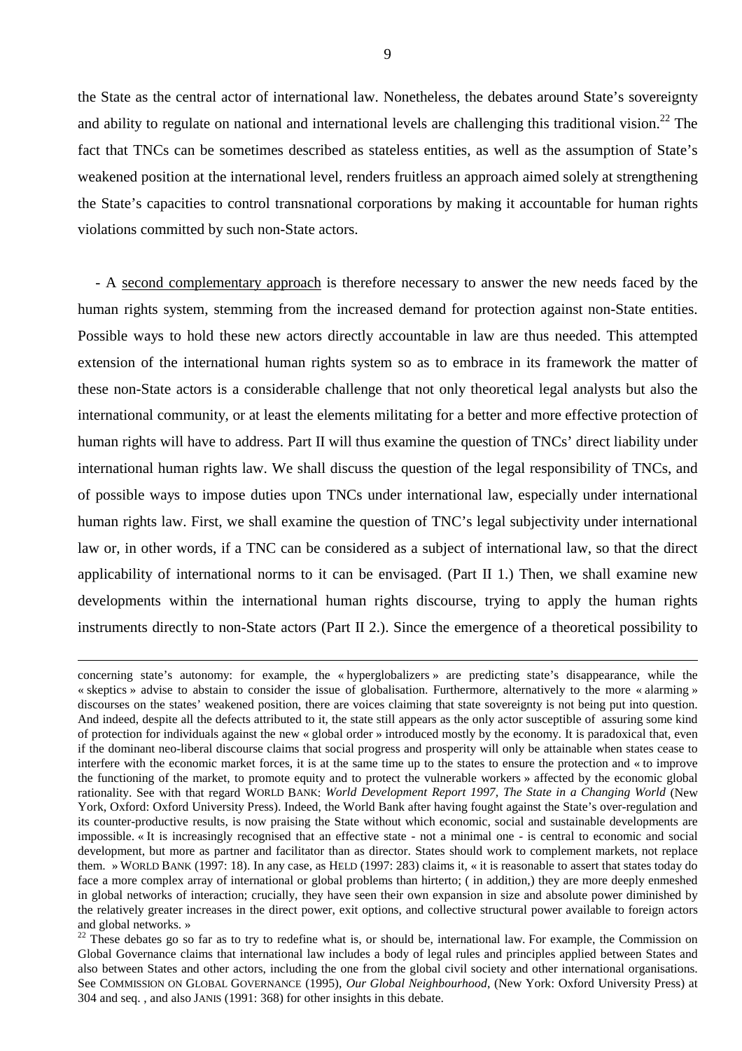the State as the central actor of international law. Nonetheless, the debates around State's sovereignty and ability to regulate on national and international levels are challenging this traditional vision.[22] The fact that TNCs can be sometimes described as stateless entities, as well as the assumption of State's weakened position at the international level, renders fruitless an approach aimed solely at strengthening the State's capacities to control transnational corporations by making it accountable for human rights violations committed by such non-State actors.

- A <u>second complementary approach</u> is therefore necessary to answer the new needs faced by the human rights system, stemming from the increased demand for protection against non-State entities. Possible ways to hold these new actors directly accountable in law are thus needed. This attempted extension of the international human rights system so as to embrace in its framework the matter of these non-State actors is a considerable challenge that not only theoretical legal analysts but also the international community, or at least the elements militating for a better and more effective protection of human rights will have to address. Part II will thus examine the question of TNCs' direct liability under international human rights law. We shall discuss the question of the legal responsibility of TNCs, and of possible ways to impose duties upon TNCs under international law, especially under international human rights law. First, we shall examine the question of TNC's legal subjectivity under international law or, in other words, if a TNC can be considered as a subject of international law, so that the direct applicability of international norms to it can be envisaged. (Part II 1.) Then, we shall examine new developments within the international human rights discourse, trying to apply the human rights instruments directly to non-State actors (Part II 2.). Since the emergence of a theoretical possibility to

---

concerning state's autonomy: for example, the « hyperglobalizers » are predicting state's disappearance, while the « skeptics » advise to abstain to consider the issue of globalisation. Furthermore, alternatively to the more « alarming » discourses on the states' weakened position, there are voices claiming that state sovereignty is not being put into question. And indeed, despite all the defects attributed to it, the state still appears as the only actor susceptible of assuring some kind of protection for individuals against the new « global order » introduced mostly by the economy. It is paradoxical that, even if the dominant neo-liberal discourse claims that social progress and prosperity will only be attainable when states cease to interfere with the economic market forces, it is at the same time up to the states to ensure the protection and « to improve the functioning of the market, to promote equity and to protect the vulnerable workers » affected by the economic global rationality. See with that regard WORLD BANK: *World Development Report 1997, The State in a Changing World* (New York, Oxford: Oxford University Press). Indeed, the World Bank after having fought against the State's over-regulation and its counter-productive results, is now praising the State without which economic, social and sustainable developments are impossible. « It is increasingly recognised that an effective state - not a minimal one - is central to economic and social development, but more as partner and facilitator than as director. States should work to complement markets, not replace them. » WORLD BANK (1997: 18). In any case, as HELD (1997: 283) claims it, « it is reasonable to assert that states today do face a more complex array of international or global problems than hirterto; ( in addition,) they are more deeply enmeshed in global networks of interaction; crucially, they have seen their own expansion in size and absolute power diminished by the relatively greater increases in the direct power, exit options, and collective structural power available to foreign actors and global networks. »

[22] These debates go so far as to try to redefine what is, or should be, international law. For example, the Commission on Global Governance claims that international law includes a body of legal rules and principles applied between States and also between States and other actors, including the one from the global civil society and other international organisations. See COMMISSION ON GLOBAL GOVERNANCE (1995), *Our Global Neighbourhood*, (New York: Oxford University Press) at 304 and seq. , and also JANIS (1991: 368) for other insights in this debate.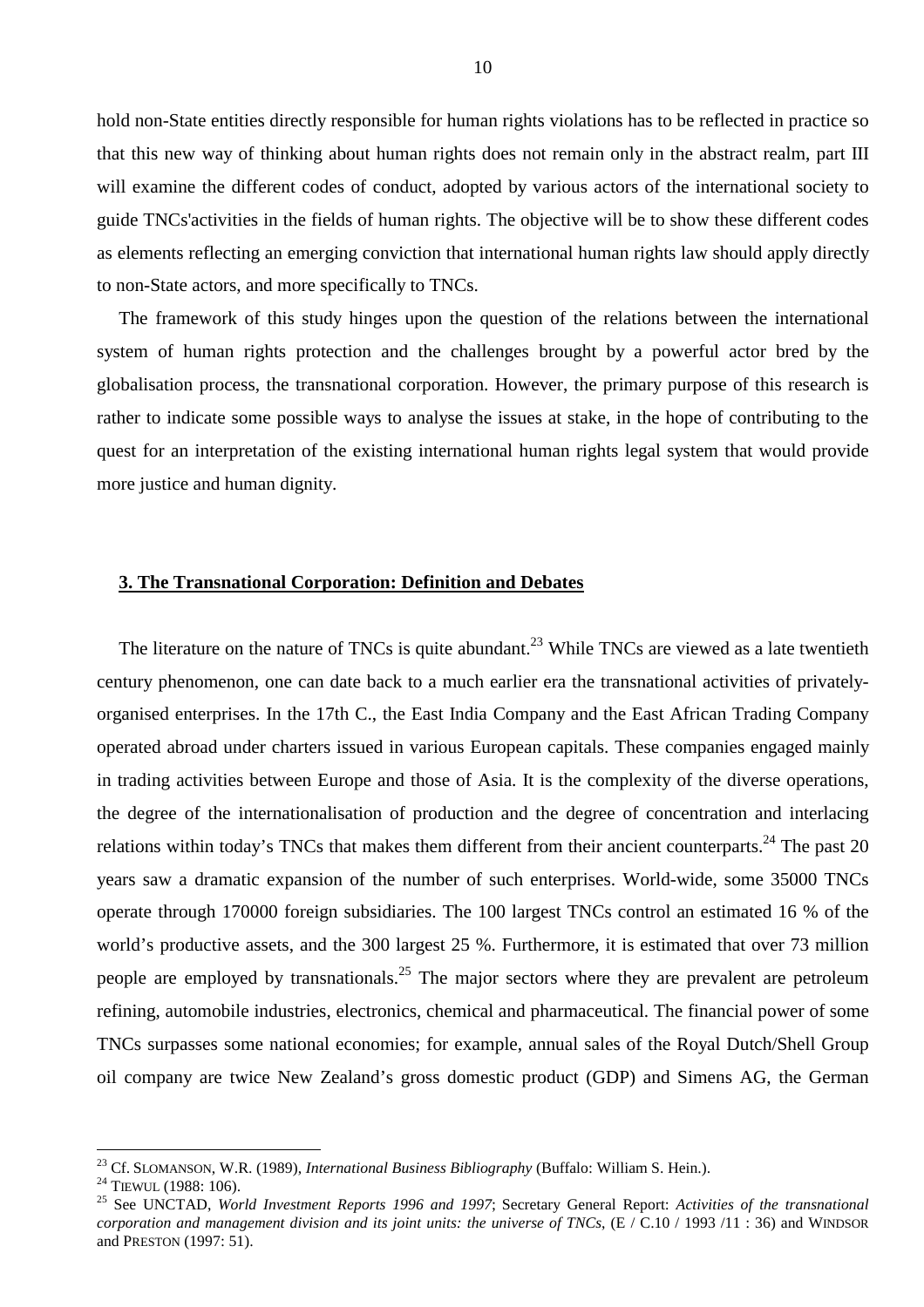hold non-State entities directly responsible for human rights violations has to be reflected in practice so that this new way of thinking about human rights does not remain only in the abstract realm, part III will examine the different codes of conduct, adopted by various actors of the international society to guide TNCs'activities in the fields of human rights. The objective will be to show these different codes as elements reflecting an emerging conviction that international human rights law should apply directly to non-State actors, and more specifically to TNCs.

The framework of this study hinges upon the question of the relations between the international system of human rights protection and the challenges brought by a powerful actor bred by the globalisation process, the transnational corporation. However, the primary purpose of this research is rather to indicate some possible ways to analyse the issues at stake, in the hope of contributing to the quest for an interpretation of the existing international human rights legal system that would provide more justice and human dignity.

### 3. The Transnational Corporation: Definition and Debates

The literature on the nature of TNCs is quite abundant.[23] While TNCs are viewed as a late twentieth century phenomenon, one can date back to a much earlier era the transnational activities of privately-organised enterprises. In the 17th C., the East India Company and the East African Trading Company operated abroad under charters issued in various European capitals. These companies engaged mainly in trading activities between Europe and those of Asia. It is the complexity of the diverse operations, the degree of the internationalisation of production and the degree of concentration and interlacing relations within today's TNCs that makes them different from their ancient counterparts.[24] The past 20 years saw a dramatic expansion of the number of such enterprises. World-wide, some 35000 TNCs operate through 170000 foreign subsidiaries. The 100 largest TNCs control an estimated 16 % of the world's productive assets, and the 300 largest 25 %. Furthermore, it is estimated that over 73 million people are employed by transnationals.[25] The major sectors where they are prevalent are petroleum refining, automobile industries, electronics, chemical and pharmaceutical. The financial power of some TNCs surpasses some national economies; for example, annual sales of the Royal Dutch/Shell Group oil company are twice New Zealand's gross domestic product (GDP) and Simens AG, the German

---

[23] Cf. SLOMANSON, W.R. (1989), *International Business Bibliography* (Buffalo: William S. Hein.).

[24] TIEWUL (1988: 106).

[25] See UNCTAD, *World Investment Reports 1996 and 1997*; Secretary General Report: *Activities of the transnational corporation and management division and its joint units: the universe of TNCs*, (E / C.10 / 1993 /11 : 36) and WINDSOR and PRESTON (1997: 51).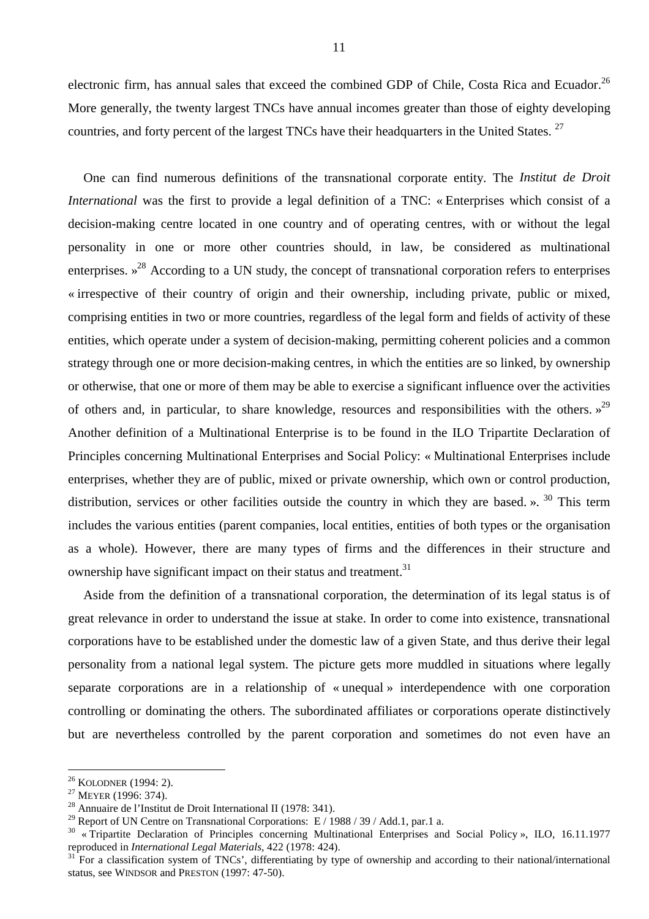electronic firm, has annual sales that exceed the combined GDP of Chile, Costa Rica and Ecuador.[26] More generally, the twenty largest TNCs have annual incomes greater than those of eighty developing countries, and forty percent of the largest TNCs have their headquarters in the United States. [27]

One can find numerous definitions of the transnational corporate entity. The *Institut de Droit International* was the first to provide a legal definition of a TNC: « Enterprises which consist of a decision-making centre located in one country and of operating centres, with or without the legal personality in one or more other countries should, in law, be considered as multinational enterprises. »[28] According to a UN study, the concept of transnational corporation refers to enterprises « irrespective of their country of origin and their ownership, including private, public or mixed, comprising entities in two or more countries, regardless of the legal form and fields of activity of these entities, which operate under a system of decision-making, permitting coherent policies and a common strategy through one or more decision-making centres, in which the entities are so linked, by ownership or otherwise, that one or more of them may be able to exercise a significant influence over the activities of others and, in particular, to share knowledge, resources and responsibilities with the others. »[29] Another definition of a Multinational Enterprise is to be found in the ILO Tripartite Declaration of Principles concerning Multinational Enterprises and Social Policy: « Multinational Enterprises include enterprises, whether they are of public, mixed or private ownership, which own or control production, distribution, services or other facilities outside the country in which they are based. ». [30] This term includes the various entities (parent companies, local entities, entities of both types or the organisation as a whole). However, there are many types of firms and the differences in their structure and ownership have significant impact on their status and treatment.[31]

Aside from the definition of a transnational corporation, the determination of its legal status is of great relevance in order to understand the issue at stake. In order to come into existence, transnational corporations have to be established under the domestic law of a given State, and thus derive their legal personality from a national legal system. The picture gets more muddled in situations where legally separate corporations are in a relationship of « unequal » interdependence with one corporation controlling or dominating the others. The subordinated affiliates or corporations operate distinctively but are nevertheless controlled by the parent corporation and sometimes do not even have an

---

[26] KOLODNER (1994: 2).

[27] MEYER (1996: 374).

[28] Annuaire de l'Institut de Droit International II (1978: 341).

[29] Report of UN Centre on Transnational Corporations: E / 1988 / 39 / Add.1, par.1 a.

[30] « Tripartite Declaration of Principles concerning Multinational Enterprises and Social Policy », ILO, 16.11.1977 reproduced in *International Legal Materials*, 422 (1978: 424).

[31] For a classification system of TNCs', differentiating by type of ownership and according to their national/international status, see WINDSOR and PRESTON (1997: 47-50).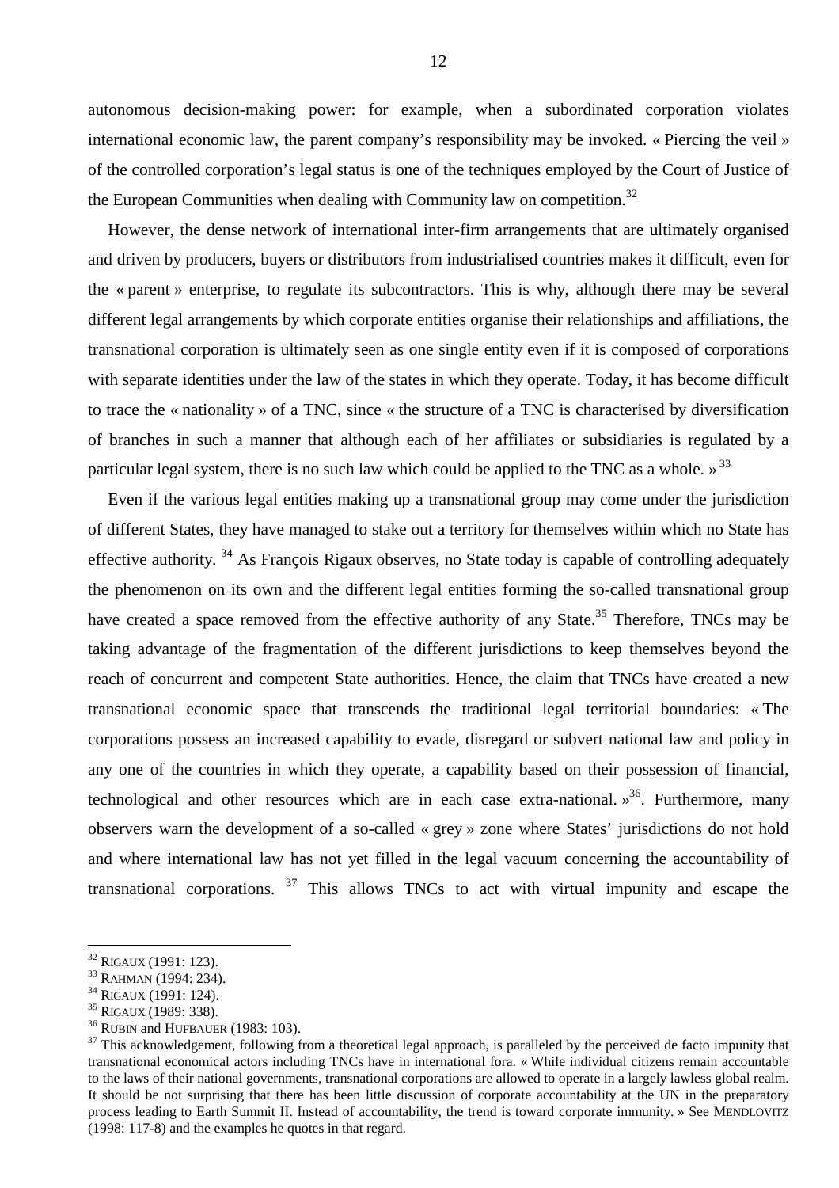autonomous decision-making power: for example, when a subordinated corporation violates international economic law, the parent company's responsibility may be invoked. « Piercing the veil » of the controlled corporation's legal status is one of the techniques employed by the Court of Justice of the European Communities when dealing with Community law on competition.[32]

However, the dense network of international inter-firm arrangements that are ultimately organised and driven by producers, buyers or distributors from industrialised countries makes it difficult, even for the « parent » enterprise, to regulate its subcontractors. This is why, although there may be several different legal arrangements by which corporate entities organise their relationships and affiliations, the transnational corporation is ultimately seen as one single entity even if it is composed of corporations with separate identities under the law of the states in which they operate. Today, it has become difficult to trace the « nationality » of a TNC, since « the structure of a TNC is characterised by diversification of branches in such a manner that although each of her affiliates or subsidiaries is regulated by a particular legal system, there is no such law which could be applied to the TNC as a whole. »[33]

Even if the various legal entities making up a transnational group may come under the jurisdiction of different States, they have managed to stake out a territory for themselves within which no State has effective authority. [34] As François Rigaux observes, no State today is capable of controlling adequately the phenomenon on its own and the different legal entities forming the so-called transnational group have created a space removed from the effective authority of any State.[35] Therefore, TNCs may be taking advantage of the fragmentation of the different jurisdictions to keep themselves beyond the reach of concurrent and competent State authorities. Hence, the claim that TNCs have created a new transnational economic space that transcends the traditional legal territorial boundaries: « The corporations possess an increased capability to evade, disregard or subvert national law and policy in any one of the countries in which they operate, a capability based on their possession of financial, technological and other resources which are in each case extra-national. »[36]. Furthermore, many observers warn the development of a so-called « grey » zone where States' jurisdictions do not hold and where international law has not yet filled in the legal vacuum concerning the accountability of transnational corporations. [37] This allows TNCs to act with virtual impunity and escape the

---

[32] RIGAUX (1991: 123).

[33] RAHMAN (1994: 234).

[34] RIGAUX (1991: 124).

[35] RIGAUX (1989: 338).

[36] RUBIN and HUFBAUER (1983: 103).

[37] This acknowledgement, following from a theoretical legal approach, is paralleled by the perceived de facto impunity that transnational economical actors including TNCs have in international fora. « While individual citizens remain accountable to the laws of their national governments, transnational corporations are allowed to operate in a largely lawless global realm. It should be not surprising that there has been little discussion of corporate accountability at the UN in the preparatory process leading to Earth Summit II. Instead of accountability, the trend is toward corporate immunity. » See MENDLOVITZ (1998: 117-8) and the examples he quotes in that regard.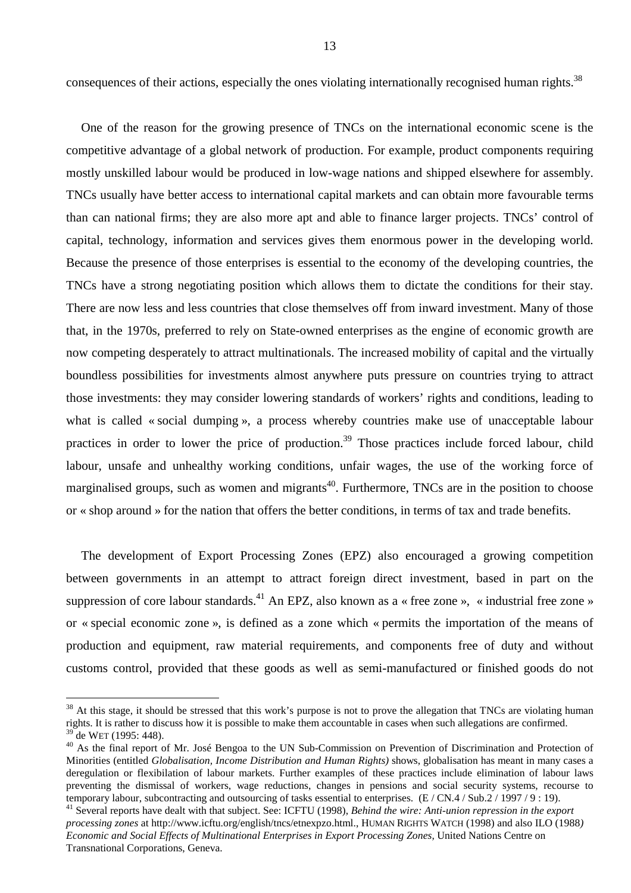consequences of their actions, especially the ones violating internationally recognised human rights.[38]

One of the reason for the growing presence of TNCs on the international economic scene is the competitive advantage of a global network of production. For example, product components requiring mostly unskilled labour would be produced in low-wage nations and shipped elsewhere for assembly. TNCs usually have better access to international capital markets and can obtain more favourable terms than can national firms; they are also more apt and able to finance larger projects. TNCs' control of capital, technology, information and services gives them enormous power in the developing world. Because the presence of those enterprises is essential to the economy of the developing countries, the TNCs have a strong negotiating position which allows them to dictate the conditions for their stay. There are now less and less countries that close themselves off from inward investment. Many of those that, in the 1970s, preferred to rely on State-owned enterprises as the engine of economic growth are now competing desperately to attract multinationals. The increased mobility of capital and the virtually boundless possibilities for investments almost anywhere puts pressure on countries trying to attract those investments: they may consider lowering standards of workers' rights and conditions, leading to what is called « social dumping », a process whereby countries make use of unacceptable labour practices in order to lower the price of production.[39] Those practices include forced labour, child labour, unsafe and unhealthy working conditions, unfair wages, the use of the working force of marginalised groups, such as women and migrants[40]. Furthermore, TNCs are in the position to choose or « shop around » for the nation that offers the better conditions, in terms of tax and trade benefits.

The development of Export Processing Zones (EPZ) also encouraged a growing competition between governments in an attempt to attract foreign direct investment, based in part on the suppression of core labour standards.[41] An EPZ, also known as a « free zone », « industrial free zone » or « special economic zone », is defined as a zone which « permits the importation of the means of production and equipment, raw material requirements, and components free of duty and without customs control, provided that these goods as well as semi-manufactured or finished goods do not

---

[38] At this stage, it should be stressed that this work's purpose is not to prove the allegation that TNCs are violating human rights. It is rather to discuss how it is possible to make them accountable in cases when such allegations are confirmed.

[39] de WET (1995: 448).

[40] As the final report of Mr. José Bengoa to the UN Sub-Commission on Prevention of Discrimination and Protection of Minorities (entitled *Globalisation, Income Distribution and Human Rights)* shows, globalisation has meant in many cases a deregulation or flexibilation of labour markets. Further examples of these practices include elimination of labour laws preventing the dismissal of workers, wage reductions, changes in pensions and social security systems, recourse to temporary labour, subcontracting and outsourcing of tasks essential to enterprises. (E / CN.4 / Sub.2 / 1997 / 9 : 19).

[41] Several reports have dealt with that subject. See: ICFTU (1998), *Behind the wire: Anti-union repression in the export processing zones* at http://www.icftu.org/english/tncs/etnexpzo.html., HUMAN RIGHTS WATCH (1998) and also ILO (1988*) Economic and Social Effects of Multinational Enterprises in Export Processing Zones,* United Nations Centre on Transnational Corporations, Geneva.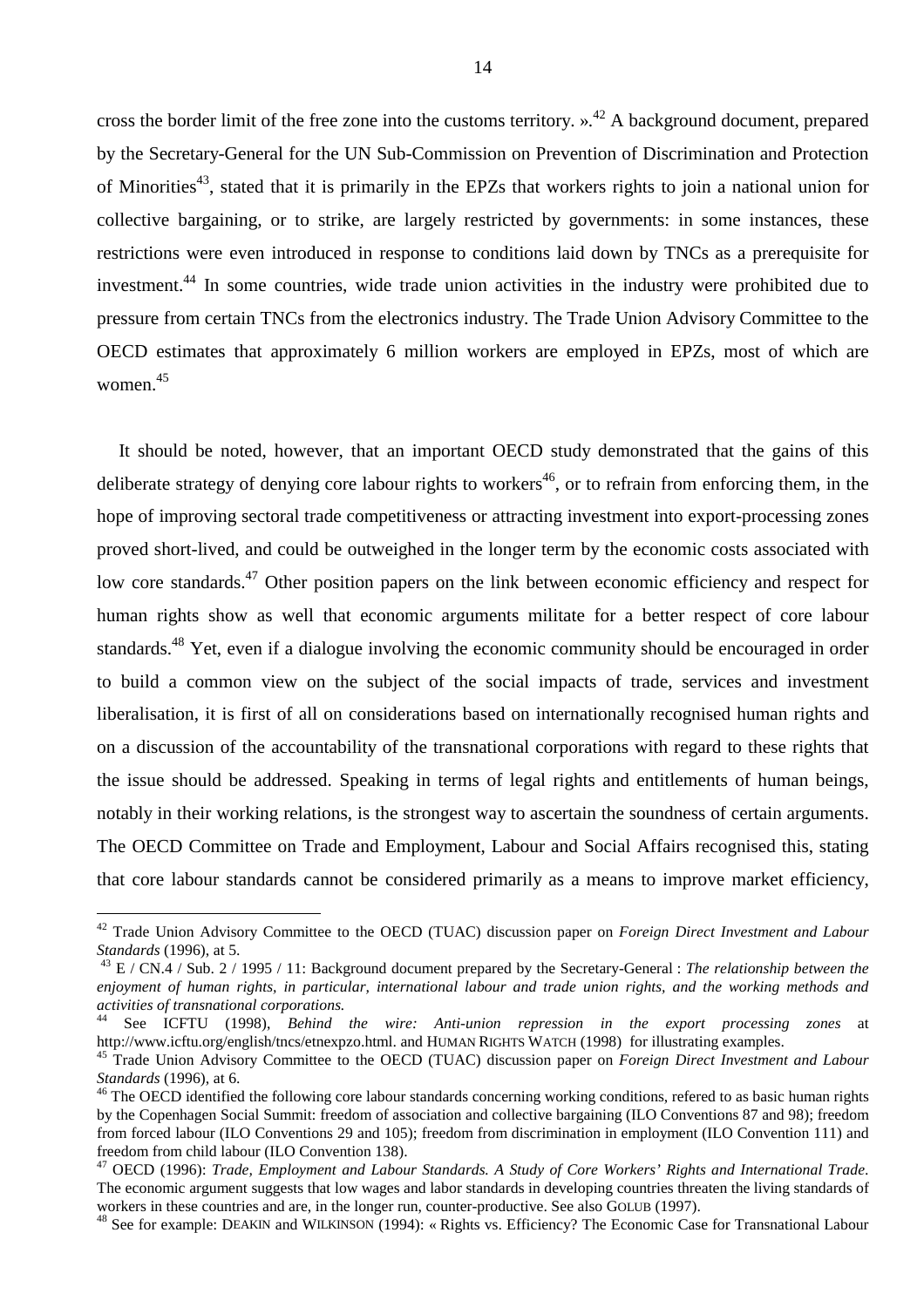cross the border limit of the free zone into the customs territory. ».[42] A background document, prepared by the Secretary-General for the UN Sub-Commission on Prevention of Discrimination and Protection of Minorities[43], stated that it is primarily in the EPZs that workers rights to join a national union for collective bargaining, or to strike, are largely restricted by governments: in some instances, these restrictions were even introduced in response to conditions laid down by TNCs as a prerequisite for investment.[44] In some countries, wide trade union activities in the industry were prohibited due to pressure from certain TNCs from the electronics industry. The Trade Union Advisory Committee to the OECD estimates that approximately 6 million workers are employed in EPZs, most of which are women.[45]

It should be noted, however, that an important OECD study demonstrated that the gains of this deliberate strategy of denying core labour rights to workers[46], or to refrain from enforcing them, in the hope of improving sectoral trade competitiveness or attracting investment into export-processing zones proved short-lived, and could be outweighed in the longer term by the economic costs associated with low core standards.[47] Other position papers on the link between economic efficiency and respect for human rights show as well that economic arguments militate for a better respect of core labour standards.[48] Yet, even if a dialogue involving the economic community should be encouraged in order to build a common view on the subject of the social impacts of trade, services and investment liberalisation, it is first of all on considerations based on internationally recognised human rights and on a discussion of the accountability of the transnational corporations with regard to these rights that the issue should be addressed. Speaking in terms of legal rights and entitlements of human beings, notably in their working relations, is the strongest way to ascertain the soundness of certain arguments. The OECD Committee on Trade and Employment, Labour and Social Affairs recognised this, stating that core labour standards cannot be considered primarily as a means to improve market efficiency,

---

[42] Trade Union Advisory Committee to the OECD (TUAC) discussion paper on *Foreign Direct Investment and Labour Standards* (1996), at 5.

[43] E / CN.4 / Sub. 2 / 1995 / 11: Background document prepared by the Secretary-General : *The relationship between the enjoyment of human rights, in particular, international labour and trade union rights, and the working methods and activities of transnational corporations.*

[44] See ICFTU (1998), *Behind the wire: Anti-union repression in the export processing zones* at http://www.icftu.org/english/tncs/etnexpzo.html. and HUMAN RIGHTS WATCH (1998) for illustrating examples.

[45] Trade Union Advisory Committee to the OECD (TUAC) discussion paper on *Foreign Direct Investment and Labour Standards* (1996), at 6.

[46] The OECD identified the following core labour standards concerning working conditions, refered to as basic human rights by the Copenhagen Social Summit: freedom of association and collective bargaining (ILO Conventions 87 and 98); freedom from forced labour (ILO Conventions 29 and 105); freedom from discrimination in employment (ILO Convention 111) and freedom from child labour (ILO Convention 138).

[47] OECD (1996): *Trade, Employment and Labour Standards. A Study of Core Workers' Rights and International Trade*. The economic argument suggests that low wages and labor standards in developing countries threaten the living standards of workers in these countries and are, in the longer run, counter-productive. See also GOLUB (1997).

[48] See for example: DEAKIN and WILKINSON (1994): « Rights vs. Efficiency? The Economic Case for Transnational Labour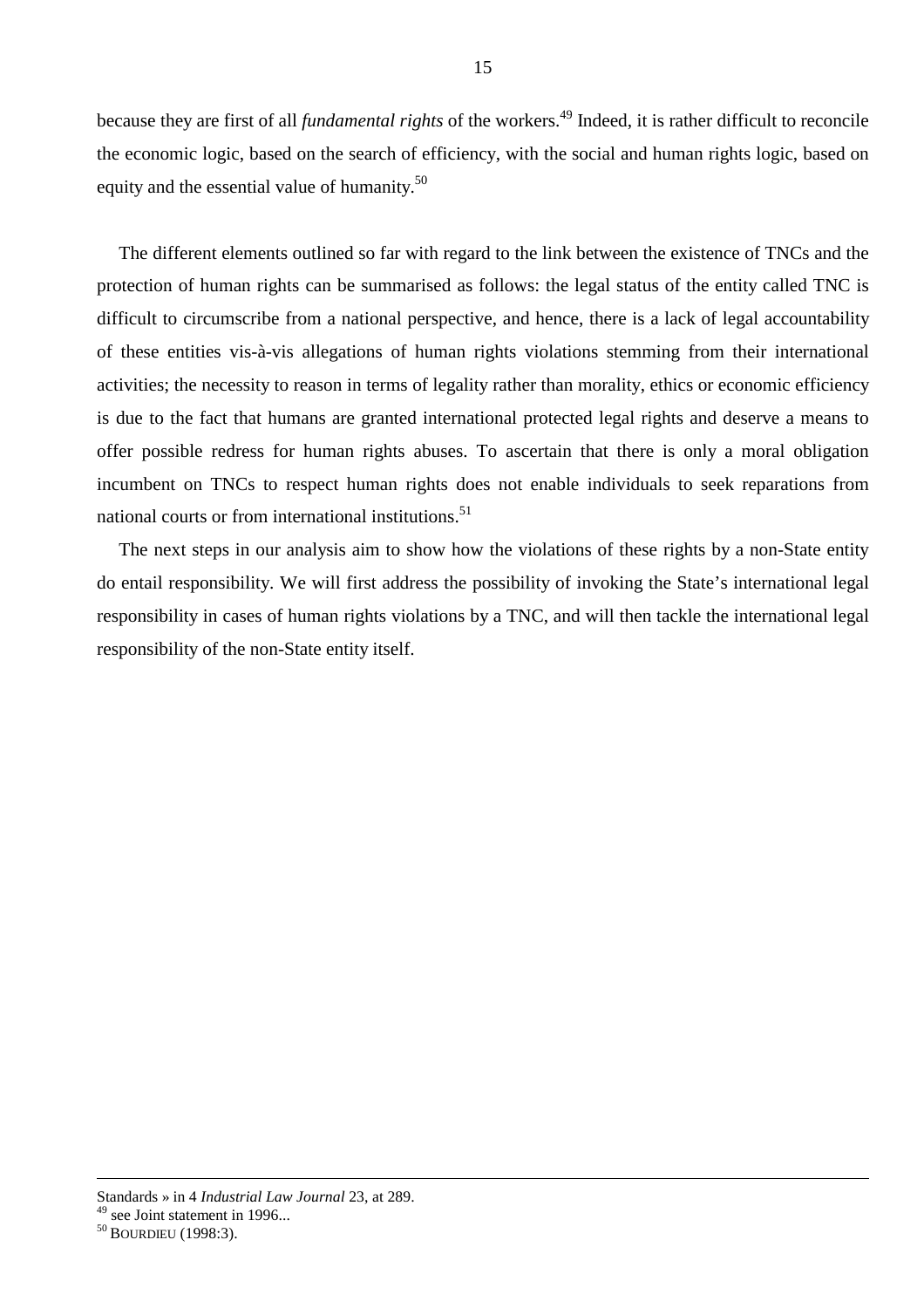because they are first of all *fundamental rights* of the workers.[49] Indeed, it is rather difficult to reconcile the economic logic, based on the search of efficiency, with the social and human rights logic, based on equity and the essential value of humanity.[50]

The different elements outlined so far with regard to the link between the existence of TNCs and the protection of human rights can be summarised as follows: the legal status of the entity called TNC is difficult to circumscribe from a national perspective, and hence, there is a lack of legal accountability of these entities vis-à-vis allegations of human rights violations stemming from their international activities; the necessity to reason in terms of legality rather than morality, ethics or economic efficiency is due to the fact that humans are granted international protected legal rights and deserve a means to offer possible redress for human rights abuses. To ascertain that there is only a moral obligation incumbent on TNCs to respect human rights does not enable individuals to seek reparations from national courts or from international institutions.[51]

The next steps in our analysis aim to show how the violations of these rights by a non-State entity do entail responsibility. We will first address the possibility of invoking the State's international legal responsibility in cases of human rights violations by a TNC, and will then tackle the international legal responsibility of the non-State entity itself.

---

Standards » in 4 *Industrial Law Journal* 23, at 289.

[49] see Joint statement in 1996...

[50] BOURDIEU (1998:3).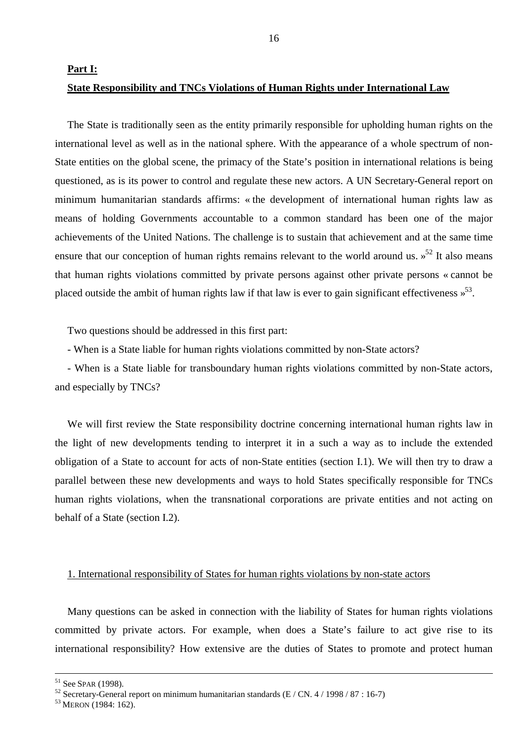**Part I:**

**State Responsibility and TNCs Violations of Human Rights under International Law**

The State is traditionally seen as the entity primarily responsible for upholding human rights on the international level as well as in the national sphere. With the appearance of a whole spectrum of non-State entities on the global scene, the primacy of the State's position in international relations is being questioned, as is its power to control and regulate these new actors. A UN Secretary-General report on minimum humanitarian standards affirms: « the development of international human rights law as means of holding Governments accountable to a common standard has been one of the major achievements of the United Nations. The challenge is to sustain that achievement and at the same time ensure that our conception of human rights remains relevant to the world around us. »[52] It also means that human rights violations committed by private persons against other private persons « cannot be placed outside the ambit of human rights law if that law is ever to gain significant effectiveness »[53].

Two questions should be addressed in this first part:

- When is a State liable for human rights violations committed by non-State actors?
- When is a State liable for transboundary human rights violations committed by non-State actors, and especially by TNCs?

We will first review the State responsibility doctrine concerning international human rights law in the light of new developments tending to interpret it in a such a way as to include the extended obligation of a State to account for acts of non-State entities (section I.1). We will then try to draw a parallel between these new developments and ways to hold States specifically responsible for TNCs human rights violations, when the transnational corporations are private entities and not acting on behalf of a State (section I.2).

1. International responsibility of States for human rights violations by non-state actors

Many questions can be asked in connection with the liability of States for human rights violations committed by private actors. For example, when does a State's failure to act give rise to its international responsibility? How extensive are the duties of States to promote and protect human

---

[51] See SPAR (1998).

[52] Secretary-General report on minimum humanitarian standards (E / CN. 4 / 1998 / 87 : 16-7)

[53] MERON (1984: 162).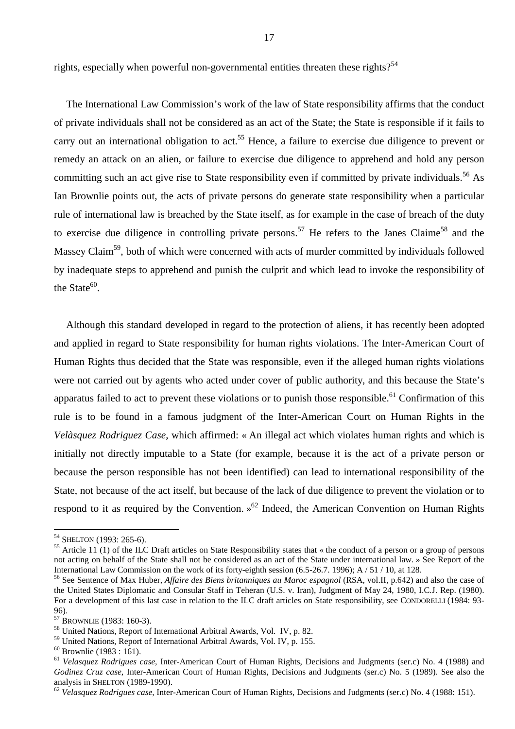rights, especially when powerful non-governmental entities threaten these rights?[54]

The International Law Commission's work of the law of State responsibility affirms that the conduct of private individuals shall not be considered as an act of the State; the State is responsible if it fails to carry out an international obligation to act.[55] Hence, a failure to exercise due diligence to prevent or remedy an attack on an alien, or failure to exercise due diligence to apprehend and hold any person committing such an act give rise to State responsibility even if committed by private individuals.[56] As Ian Brownlie points out, the acts of private persons do generate state responsibility when a particular rule of international law is breached by the State itself, as for example in the case of breach of the duty to exercise due diligence in controlling private persons.[57] He refers to the Janes Claime[58] and the Massey Claim[59], both of which were concerned with acts of murder committed by individuals followed by inadequate steps to apprehend and punish the culprit and which lead to invoke the responsibility of the State[60].

Although this standard developed in regard to the protection of aliens, it has recently been adopted and applied in regard to State responsibility for human rights violations. The Inter-American Court of Human Rights thus decided that the State was responsible, even if the alleged human rights violations were not carried out by agents who acted under cover of public authority, and this because the State's apparatus failed to act to prevent these violations or to punish those responsible.[61] Confirmation of this rule is to be found in a famous judgment of the Inter-American Court on Human Rights in the *Velàsquez Rodriguez Case*, which affirmed: « An illegal act which violates human rights and which is initially not directly imputable to a State (for example, because it is the act of a private person or because the person responsible has not been identified) can lead to international responsibility of the State, not because of the act itself, but because of the lack of due diligence to prevent the violation or to respond to it as required by the Convention. »[62] Indeed, the American Convention on Human Rights

---

[54] SHELTON (1993: 265-6).

[55] Article 11 (1) of the ILC Draft articles on State Responsibility states that « the conduct of a person or a group of persons not acting on behalf of the State shall not be considered as an act of the State under international law. » See Report of the International Law Commission on the work of its forty-eighth session (6.5-26.7. 1996); A / 51 / 10, at 128.

[56] See Sentence of Max Huber, *Affaire des Biens britanniques au Maroc espagnol* (RSA, vol.II, p.642) and also the case of the United States Diplomatic and Consular Staff in Teheran (U.S. v. Iran), Judgment of May 24, 1980, I.C.J. Rep. (1980). For a development of this last case in relation to the ILC draft articles on State responsibility, see CONDORELLI (1984: 93-96).

[57] BROWNLIE (1983: 160-3).

[58] United Nations, Report of International Arbitral Awards, Vol. IV, p. 82.

[59] United Nations, Report of International Arbitral Awards, Vol. IV, p. 155.

[60] Brownlie (1983 : 161).

[61] *Velasquez Rodrigues case*, Inter-American Court of Human Rights, Decisions and Judgments (ser.c) No. 4 (1988) and *Godinez Cruz case*, Inter-American Court of Human Rights, Decisions and Judgments (ser.c) No. 5 (1989). See also the analysis in SHELTON (1989-1990).

[62] *Velasquez Rodrigues case*, Inter-American Court of Human Rights, Decisions and Judgments (ser.c) No. 4 (1988: 151).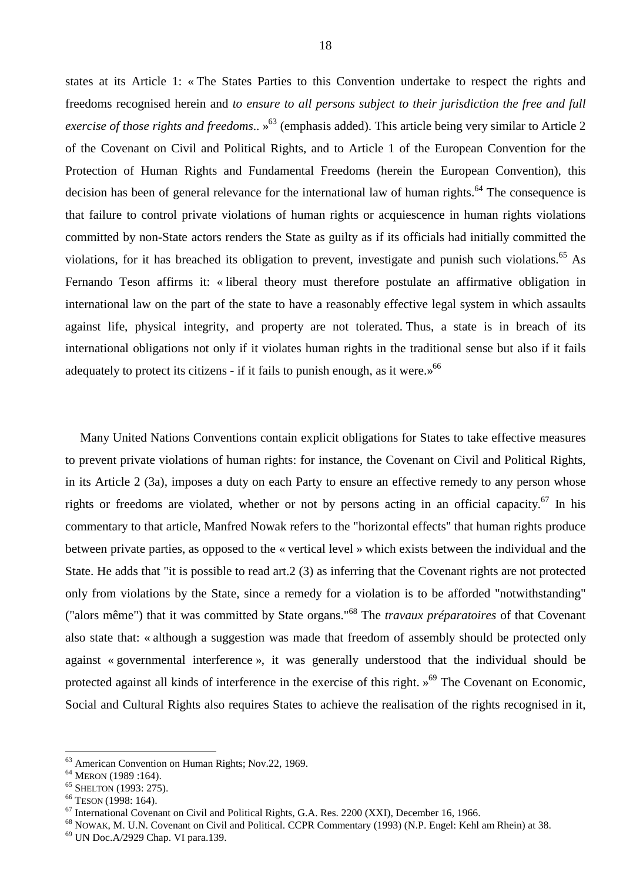states at its Article 1: « The States Parties to this Convention undertake to respect the rights and freedoms recognised herein and *to ensure to all persons subject to their jurisdiction the free and full exercise of those rights and freedoms*.. »[63] (emphasis added). This article being very similar to Article 2 of the Covenant on Civil and Political Rights, and to Article 1 of the European Convention for the Protection of Human Rights and Fundamental Freedoms (herein the European Convention), this decision has been of general relevance for the international law of human rights.[64] The consequence is that failure to control private violations of human rights or acquiescence in human rights violations committed by non-State actors renders the State as guilty as if its officials had initially committed the violations, for it has breached its obligation to prevent, investigate and punish such violations.[65] As Fernando Teson affirms it: « liberal theory must therefore postulate an affirmative obligation in international law on the part of the state to have a reasonably effective legal system in which assaults against life, physical integrity, and property are not tolerated. Thus, a state is in breach of its international obligations not only if it violates human rights in the traditional sense but also if it fails adequately to protect its citizens - if it fails to punish enough, as it were.»[66]

Many United Nations Conventions contain explicit obligations for States to take effective measures to prevent private violations of human rights: for instance, the Covenant on Civil and Political Rights, in its Article 2 (3a), imposes a duty on each Party to ensure an effective remedy to any person whose rights or freedoms are violated, whether or not by persons acting in an official capacity.[67] In his commentary to that article, Manfred Nowak refers to the "horizontal effects" that human rights produce between private parties, as opposed to the « vertical level » which exists between the individual and the State. He adds that "it is possible to read art.2 (3) as inferring that the Covenant rights are not protected only from violations by the State, since a remedy for a violation is to be afforded "notwithstanding" ("alors même") that it was committed by State organs."[68] The *travaux préparatoires* of that Covenant also state that: « although a suggestion was made that freedom of assembly should be protected only against « governmental interference », it was generally understood that the individual should be protected against all kinds of interference in the exercise of this right. »[69] The Covenant on Economic, Social and Cultural Rights also requires States to achieve the realisation of the rights recognised in it,

---

[63] American Convention on Human Rights; Nov.22, 1969.

[64] MERON (1989 :164).

[65] SHELTON (1993: 275).

[66] TESON (1998: 164).

[67] International Covenant on Civil and Political Rights, G.A. Res. 2200 (XXI), December 16, 1966.

[68] NOWAK, M. U.N. Covenant on Civil and Political. CCPR Commentary (1993) (N.P. Engel: Kehl am Rhein) at 38.

[69] UN Doc.A/2929 Chap. VI para.139.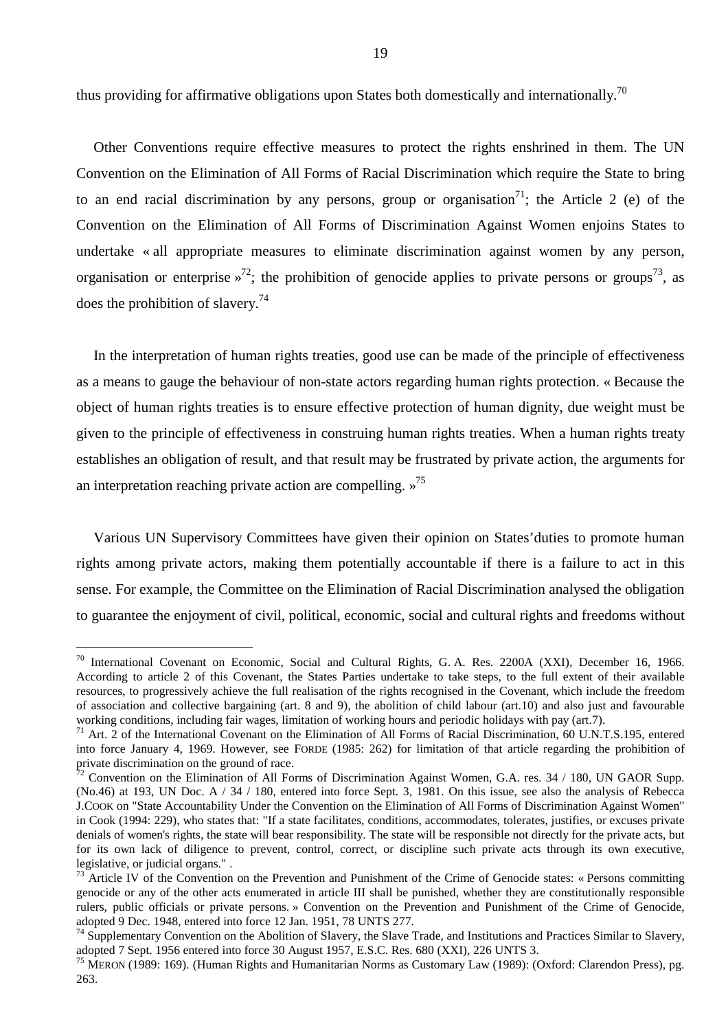thus providing for affirmative obligations upon States both domestically and internationally.[70]

Other Conventions require effective measures to protect the rights enshrined in them. The UN Convention on the Elimination of All Forms of Racial Discrimination which require the State to bring to an end racial discrimination by any persons, group or organisation[71]; the Article 2 (e) of the Convention on the Elimination of All Forms of Discrimination Against Women enjoins States to undertake « all appropriate measures to eliminate discrimination against women by any person, organisation or enterprise »[72]; the prohibition of genocide applies to private persons or groups[73], as does the prohibition of slavery.[74]

In the interpretation of human rights treaties, good use can be made of the principle of effectiveness as a means to gauge the behaviour of non-state actors regarding human rights protection. « Because the object of human rights treaties is to ensure effective protection of human dignity, due weight must be given to the principle of effectiveness in construing human rights treaties. When a human rights treaty establishes an obligation of result, and that result may be frustrated by private action, the arguments for an interpretation reaching private action are compelling. »[75]

Various UN Supervisory Committees have given their opinion on States'duties to promote human rights among private actors, making them potentially accountable if there is a failure to act in this sense. For example, the Committee on the Elimination of Racial Discrimination analysed the obligation to guarantee the enjoyment of civil, political, economic, social and cultural rights and freedoms without

---

[70] International Covenant on Economic, Social and Cultural Rights, G. A. Res. 2200A (XXI), December 16, 1966. According to article 2 of this Covenant, the States Parties undertake to take steps, to the full extent of their available resources, to progressively achieve the full realisation of the rights recognised in the Covenant, which include the freedom of association and collective bargaining (art. 8 and 9), the abolition of child labour (art.10) and also just and favourable working conditions, including fair wages, limitation of working hours and periodic holidays with pay (art.7).

[71] Art. 2 of the International Covenant on the Elimination of All Forms of Racial Discrimination, 60 U.N.T.S.195, entered into force January 4, 1969. However, see FORDE (1985: 262) for limitation of that article regarding the prohibition of private discrimination on the ground of race.

[72] Convention on the Elimination of All Forms of Discrimination Against Women, G.A. res. 34 / 180, UN GAOR Supp. (No.46) at 193, UN Doc. A / 34 / 180, entered into force Sept. 3, 1981. On this issue, see also the analysis of Rebecca J.COOK on "State Accountability Under the Convention on the Elimination of All Forms of Discrimination Against Women" in Cook (1994: 229), who states that: "If a state facilitates, conditions, accommodates, tolerates, justifies, or excuses private denials of women's rights, the state will bear responsibility. The state will be responsible not directly for the private acts, but for its own lack of diligence to prevent, control, correct, or discipline such private acts through its own executive, legislative, or judicial organs." .

[73] Article IV of the Convention on the Prevention and Punishment of the Crime of Genocide states: « Persons committing genocide or any of the other acts enumerated in article III shall be punished, whether they are constitutionally responsible rulers, public officials or private persons. » Convention on the Prevention and Punishment of the Crime of Genocide, adopted 9 Dec. 1948, entered into force 12 Jan. 1951, 78 UNTS 277.

[74] Supplementary Convention on the Abolition of Slavery, the Slave Trade, and Institutions and Practices Similar to Slavery, adopted 7 Sept. 1956 entered into force 30 August 1957, E.S.C. Res. 680 (XXI), 226 UNTS 3.

[75] MERON (1989: 169). (Human Rights and Humanitarian Norms as Customary Law (1989): (Oxford: Clarendon Press), pg. 263.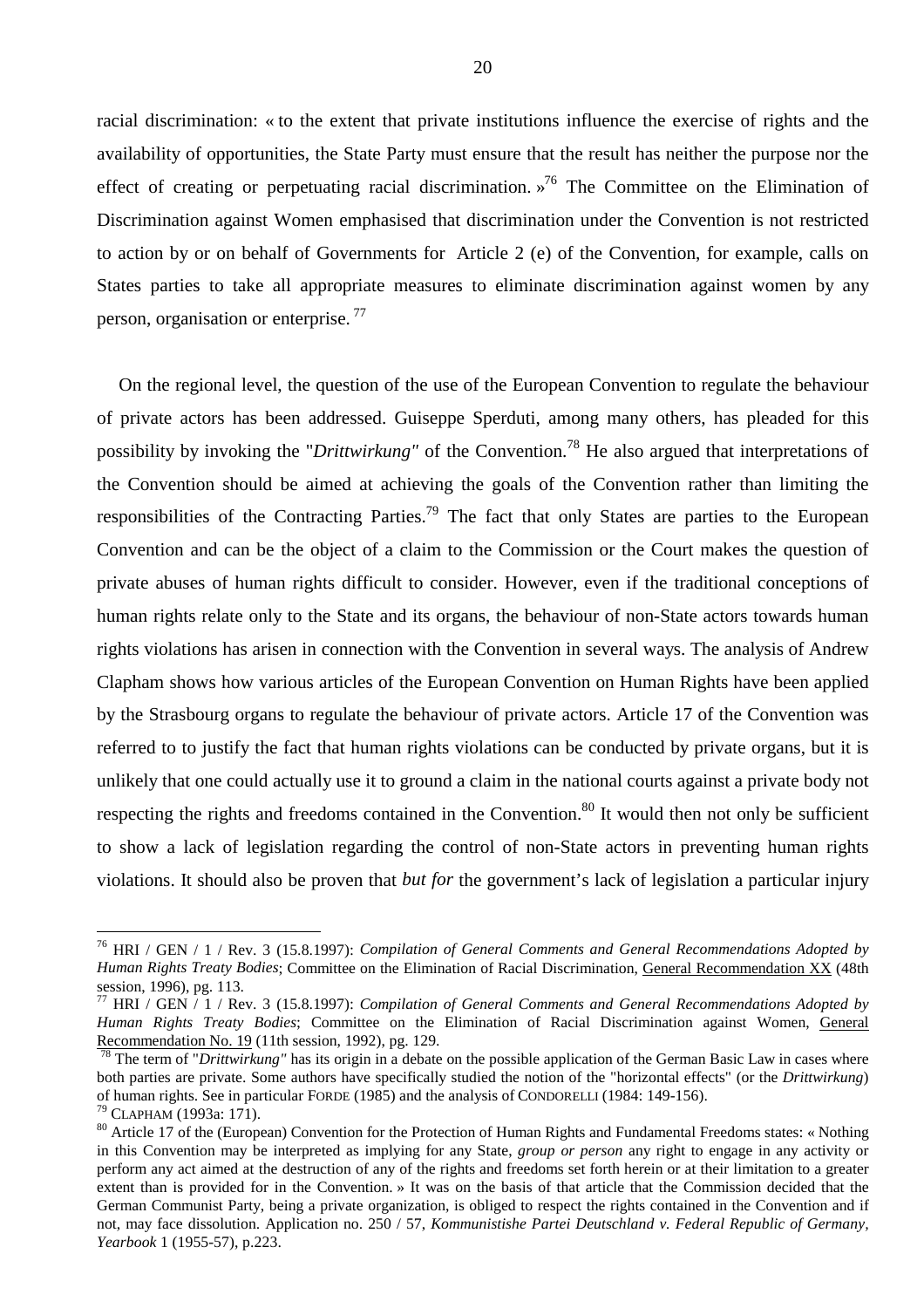racial discrimination: « to the extent that private institutions influence the exercise of rights and the availability of opportunities, the State Party must ensure that the result has neither the purpose nor the effect of creating or perpetuating racial discrimination. »[76] The Committee on the Elimination of Discrimination against Women emphasised that discrimination under the Convention is not restricted to action by or on behalf of Governments for Article 2 (e) of the Convention, for example, calls on States parties to take all appropriate measures to eliminate discrimination against women by any person, organisation or enterprise. [77]

On the regional level, the question of the use of the European Convention to regulate the behaviour of private actors has been addressed. Guiseppe Sperduti, among many others, has pleaded for this possibility by invoking the "*Drittwirkung"* of the Convention.[78] He also argued that interpretations of the Convention should be aimed at achieving the goals of the Convention rather than limiting the responsibilities of the Contracting Parties.[79] The fact that only States are parties to the European Convention and can be the object of a claim to the Commission or the Court makes the question of private abuses of human rights difficult to consider. However, even if the traditional conceptions of human rights relate only to the State and its organs, the behaviour of non-State actors towards human rights violations has arisen in connection with the Convention in several ways. The analysis of Andrew Clapham shows how various articles of the European Convention on Human Rights have been applied by the Strasbourg organs to regulate the behaviour of private actors. Article 17 of the Convention was referred to to justify the fact that human rights violations can be conducted by private organs, but it is unlikely that one could actually use it to ground a claim in the national courts against a private body not respecting the rights and freedoms contained in the Convention.[80] It would then not only be sufficient to show a lack of legislation regarding the control of non-State actors in preventing human rights violations. It should also be proven that *but for* the government's lack of legislation a particular injury

---

[76] HRI / GEN / 1 / Rev. 3 (15.8.1997): *Compilation of General Comments and General Recommendations Adopted by Human Rights Treaty Bodies*; Committee on the Elimination of Racial Discrimination, General Recommendation XX (48th session, 1996), pg. 113.

[77] HRI / GEN / 1 / Rev. 3 (15.8.1997): *Compilation of General Comments and General Recommendations Adopted by Human Rights Treaty Bodies*; Committee on the Elimination of Racial Discrimination against Women, General Recommendation No. 19 (11th session, 1992), pg. 129.

[78] The term of "*Drittwirkung"* has its origin in a debate on the possible application of the German Basic Law in cases where both parties are private. Some authors have specifically studied the notion of the "horizontal effects" (or the *Drittwirkung*) of human rights. See in particular FORDE (1985) and the analysis of CONDORELLI (1984: 149-156).

[79] CLAPHAM (1993a: 171).

[80] Article 17 of the (European) Convention for the Protection of Human Rights and Fundamental Freedoms states: « Nothing in this Convention may be interpreted as implying for any State, *group or person* any right to engage in any activity or perform any act aimed at the destruction of any of the rights and freedoms set forth herein or at their limitation to a greater extent than is provided for in the Convention. » It was on the basis of that article that the Commission decided that the German Communist Party, being a private organization, is obliged to respect the rights contained in the Convention and if not, may face dissolution. Application no. 250 / 57, *Kommunistishe Partei Deutschland v. Federal Republic of Germany, Yearbook* 1 (1955-57), p.223.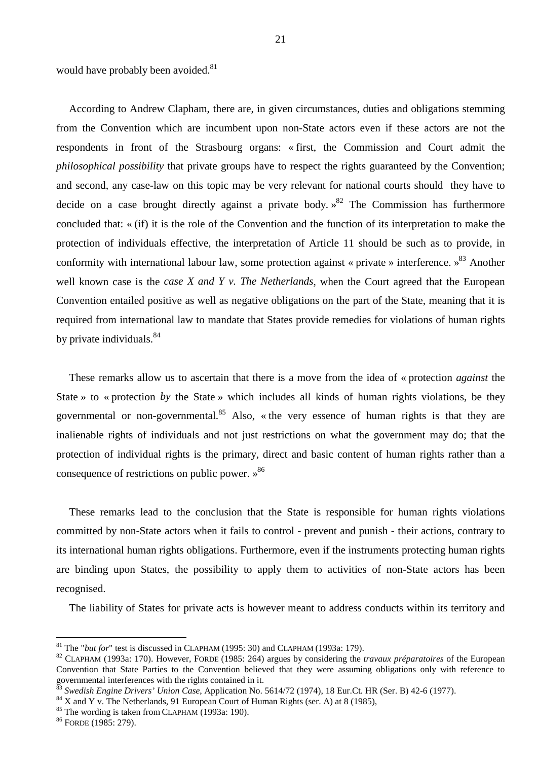would have probably been avoided.[81]

According to Andrew Clapham, there are, in given circumstances, duties and obligations stemming from the Convention which are incumbent upon non-State actors even if these actors are not the respondents in front of the Strasbourg organs: « first, the Commission and Court admit the *philosophical possibility* that private groups have to respect the rights guaranteed by the Convention; and second, any case-law on this topic may be very relevant for national courts should they have to decide on a case brought directly against a private body. »[82] The Commission has furthermore concluded that: « (if) it is the role of the Convention and the function of its interpretation to make the protection of individuals effective, the interpretation of Article 11 should be such as to provide, in conformity with international labour law, some protection against « private » interference. »[83] Another well known case is the *case X and Y v. The Netherlands*, when the Court agreed that the European Convention entailed positive as well as negative obligations on the part of the State, meaning that it is required from international law to mandate that States provide remedies for violations of human rights by private individuals.[84]

These remarks allow us to ascertain that there is a move from the idea of « protection *against* the State » to « protection *by* the State » which includes all kinds of human rights violations, be they governmental or non-governmental.[85] Also, « the very essence of human rights is that they are inalienable rights of individuals and not just restrictions on what the government may do; that the protection of individual rights is the primary, direct and basic content of human rights rather than a consequence of restrictions on public power. »[86]

These remarks lead to the conclusion that the State is responsible for human rights violations committed by non-State actors when it fails to control - prevent and punish - their actions, contrary to its international human rights obligations. Furthermore, even if the instruments protecting human rights are binding upon States, the possibility to apply them to activities of non-State actors has been recognised.

The liability of States for private acts is however meant to address conducts within its territory and

---

[81] The "*but for*" test is discussed in CLAPHAM (1995: 30) and CLAPHAM (1993a: 179).

[82] CLAPHAM (1993a: 170). However, FORDE (1985: 264) argues by considering the *travaux préparatoires* of the European Convention that State Parties to the Convention believed that they were assuming obligations only with reference to governmental interferences with the rights contained in it.

[83] *Swedish Engine Drivers' Union Case*, Application No. 5614/72 (1974), 18 Eur.Ct. HR (Ser. B) 42-6 (1977).

[84] X and Y v. The Netherlands, 91 European Court of Human Rights (ser. A) at 8 (1985),

[85] The wording is taken from CLAPHAM (1993a: 190).

[86] FORDE (1985: 279).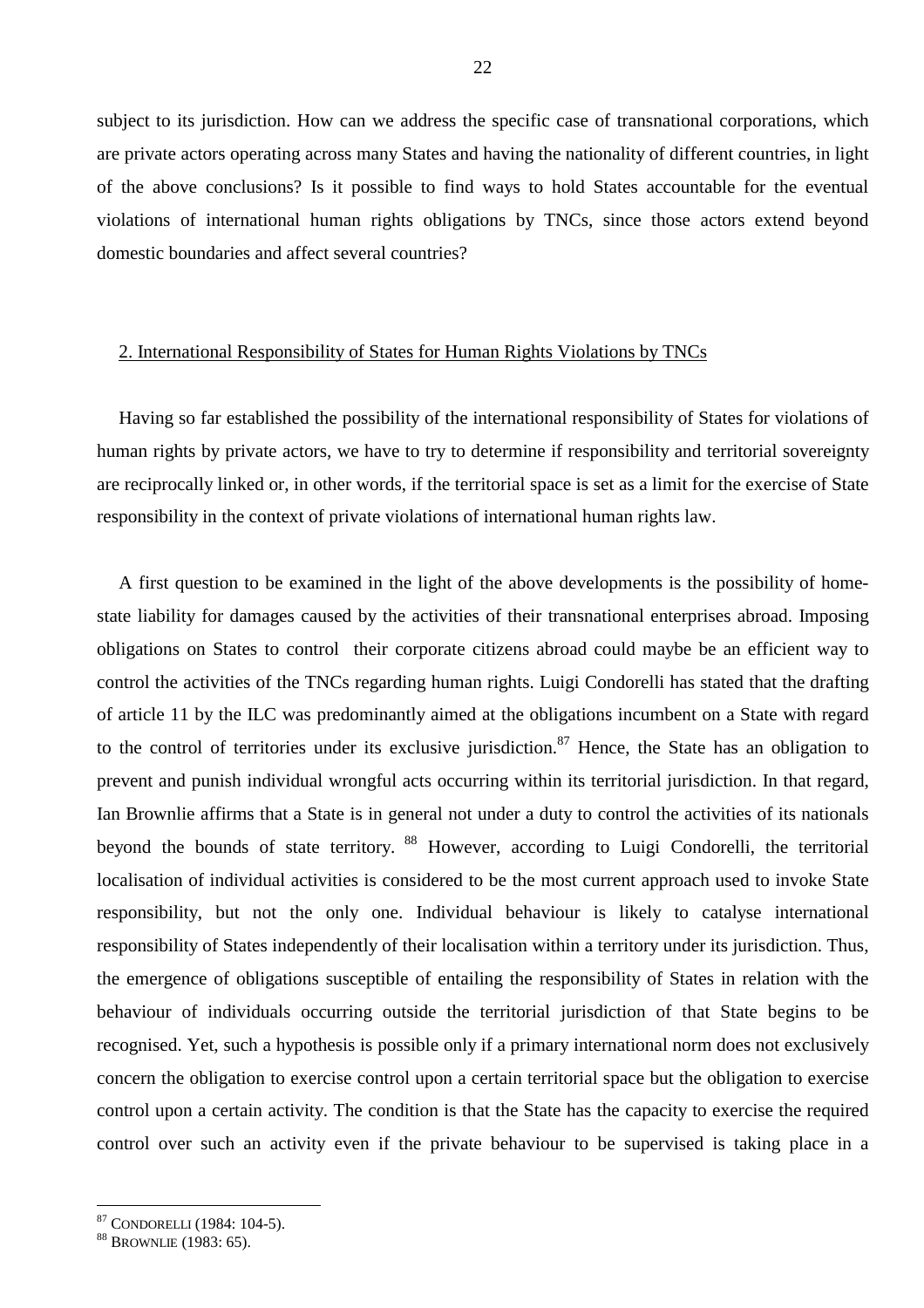subject to its jurisdiction. How can we address the specific case of transnational corporations, which are private actors operating across many States and having the nationality of different countries, in light of the above conclusions? Is it possible to find ways to hold States accountable for the eventual violations of international human rights obligations by TNCs, since those actors extend beyond domestic boundaries and affect several countries?

## 2. International Responsibility of States for Human Rights Violations by TNCs

Having so far established the possibility of the international responsibility of States for violations of human rights by private actors, we have to try to determine if responsibility and territorial sovereignty are reciprocally linked or, in other words, if the territorial space is set as a limit for the exercise of State responsibility in the context of private violations of international human rights law.

A first question to be examined in the light of the above developments is the possibility of home-state liability for damages caused by the activities of their transnational enterprises abroad. Imposing obligations on States to control their corporate citizens abroad could maybe be an efficient way to control the activities of the TNCs regarding human rights. Luigi Condorelli has stated that the drafting of article 11 by the ILC was predominantly aimed at the obligations incumbent on a State with regard to the control of territories under its exclusive jurisdiction.[87] Hence, the State has an obligation to prevent and punish individual wrongful acts occurring within its territorial jurisdiction. In that regard, Ian Brownlie affirms that a State is in general not under a duty to control the activities of its nationals beyond the bounds of state territory. [88] However, according to Luigi Condorelli, the territorial localisation of individual activities is considered to be the most current approach used to invoke State responsibility, but not the only one. Individual behaviour is likely to catalyse international responsibility of States independently of their localisation within a territory under its jurisdiction. Thus, the emergence of obligations susceptible of entailing the responsibility of States in relation with the behaviour of individuals occurring outside the territorial jurisdiction of that State begins to be recognised. Yet, such a hypothesis is possible only if a primary international norm does not exclusively concern the obligation to exercise control upon a certain territorial space but the obligation to exercise control upon a certain activity. The condition is that the State has the capacity to exercise the required control over such an activity even if the private behaviour to be supervised is taking place in a

---

[87] CONDORELLI (1984: 104-5).

[88] BROWNLIE (1983: 65).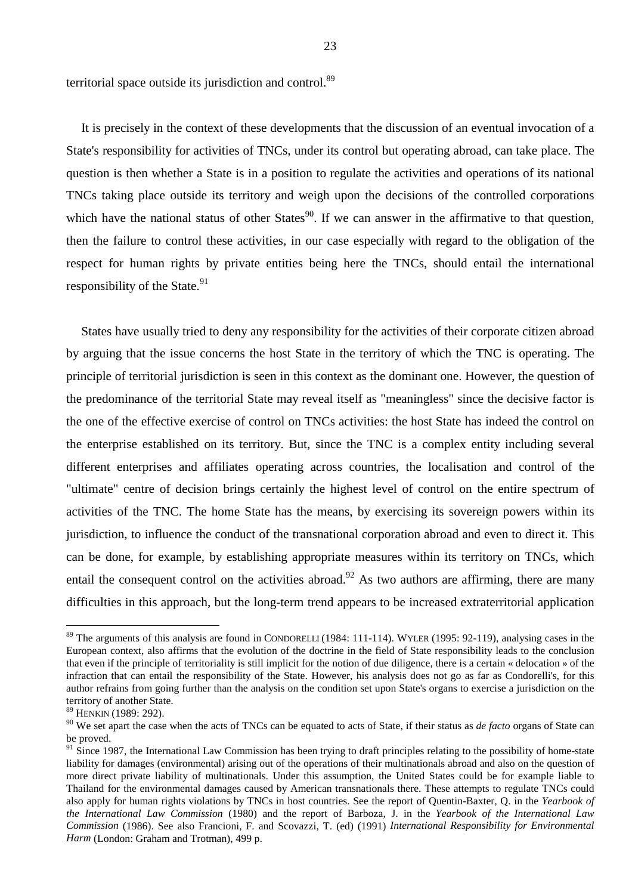territorial space outside its jurisdiction and control.[89]

It is precisely in the context of these developments that the discussion of an eventual invocation of a State's responsibility for activities of TNCs, under its control but operating abroad, can take place. The question is then whether a State is in a position to regulate the activities and operations of its national TNCs taking place outside its territory and weigh upon the decisions of the controlled corporations which have the national status of other States[90]. If we can answer in the affirmative to that question, then the failure to control these activities, in our case especially with regard to the obligation of the respect for human rights by private entities being here the TNCs, should entail the international responsibility of the State.[91]

States have usually tried to deny any responsibility for the activities of their corporate citizen abroad by arguing that the issue concerns the host State in the territory of which the TNC is operating. The principle of territorial jurisdiction is seen in this context as the dominant one. However, the question of the predominance of the territorial State may reveal itself as "meaningless" since the decisive factor is the one of the effective exercise of control on TNCs activities: the host State has indeed the control on the enterprise established on its territory. But, since the TNC is a complex entity including several different enterprises and affiliates operating across countries, the localisation and control of the "ultimate" centre of decision brings certainly the highest level of control on the entire spectrum of activities of the TNC. The home State has the means, by exercising its sovereign powers within its jurisdiction, to influence the conduct of the transnational corporation abroad and even to direct it. This can be done, for example, by establishing appropriate measures within its territory on TNCs, which entail the consequent control on the activities abroad.[92] As two authors are affirming, there are many difficulties in this approach, but the long-term trend appears to be increased extraterritorial application

---

[89] The arguments of this analysis are found in CONDORELLI (1984: 111-114). WYLER (1995: 92-119), analysing cases in the European context, also affirms that the evolution of the doctrine in the field of State responsibility leads to the conclusion that even if the principle of territoriality is still implicit for the notion of due diligence, there is a certain « delocation » of the infraction that can entail the responsibility of the State. However, his analysis does not go as far as Condorelli's, for this author refrains from going further than the analysis on the condition set upon State's organs to exercise a jurisdiction on the territory of another State.

[89] HENKIN (1989: 292).

[90] We set apart the case when the acts of TNCs can be equated to acts of State, if their status as *de facto* organs of State can be proved.

[91] Since 1987, the International Law Commission has been trying to draft principles relating to the possibility of home-state liability for damages (environmental) arising out of the operations of their multinationals abroad and also on the question of more direct private liability of multinationals. Under this assumption, the United States could be for example liable to Thailand for the environmental damages caused by American transnationals there. These attempts to regulate TNCs could also apply for human rights violations by TNCs in host countries. See the report of Quentin-Baxter, Q. in the *Yearbook of the International Law Commission* (1980) and the report of Barboza, J. in the *Yearbook of the International Law Commission* (1986). See also Francioni, F. and Scovazzi, T. (ed) (1991) *International Responsibility for Environmental Harm* (London: Graham and Trotman), 499 p.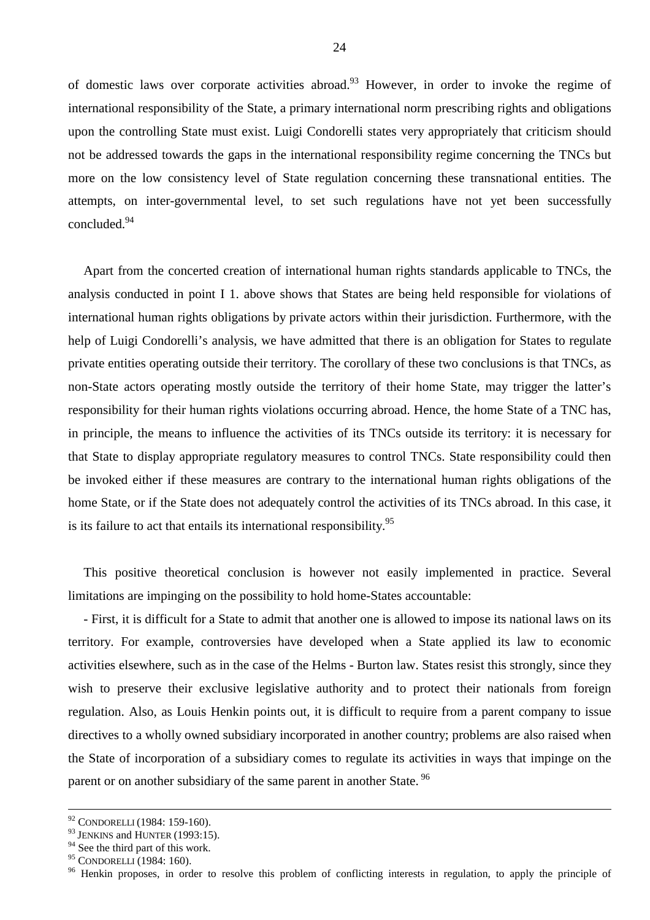of domestic laws over corporate activities abroad.[93] However, in order to invoke the regime of international responsibility of the State, a primary international norm prescribing rights and obligations upon the controlling State must exist. Luigi Condorelli states very appropriately that criticism should not be addressed towards the gaps in the international responsibility regime concerning the TNCs but more on the low consistency level of State regulation concerning these transnational entities. The attempts, on inter-governmental level, to set such regulations have not yet been successfully concluded.[94]

Apart from the concerted creation of international human rights standards applicable to TNCs, the analysis conducted in point I 1. above shows that States are being held responsible for violations of international human rights obligations by private actors within their jurisdiction. Furthermore, with the help of Luigi Condorelli's analysis, we have admitted that there is an obligation for States to regulate private entities operating outside their territory. The corollary of these two conclusions is that TNCs, as non-State actors operating mostly outside the territory of their home State, may trigger the latter's responsibility for their human rights violations occurring abroad. Hence, the home State of a TNC has, in principle, the means to influence the activities of its TNCs outside its territory: it is necessary for that State to display appropriate regulatory measures to control TNCs. State responsibility could then be invoked either if these measures are contrary to the international human rights obligations of the home State, or if the State does not adequately control the activities of its TNCs abroad. In this case, it is its failure to act that entails its international responsibility.[95]

This positive theoretical conclusion is however not easily implemented in practice. Several limitations are impinging on the possibility to hold home-States accountable:

- First, it is difficult for a State to admit that another one is allowed to impose its national laws on its territory. For example, controversies have developed when a State applied its law to economic activities elsewhere, such as in the case of the Helms - Burton law. States resist this strongly, since they wish to preserve their exclusive legislative authority and to protect their nationals from foreign regulation. Also, as Louis Henkin points out, it is difficult to require from a parent company to issue directives to a wholly owned subsidiary incorporated in another country; problems are also raised when the State of incorporation of a subsidiary comes to regulate its activities in ways that impinge on the parent or on another subsidiary of the same parent in another State. [96]

---

[92] CONDORELLI (1984: 159-160).

[93] JENKINS and HUNTER (1993:15).

[94] See the third part of this work.

[95] CONDORELLI (1984: 160).

[96] Henkin proposes, in order to resolve this problem of conflicting interests in regulation, to apply the principle of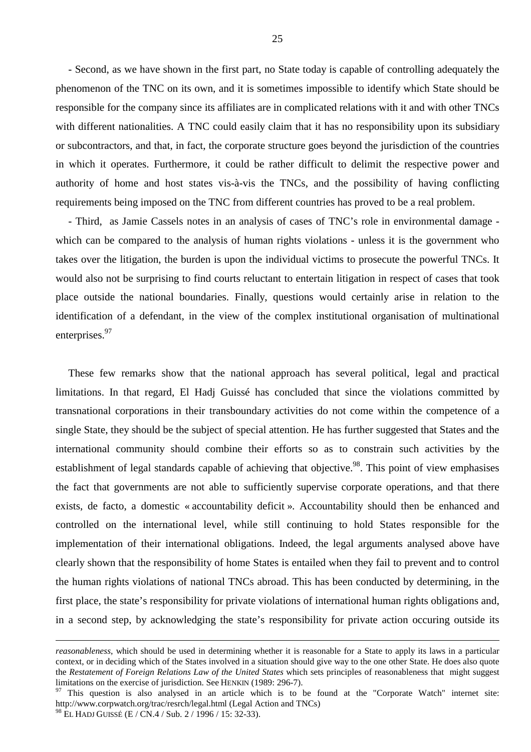- Second, as we have shown in the first part, no State today is capable of controlling adequately the phenomenon of the TNC on its own, and it is sometimes impossible to identify which State should be responsible for the company since its affiliates are in complicated relations with it and with other TNCs with different nationalities. A TNC could easily claim that it has no responsibility upon its subsidiary or subcontractors, and that, in fact, the corporate structure goes beyond the jurisdiction of the countries in which it operates. Furthermore, it could be rather difficult to delimit the respective power and authority of home and host states vis-à-vis the TNCs, and the possibility of having conflicting requirements being imposed on the TNC from different countries has proved to be a real problem.

- Third, as Jamie Cassels notes in an analysis of cases of TNC's role in environmental damage - which can be compared to the analysis of human rights violations - unless it is the government who takes over the litigation, the burden is upon the individual victims to prosecute the powerful TNCs. It would also not be surprising to find courts reluctant to entertain litigation in respect of cases that took place outside the national boundaries. Finally, questions would certainly arise in relation to the identification of a defendant, in the view of the complex institutional organisation of multinational enterprises.[97]

These few remarks show that the national approach has several political, legal and practical limitations. In that regard, El Hadj Guissé has concluded that since the violations committed by transnational corporations in their transboundary activities do not come within the competence of a single State, they should be the subject of special attention. He has further suggested that States and the international community should combine their efforts so as to constrain such activities by the establishment of legal standards capable of achieving that objective.[98]. This point of view emphasises the fact that governments are not able to sufficiently supervise corporate operations, and that there exists, de facto, a domestic « accountability deficit ». Accountability should then be enhanced and controlled on the international level, while still continuing to hold States responsible for the implementation of their international obligations. Indeed, the legal arguments analysed above have clearly shown that the responsibility of home States is entailed when they fail to prevent and to control the human rights violations of national TNCs abroad. This has been conducted by determining, in the first place, the state's responsibility for private violations of international human rights obligations and, in a second step, by acknowledging the state's responsibility for private action occuring outside its

---

*reasonableness*, which should be used in determining whether it is reasonable for a State to apply its laws in a particular context, or in deciding which of the States involved in a situation should give way to the one other State. He does also quote the *Restatement of Foreign Relations Law of the United States* which sets principles of reasonableness that might suggest limitations on the exercise of jurisdiction. See HENKIN (1989: 296-7).

[97] This question is also analysed in an article which is to be found at the "Corporate Watch" internet site: http://www.corpwatch.org/trac/resrch/legal.html (Legal Action and TNCs)

[98] EL HADJ GUISSÉ (E / CN.4 / Sub. 2 / 1996 / 15: 32-33).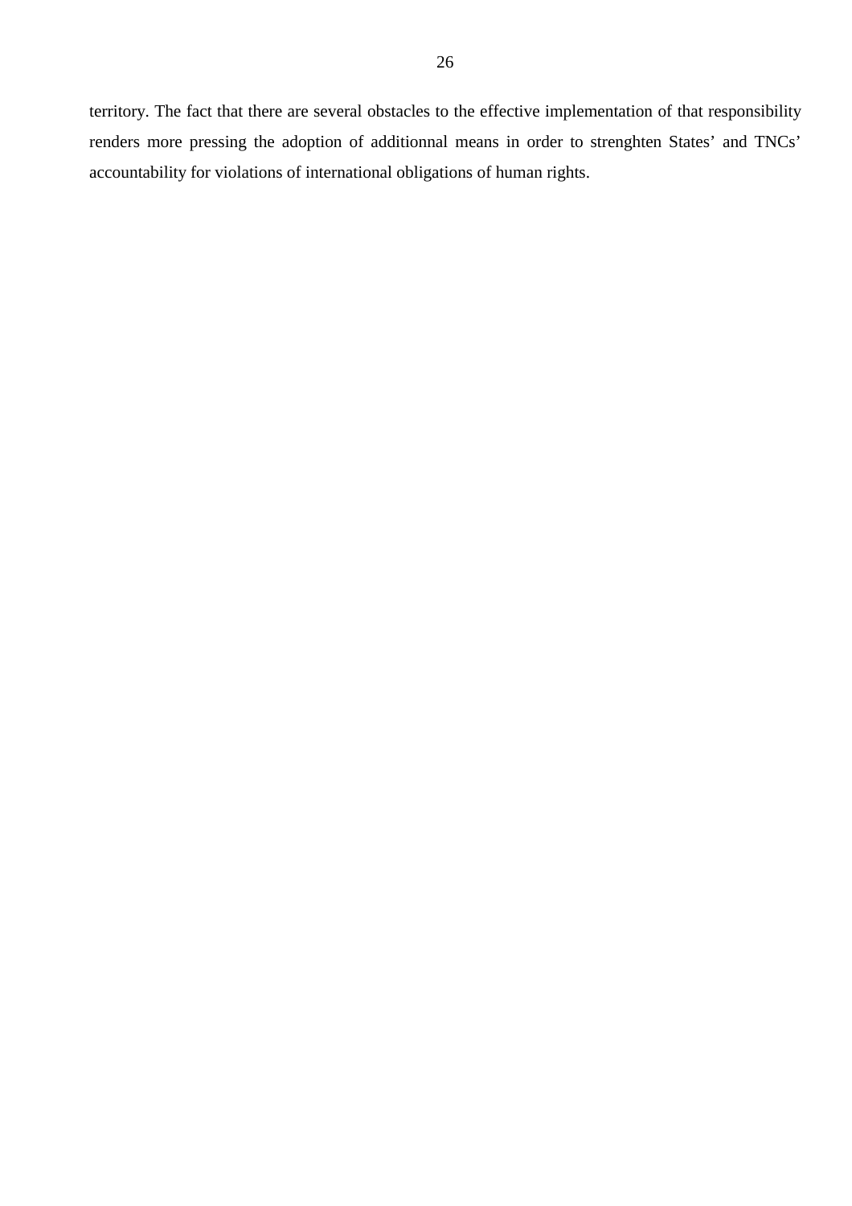territory. The fact that there are several obstacles to the effective implementation of that responsibility renders more pressing the adoption of additionnal means in order to strenghten States' and TNCs' accountability for violations of international obligations of human rights.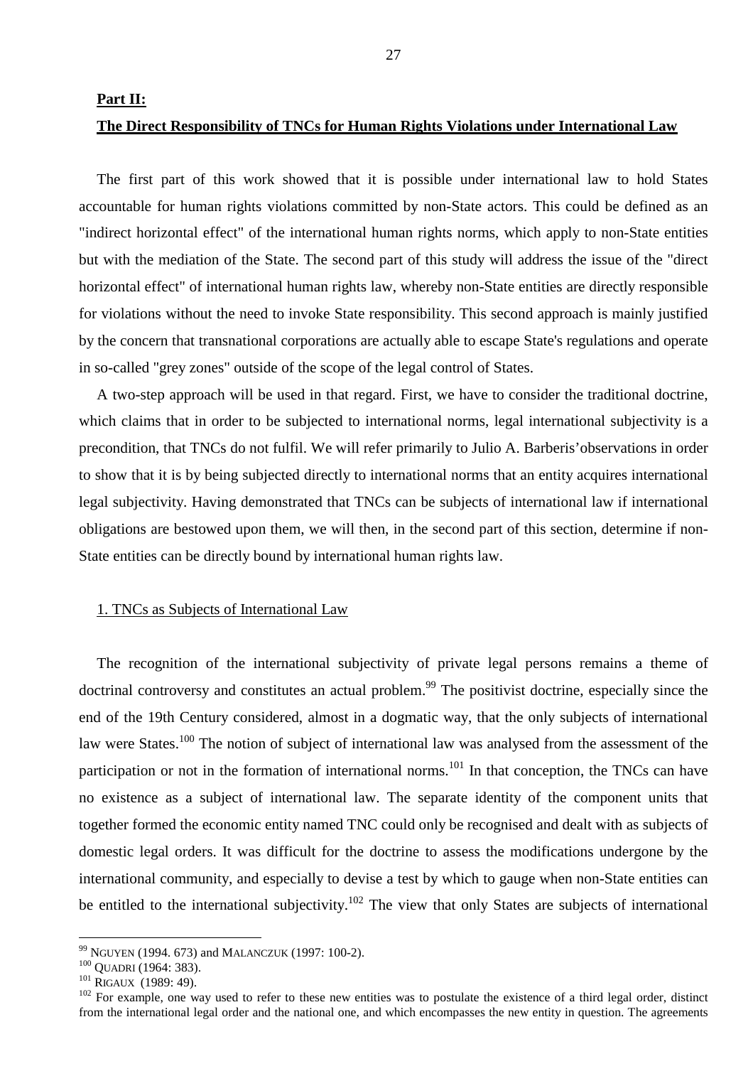**Part II:**

**The Direct Responsibility of TNCs for Human Rights Violations under International Law**

The first part of this work showed that it is possible under international law to hold States accountable for human rights violations committed by non-State actors. This could be defined as an "indirect horizontal effect" of the international human rights norms, which apply to non-State entities but with the mediation of the State. The second part of this study will address the issue of the "direct horizontal effect" of international human rights law, whereby non-State entities are directly responsible for violations without the need to invoke State responsibility. This second approach is mainly justified by the concern that transnational corporations are actually able to escape State's regulations and operate in so-called "grey zones" outside of the scope of the legal control of States.

A two-step approach will be used in that regard. First, we have to consider the traditional doctrine, which claims that in order to be subjected to international norms, legal international subjectivity is a precondition, that TNCs do not fulfil. We will refer primarily to Julio A. Barberis'observations in order to show that it is by being subjected directly to international norms that an entity acquires international legal subjectivity. Having demonstrated that TNCs can be subjects of international law if international obligations are bestowed upon them, we will then, in the second part of this section, determine if non-State entities can be directly bound by international human rights law.

## 1. TNCs as Subjects of International Law

The recognition of the international subjectivity of private legal persons remains a theme of doctrinal controversy and constitutes an actual problem.[99] The positivist doctrine, especially since the end of the 19th Century considered, almost in a dogmatic way, that the only subjects of international law were States.[100] The notion of subject of international law was analysed from the assessment of the participation or not in the formation of international norms.[101] In that conception, the TNCs can have no existence as a subject of international law. The separate identity of the component units that together formed the economic entity named TNC could only be recognised and dealt with as subjects of domestic legal orders. It was difficult for the doctrine to assess the modifications undergone by the international community, and especially to devise a test by which to gauge when non-State entities can be entitled to the international subjectivity.[102] The view that only States are subjects of international

---

[99] NGUYEN (1994. 673) and MALANCZUK (1997: 100-2).

[100] QUADRI (1964: 383).

[101] RIGAUX (1989: 49).

[102] For example, one way used to refer to these new entities was to postulate the existence of a third legal order, distinct from the international legal order and the national one, and which encompasses the new entity in question. The agreements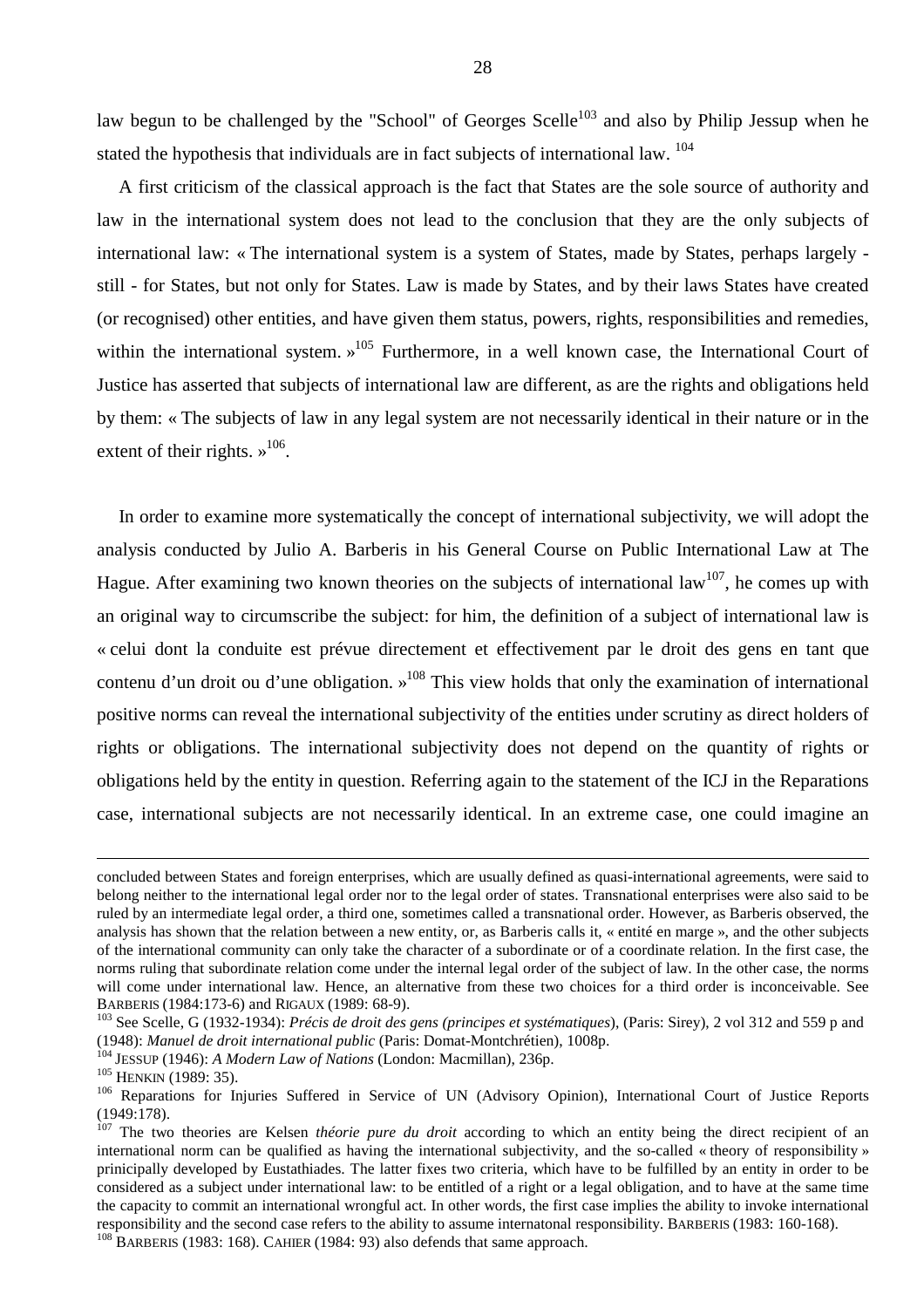law begun to be challenged by the "School" of Georges Scelle[103] and also by Philip Jessup when he stated the hypothesis that individuals are in fact subjects of international law. [104]

A first criticism of the classical approach is the fact that States are the sole source of authority and law in the international system does not lead to the conclusion that they are the only subjects of international law: « The international system is a system of States, made by States, perhaps largely - still - for States, but not only for States. Law is made by States, and by their laws States have created (or recognised) other entities, and have given them status, powers, rights, responsibilities and remedies, within the international system. »[105] Furthermore, in a well known case, the International Court of Justice has asserted that subjects of international law are different, as are the rights and obligations held by them: « The subjects of law in any legal system are not necessarily identical in their nature or in the extent of their rights. »[106].

In order to examine more systematically the concept of international subjectivity, we will adopt the analysis conducted by Julio A. Barberis in his General Course on Public International Law at The Hague. After examining two known theories on the subjects of international law[107], he comes up with an original way to circumscribe the subject: for him, the definition of a subject of international law is « celui dont la conduite est prévue directement et effectivement par le droit des gens en tant que contenu d'un droit ou d'une obligation. »[108] This view holds that only the examination of international positive norms can reveal the international subjectivity of the entities under scrutiny as direct holders of rights or obligations. The international subjectivity does not depend on the quantity of rights or obligations held by the entity in question. Referring again to the statement of the ICJ in the Reparations case, international subjects are not necessarily identical. In an extreme case, one could imagine an

---

concluded between States and foreign enterprises, which are usually defined as quasi-international agreements, were said to belong neither to the international legal order nor to the legal order of states. Transnational enterprises were also said to be ruled by an intermediate legal order, a third one, sometimes called a transnational order. However, as Barberis observed, the analysis has shown that the relation between a new entity, or, as Barberis calls it, « entité en marge », and the other subjects of the international community can only take the character of a subordinate or of a coordinate relation. In the first case, the norms ruling that subordinate relation come under the internal legal order of the subject of law. In the other case, the norms will come under international law. Hence, an alternative from these two choices for a third order is inconceivable. See BARBERIS (1984:173-6) and RIGAUX (1989: 68-9).

[103] See Scelle, G (1932-1934): *Précis de droit des gens (principes et systématiques*), (Paris: Sirey), 2 vol 312 and 559 p and (1948): *Manuel de droit international public* (Paris: Domat-Montchrétien), 1008p.

[104] JESSUP (1946): *A Modern Law of Nations* (London: Macmillan), 236p.

[105] HENKIN (1989: 35).

[106] Reparations for Injuries Suffered in Service of UN (Advisory Opinion), International Court of Justice Reports (1949:178).

[107] The two theories are Kelsen *théorie pure du droit* according to which an entity being the direct recipient of an international norm can be qualified as having the international subjectivity, and the so-called « theory of responsibility » prinicipally developed by Eustathiades. The latter fixes two criteria, which have to be fulfilled by an entity in order to be considered as a subject under international law: to be entitled of a right or a legal obligation, and to have at the same time the capacity to commit an international wrongful act. In other words, the first case implies the ability to invoke international responsibility and the second case refers to the ability to assume internatonal responsibility. BARBERIS (1983: 160-168).

[108] BARBERIS (1983: 168). CAHIER (1984: 93) also defends that same approach.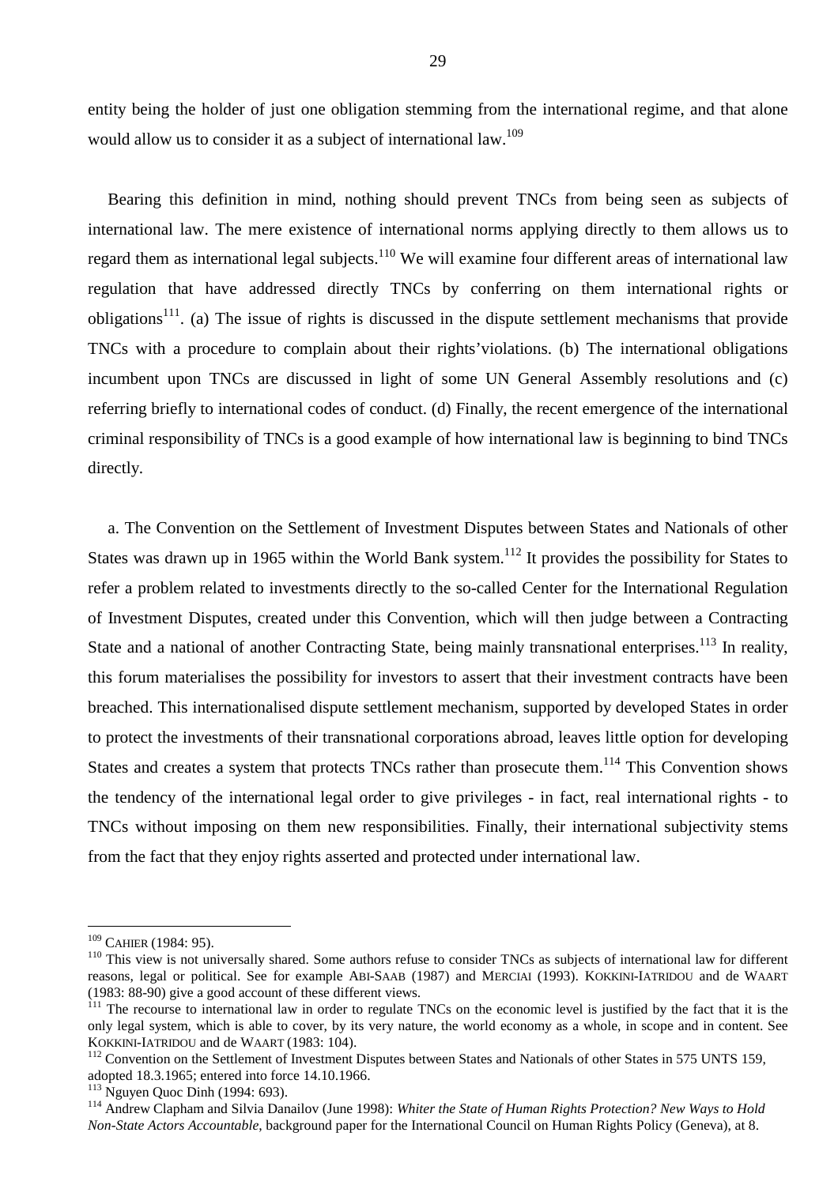entity being the holder of just one obligation stemming from the international regime, and that alone would allow us to consider it as a subject of international law.[109]

Bearing this definition in mind, nothing should prevent TNCs from being seen as subjects of international law. The mere existence of international norms applying directly to them allows us to regard them as international legal subjects.[110] We will examine four different areas of international law regulation that have addressed directly TNCs by conferring on them international rights or obligations[111]. (a) The issue of rights is discussed in the dispute settlement mechanisms that provide TNCs with a procedure to complain about their rights'violations. (b) The international obligations incumbent upon TNCs are discussed in light of some UN General Assembly resolutions and (c) referring briefly to international codes of conduct. (d) Finally, the recent emergence of the international criminal responsibility of TNCs is a good example of how international law is beginning to bind TNCs directly.

a. The Convention on the Settlement of Investment Disputes between States and Nationals of other States was drawn up in 1965 within the World Bank system.[112] It provides the possibility for States to refer a problem related to investments directly to the so-called Center for the International Regulation of Investment Disputes, created under this Convention, which will then judge between a Contracting State and a national of another Contracting State, being mainly transnational enterprises.[113] In reality, this forum materialises the possibility for investors to assert that their investment contracts have been breached. This internationalised dispute settlement mechanism, supported by developed States in order to protect the investments of their transnational corporations abroad, leaves little option for developing States and creates a system that protects TNCs rather than prosecute them.[114] This Convention shows the tendency of the international legal order to give privileges - in fact, real international rights - to TNCs without imposing on them new responsibilities. Finally, their international subjectivity stems from the fact that they enjoy rights asserted and protected under international law.

---

[109] CAHIER (1984: 95).

[110] This view is not universally shared. Some authors refuse to consider TNCs as subjects of international law for different reasons, legal or political. See for example ABI-SAAB (1987) and MERCIAI (1993). KOKKINI-IATRIDOU and de WAART (1983: 88-90) give a good account of these different views.

[111] The recourse to international law in order to regulate TNCs on the economic level is justified by the fact that it is the only legal system, which is able to cover, by its very nature, the world economy as a whole, in scope and in content. See KOKKINI-IATRIDOU and de WAART (1983: 104).

[112] Convention on the Settlement of Investment Disputes between States and Nationals of other States in 575 UNTS 159, adopted 18.3.1965; entered into force 14.10.1966.

[113] Nguyen Quoc Dinh (1994: 693).

[114] Andrew Clapham and Silvia Danailov (June 1998): *Whiter the State of Human Rights Protection? New Ways to Hold Non-State Actors Accountable*, background paper for the International Council on Human Rights Policy (Geneva), at 8.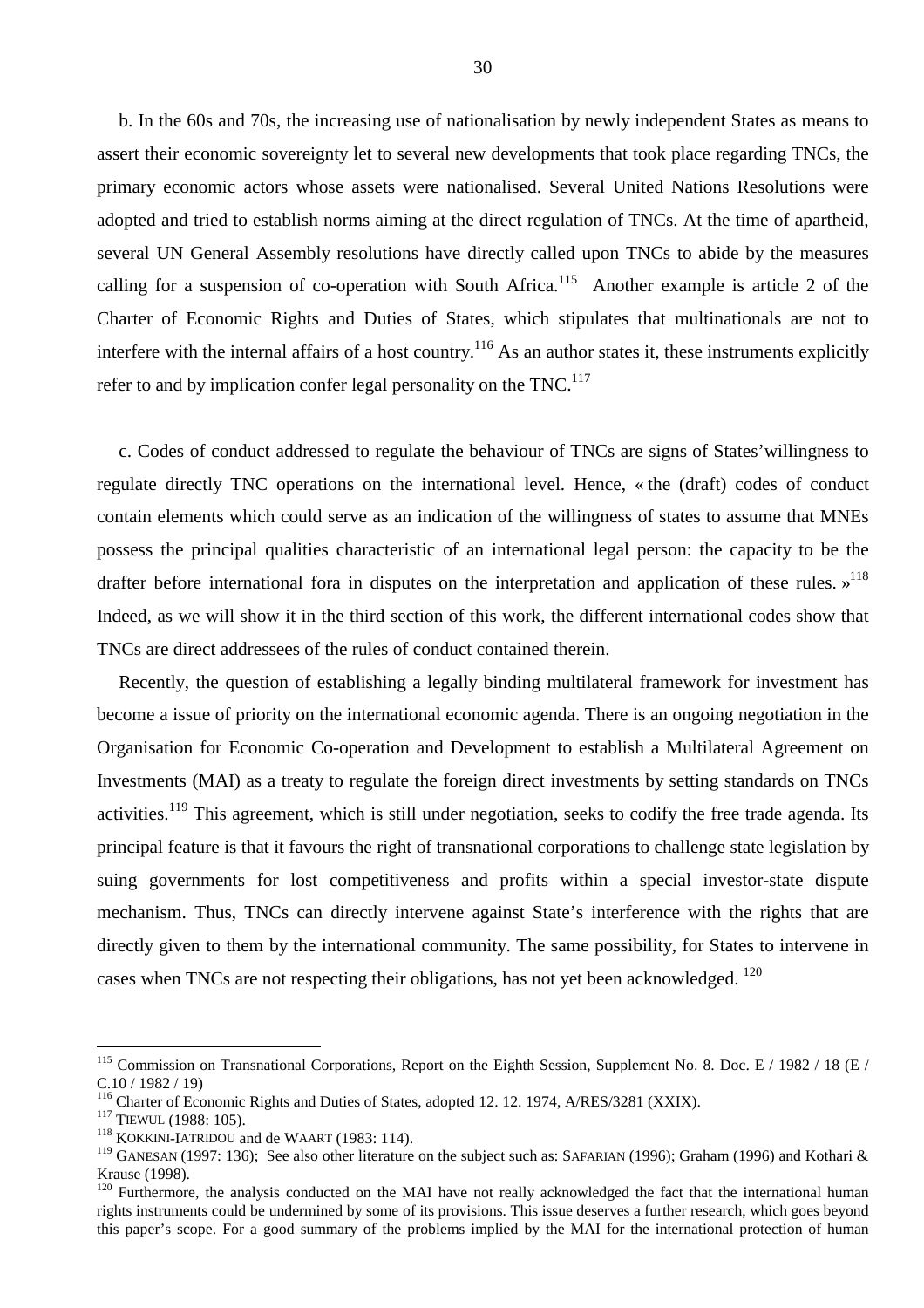b. In the 60s and 70s, the increasing use of nationalisation by newly independent States as means to assert their economic sovereignty let to several new developments that took place regarding TNCs, the primary economic actors whose assets were nationalised. Several United Nations Resolutions were adopted and tried to establish norms aiming at the direct regulation of TNCs. At the time of apartheid, several UN General Assembly resolutions have directly called upon TNCs to abide by the measures calling for a suspension of co-operation with South Africa.[115] Another example is article 2 of the Charter of Economic Rights and Duties of States, which stipulates that multinationals are not to interfere with the internal affairs of a host country.[116] As an author states it, these instruments explicitly refer to and by implication confer legal personality on the TNC.[117]

c. Codes of conduct addressed to regulate the behaviour of TNCs are signs of States'willingness to regulate directly TNC operations on the international level. Hence, « the (draft) codes of conduct contain elements which could serve as an indication of the willingness of states to assume that MNEs possess the principal qualities characteristic of an international legal person: the capacity to be the drafter before international fora in disputes on the interpretation and application of these rules. »[118] Indeed, as we will show it in the third section of this work, the different international codes show that TNCs are direct addressees of the rules of conduct contained therein.

Recently, the question of establishing a legally binding multilateral framework for investment has become a issue of priority on the international economic agenda. There is an ongoing negotiation in the Organisation for Economic Co-operation and Development to establish a Multilateral Agreement on Investments (MAI) as a treaty to regulate the foreign direct investments by setting standards on TNCs activities.[119] This agreement, which is still under negotiation, seeks to codify the free trade agenda. Its principal feature is that it favours the right of transnational corporations to challenge state legislation by suing governments for lost competitiveness and profits within a special investor-state dispute mechanism. Thus, TNCs can directly intervene against State's interference with the rights that are directly given to them by the international community. The same possibility, for States to intervene in cases when TNCs are not respecting their obligations, has not yet been acknowledged.[120]

---

[115] Commission on Transnational Corporations, Report on the Eighth Session, Supplement No. 8. Doc. E / 1982 / 18 (E / C.10 / 1982 / 19)

[116] Charter of Economic Rights and Duties of States, adopted 12. 12. 1974, A/RES/3281 (XXIX).

[117] TIEWUL (1988: 105).

[118] KOKKINI-IATRIDOU and de WAART (1983: 114).

[119] GANESAN (1997: 136); See also other literature on the subject such as: SAFARIAN (1996); Graham (1996) and Kothari & Krause (1998).

[120] Furthermore, the analysis conducted on the MAI have not really acknowledged the fact that the international human rights instruments could be undermined by some of its provisions. This issue deserves a further research, which goes beyond this paper's scope. For a good summary of the problems implied by the MAI for the international protection of human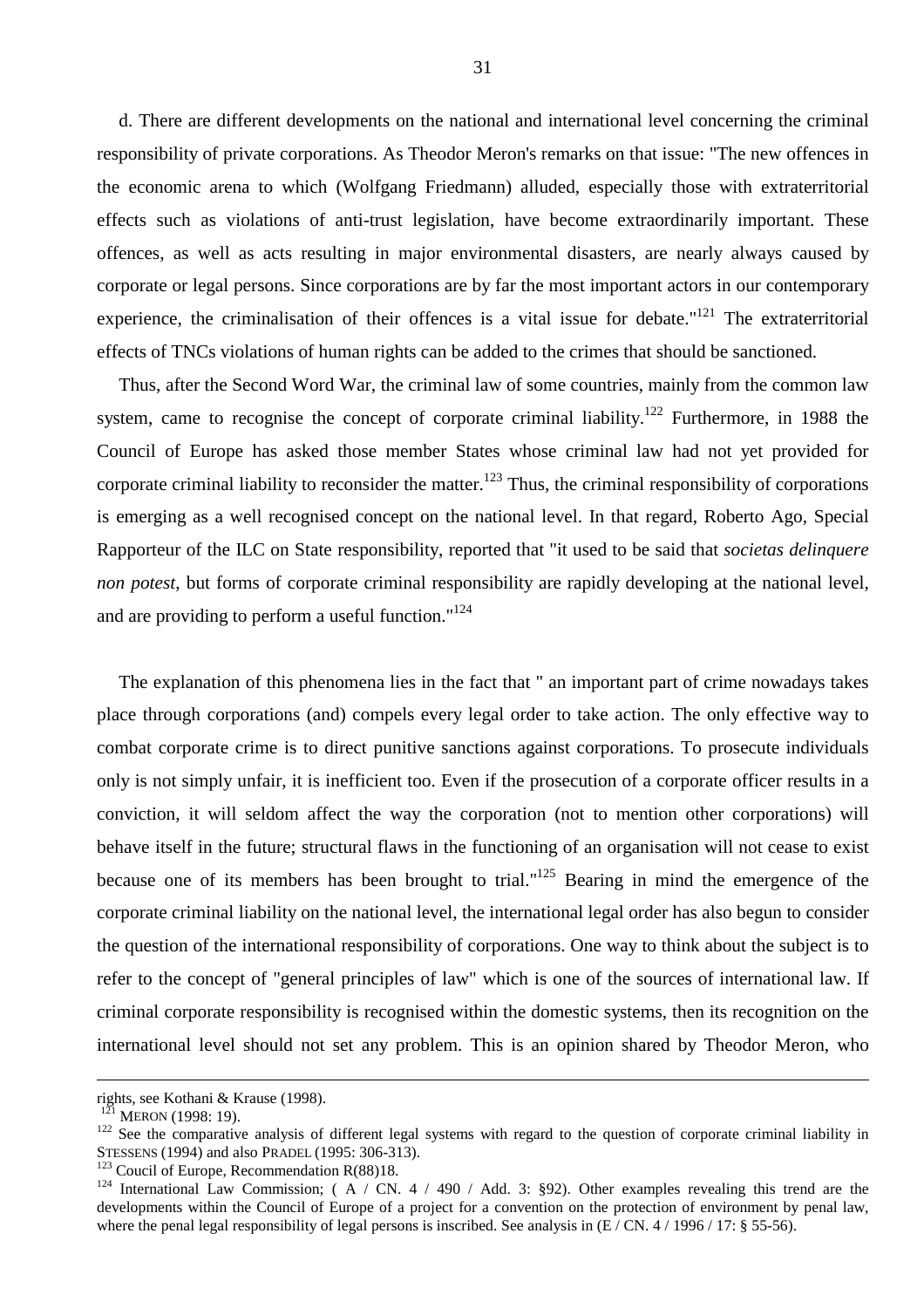d. There are different developments on the national and international level concerning the criminal responsibility of private corporations. As Theodor Meron's remarks on that issue: "The new offences in the economic arena to which (Wolfgang Friedmann) alluded, especially those with extraterritorial effects such as violations of anti-trust legislation, have become extraordinarily important. These offences, as well as acts resulting in major environmental disasters, are nearly always caused by corporate or legal persons. Since corporations are by far the most important actors in our contemporary experience, the criminalisation of their offences is a vital issue for debate."[121] The extraterritorial effects of TNCs violations of human rights can be added to the crimes that should be sanctioned.

Thus, after the Second Word War, the criminal law of some countries, mainly from the common law system, came to recognise the concept of corporate criminal liability.[122] Furthermore, in 1988 the Council of Europe has asked those member States whose criminal law had not yet provided for corporate criminal liability to reconsider the matter.[123] Thus, the criminal responsibility of corporations is emerging as a well recognised concept on the national level. In that regard, Roberto Ago, Special Rapporteur of the ILC on State responsibility, reported that "it used to be said that *societas delinquere non potest*, but forms of corporate criminal responsibility are rapidly developing at the national level, and are providing to perform a useful function."[124]

The explanation of this phenomena lies in the fact that " an important part of crime nowadays takes place through corporations (and) compels every legal order to take action. The only effective way to combat corporate crime is to direct punitive sanctions against corporations. To prosecute individuals only is not simply unfair, it is inefficient too. Even if the prosecution of a corporate officer results in a conviction, it will seldom affect the way the corporation (not to mention other corporations) will behave itself in the future; structural flaws in the functioning of an organisation will not cease to exist because one of its members has been brought to trial."[125] Bearing in mind the emergence of the corporate criminal liability on the national level, the international legal order has also begun to consider the question of the international responsibility of corporations. One way to think about the subject is to refer to the concept of "general principles of law" which is one of the sources of international law. If criminal corporate responsibility is recognised within the domestic systems, then its recognition on the international level should not set any problem. This is an opinion shared by Theodor Meron, who

---

rights, see Kothani & Krause (1998).

[121] MERON (1998: 19).

[122] See the comparative analysis of different legal systems with regard to the question of corporate criminal liability in STESSENS (1994) and also PRADEL (1995: 306-313).

[123] Coucil of Europe, Recommendation R(88)18.

[124] International Law Commission; ( A / CN. 4 / 490 / Add. 3: §92). Other examples revealing this trend are the developments within the Council of Europe of a project for a convention on the protection of environment by penal law, where the penal legal responsibility of legal persons is inscribed. See analysis in (E / CN. 4 / 1996 / 17: § 55-56).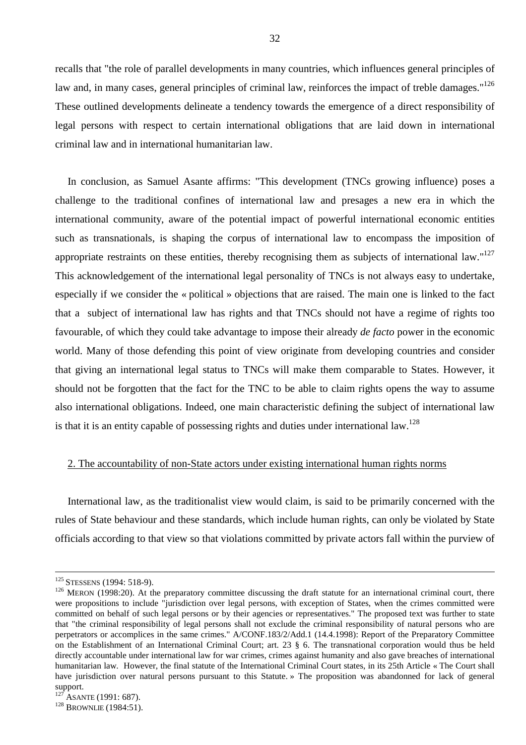recalls that "the role of parallel developments in many countries, which influences general principles of law and, in many cases, general principles of criminal law, reinforces the impact of treble damages."[126] These outlined developments delineate a tendency towards the emergence of a direct responsibility of legal persons with respect to certain international obligations that are laid down in international criminal law and in international humanitarian law.

In conclusion, as Samuel Asante affirms: "This development (TNCs growing influence) poses a challenge to the traditional confines of international law and presages a new era in which the international community, aware of the potential impact of powerful international economic entities such as transnationals, is shaping the corpus of international law to encompass the imposition of appropriate restraints on these entities, thereby recognising them as subjects of international law."[127] This acknowledgement of the international legal personality of TNCs is not always easy to undertake, especially if we consider the « political » objections that are raised. The main one is linked to the fact that a subject of international law has rights and that TNCs should not have a regime of rights too favourable, of which they could take advantage to impose their already *de facto* power in the economic world. Many of those defending this point of view originate from developing countries and consider that giving an international legal status to TNCs will make them comparable to States. However, it should not be forgotten that the fact for the TNC to be able to claim rights opens the way to assume also international obligations. Indeed, one main characteristic defining the subject of international law is that it is an entity capable of possessing rights and duties under international law.[128]

## 2. The accountability of non-State actors under existing international human rights norms

International law, as the traditionalist view would claim, is said to be primarily concerned with the rules of State behaviour and these standards, which include human rights, can only be violated by State officials according to that view so that violations committed by private actors fall within the purview of

---

[125] STESSENS (1994: 518-9).

[126] MERON (1998:20). At the preparatory committee discussing the draft statute for an international criminal court, there were propositions to include "jurisdiction over legal persons, with exception of States, when the crimes committed were committed on behalf of such legal persons or by their agencies or representatives." The proposed text was further to state that "the criminal responsibility of legal persons shall not exclude the criminal responsibility of natural persons who are perpetrators or accomplices in the same crimes." A/CONF.183/2/Add.1 (14.4.1998): Report of the Preparatory Committee on the Establishment of an International Criminal Court; art. 23 § 6. The transnational corporation would thus be held directly accountable under international law for war crimes, crimes against humanity and also gave breaches of international humanitarian law. However, the final statute of the International Criminal Court states, in its 25th Article « The Court shall have jurisdiction over natural persons pursuant to this Statute. » The proposition was abandonned for lack of general support.

[127] ASANTE (1991: 687).

[128] BROWNLIE (1984:51).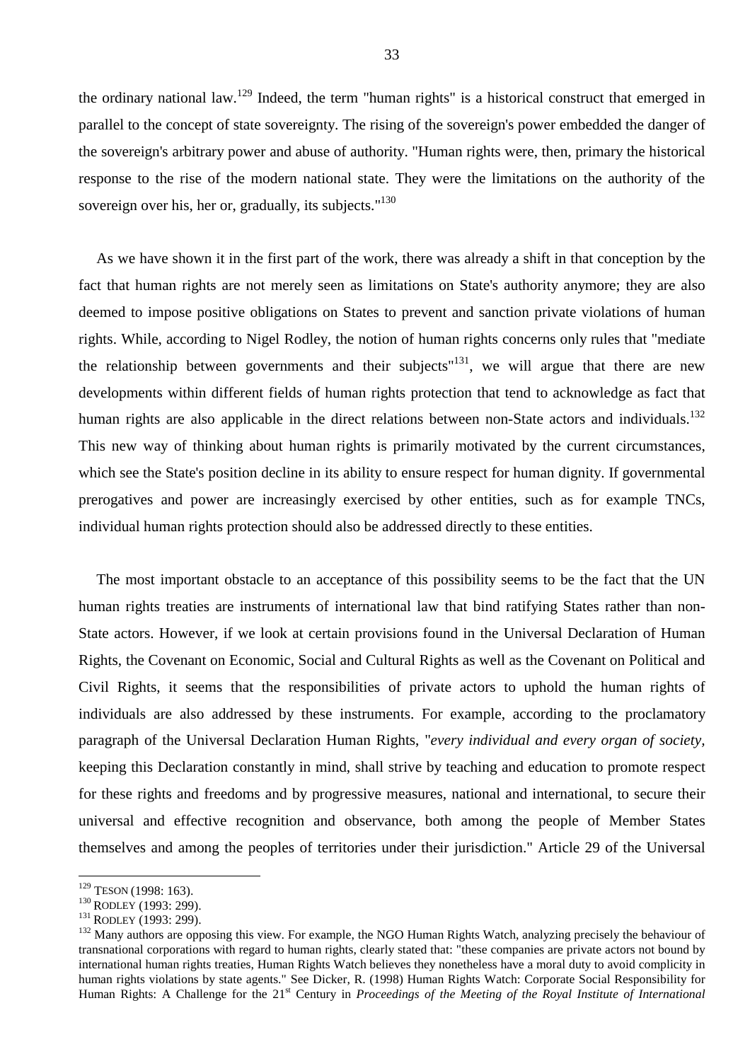the ordinary national law.[129] Indeed, the term "human rights" is a historical construct that emerged in parallel to the concept of state sovereignty. The rising of the sovereign's power embedded the danger of the sovereign's arbitrary power and abuse of authority. "Human rights were, then, primary the historical response to the rise of the modern national state. They were the limitations on the authority of the sovereign over his, her or, gradually, its subjects."[130]

As we have shown it in the first part of the work, there was already a shift in that conception by the fact that human rights are not merely seen as limitations on State's authority anymore; they are also deemed to impose positive obligations on States to prevent and sanction private violations of human rights. While, according to Nigel Rodley, the notion of human rights concerns only rules that "mediate the relationship between governments and their subjects"[131], we will argue that there are new developments within different fields of human rights protection that tend to acknowledge as fact that human rights are also applicable in the direct relations between non-State actors and individuals.[132] This new way of thinking about human rights is primarily motivated by the current circumstances, which see the State's position decline in its ability to ensure respect for human dignity. If governmental prerogatives and power are increasingly exercised by other entities, such as for example TNCs, individual human rights protection should also be addressed directly to these entities.

The most important obstacle to an acceptance of this possibility seems to be the fact that the UN human rights treaties are instruments of international law that bind ratifying States rather than non-State actors. However, if we look at certain provisions found in the Universal Declaration of Human Rights, the Covenant on Economic, Social and Cultural Rights as well as the Covenant on Political and Civil Rights, it seems that the responsibilities of private actors to uphold the human rights of individuals are also addressed by these instruments. For example, according to the proclamatory paragraph of the Universal Declaration Human Rights, "*every individual and every organ of society*, keeping this Declaration constantly in mind, shall strive by teaching and education to promote respect for these rights and freedoms and by progressive measures, national and international, to secure their universal and effective recognition and observance, both among the people of Member States themselves and among the peoples of territories under their jurisdiction." Article 29 of the Universal

---

[129] TESON (1998: 163).

[130] RODLEY (1993: 299).

[131] RODLEY (1993: 299).

[132] Many authors are opposing this view. For example, the NGO Human Rights Watch, analyzing precisely the behaviour of transnational corporations with regard to human rights, clearly stated that: "these companies are private actors not bound by international human rights treaties, Human Rights Watch believes they nonetheless have a moral duty to avoid complicity in human rights violations by state agents." See Dicker, R. (1998) Human Rights Watch: Corporate Social Responsibility for Human Rights: A Challenge for the 21st Century in *Proceedings of the Meeting of the Royal Institute of International*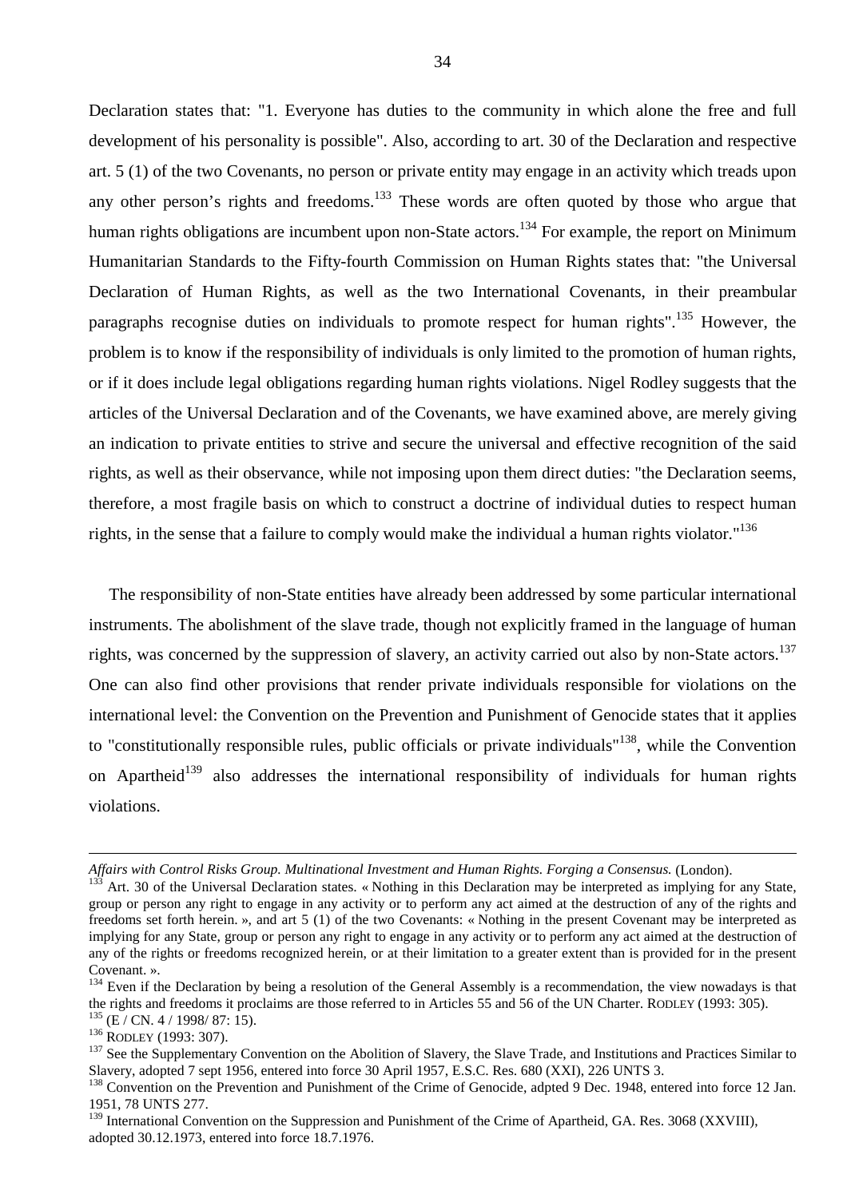Declaration states that: "1. Everyone has duties to the community in which alone the free and full development of his personality is possible". Also, according to art. 30 of the Declaration and respective art. 5 (1) of the two Covenants, no person or private entity may engage in an activity which treads upon any other person's rights and freedoms.[133] These words are often quoted by those who argue that human rights obligations are incumbent upon non-State actors.[134] For example, the report on Minimum Humanitarian Standards to the Fifty-fourth Commission on Human Rights states that: "the Universal Declaration of Human Rights, as well as the two International Covenants, in their preambular paragraphs recognise duties on individuals to promote respect for human rights".[135] However, the problem is to know if the responsibility of individuals is only limited to the promotion of human rights, or if it does include legal obligations regarding human rights violations. Nigel Rodley suggests that the articles of the Universal Declaration and of the Covenants, we have examined above, are merely giving an indication to private entities to strive and secure the universal and effective recognition of the said rights, as well as their observance, while not imposing upon them direct duties: "the Declaration seems, therefore, a most fragile basis on which to construct a doctrine of individual duties to respect human rights, in the sense that a failure to comply would make the individual a human rights violator."[136]

The responsibility of non-State entities have already been addressed by some particular international instruments. The abolishment of the slave trade, though not explicitly framed in the language of human rights, was concerned by the suppression of slavery, an activity carried out also by non-State actors.[137] One can also find other provisions that render private individuals responsible for violations on the international level: the Convention on the Prevention and Punishment of Genocide states that it applies to "constitutionally responsible rules, public officials or private individuals"[138], while the Convention on Apartheid[139] also addresses the international responsibility of individuals for human rights violations.

---

*Affairs with Control Risks Group. Multinational Investment and Human Rights. Forging a Consensus.* (London).

[133] Art. 30 of the Universal Declaration states. « Nothing in this Declaration may be interpreted as implying for any State, group or person any right to engage in any activity or to perform any act aimed at the destruction of any of the rights and freedoms set forth herein. », and art 5 (1) of the two Covenants: « Nothing in the present Covenant may be interpreted as implying for any State, group or person any right to engage in any activity or to perform any act aimed at the destruction of any of the rights or freedoms recognized herein, or at their limitation to a greater extent than is provided for in the present Covenant. ».

[134] Even if the Declaration by being a resolution of the General Assembly is a recommendation, the view nowadays is that the rights and freedoms it proclaims are those referred to in Articles 55 and 56 of the UN Charter. RODLEY (1993: 305).

[135] (E / CN. 4 / 1998/ 87: 15).

[136] RODLEY (1993: 307).

[137] See the Supplementary Convention on the Abolition of Slavery, the Slave Trade, and Institutions and Practices Similar to Slavery, adopted 7 sept 1956, entered into force 30 April 1957, E.S.C. Res. 680 (XXI), 226 UNTS 3.

[138] Convention on the Prevention and Punishment of the Crime of Genocide, adpted 9 Dec. 1948, entered into force 12 Jan. 1951, 78 UNTS 277.

[139] International Convention on the Suppression and Punishment of the Crime of Apartheid, GA. Res. 3068 (XXVIII), adopted 30.12.1973, entered into force 18.7.1976.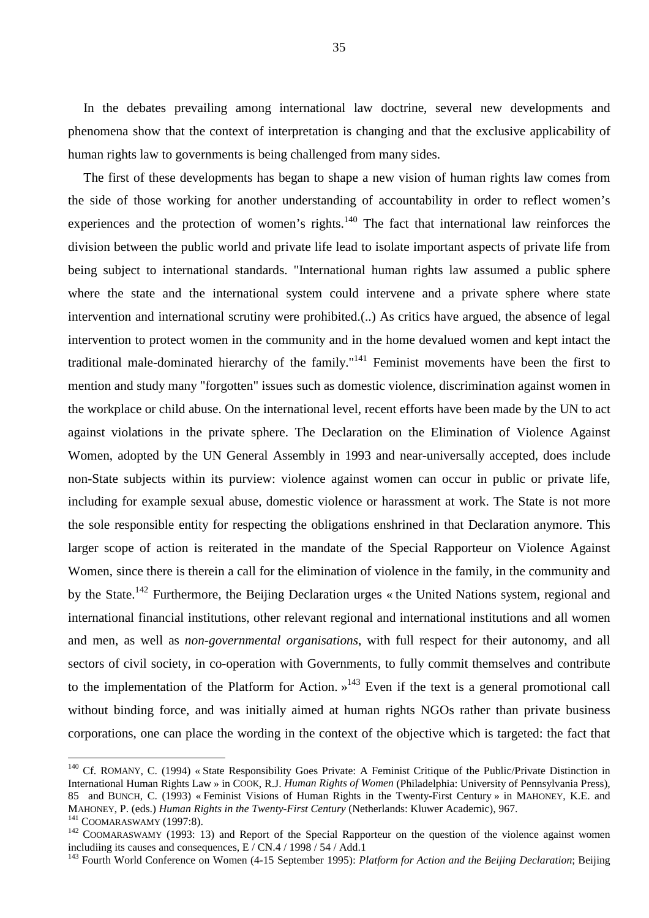In the debates prevailing among international law doctrine, several new developments and phenomena show that the context of interpretation is changing and that the exclusive applicability of human rights law to governments is being challenged from many sides.

The first of these developments has began to shape a new vision of human rights law comes from the side of those working for another understanding of accountability in order to reflect women's experiences and the protection of women's rights.[140] The fact that international law reinforces the division between the public world and private life lead to isolate important aspects of private life from being subject to international standards. "International human rights law assumed a public sphere where the state and the international system could intervene and a private sphere where state intervention and international scrutiny were prohibited.(..) As critics have argued, the absence of legal intervention to protect women in the community and in the home devalued women and kept intact the traditional male-dominated hierarchy of the family."[141] Feminist movements have been the first to mention and study many "forgotten" issues such as domestic violence, discrimination against women in the workplace or child abuse. On the international level, recent efforts have been made by the UN to act against violations in the private sphere. The Declaration on the Elimination of Violence Against Women, adopted by the UN General Assembly in 1993 and near-universally accepted, does include non-State subjects within its purview: violence against women can occur in public or private life, including for example sexual abuse, domestic violence or harassment at work. The State is not more the sole responsible entity for respecting the obligations enshrined in that Declaration anymore. This larger scope of action is reiterated in the mandate of the Special Rapporteur on Violence Against Women, since there is therein a call for the elimination of violence in the family, in the community and by the State.[142] Furthermore, the Beijing Declaration urges « the United Nations system, regional and international financial institutions, other relevant regional and international institutions and all women and men, as well as *non-governmental organisations*, with full respect for their autonomy, and all sectors of civil society, in co-operation with Governments, to fully commit themselves and contribute to the implementation of the Platform for Action. »[143] Even if the text is a general promotional call without binding force, and was initially aimed at human rights NGOs rather than private business corporations, one can place the wording in the context of the objective which is targeted: the fact that

---

[140] Cf. ROMANY, C. (1994) « State Responsibility Goes Private: A Feminist Critique of the Public/Private Distinction in International Human Rights Law » in COOK, R.J. *Human Rights of Women* (Philadelphia: University of Pennsylvania Press), 85 and BUNCH, C. (1993) « Feminist Visions of Human Rights in the Twenty-First Century » in MAHONEY, K.E. and MAHONEY, P. (eds.) *Human Rights in the Twenty-First Century* (Netherlands: Kluwer Academic), 967.

[141] COOMARASWAMY (1997:8).

[142] COOMARASWAMY (1993: 13) and Report of the Special Rapporteur on the question of the violence against women includiing its causes and consequences, E / CN.4 / 1998 / 54 / Add.1

[143] Fourth World Conference on Women (4-15 September 1995): *Platform for Action and the Beijing Declaration*; Beijing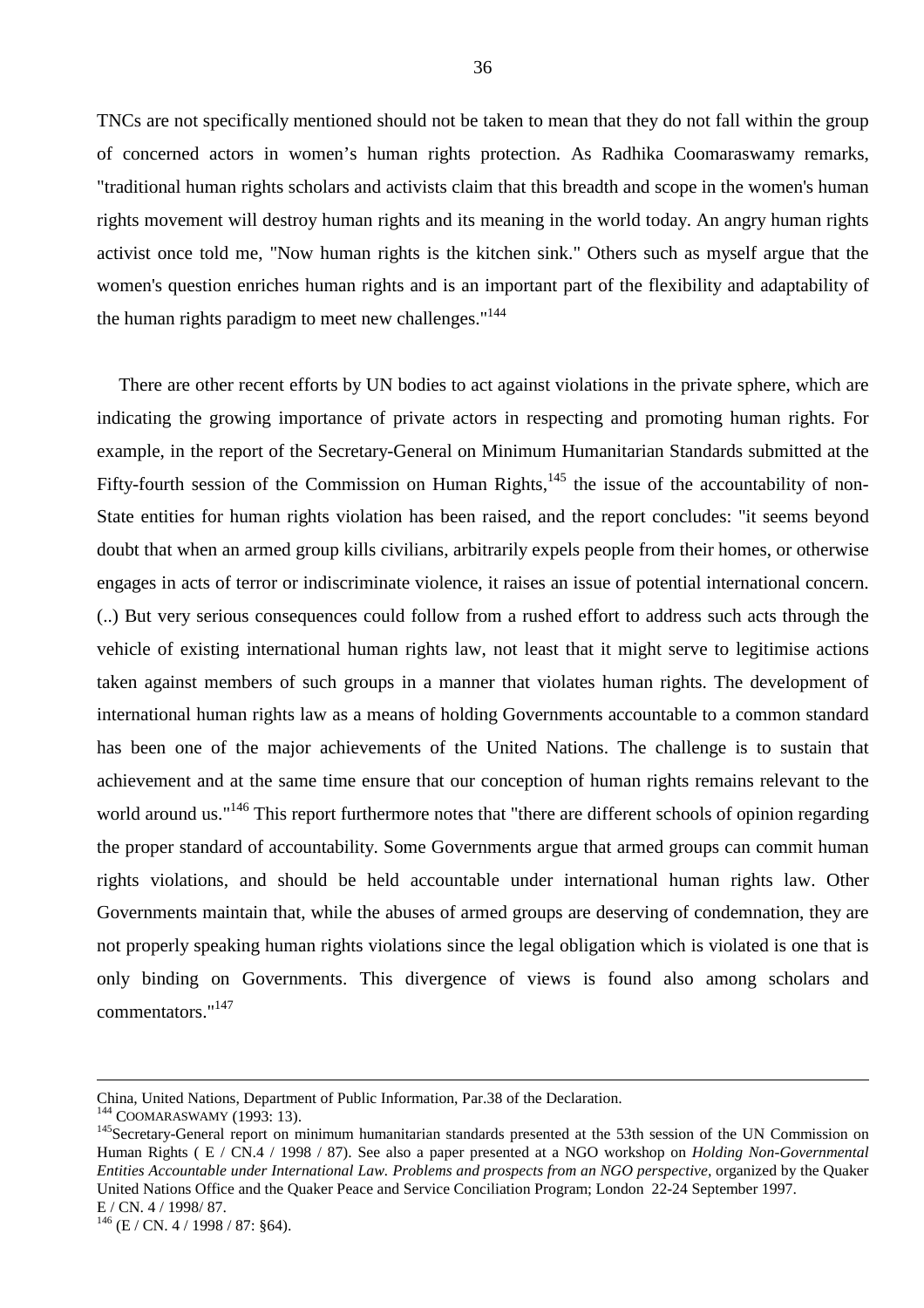TNCs are not specifically mentioned should not be taken to mean that they do not fall within the group of concerned actors in women's human rights protection. As Radhika Coomaraswamy remarks, "traditional human rights scholars and activists claim that this breadth and scope in the women's human rights movement will destroy human rights and its meaning in the world today. An angry human rights activist once told me, "Now human rights is the kitchen sink." Others such as myself argue that the women's question enriches human rights and is an important part of the flexibility and adaptability of the human rights paradigm to meet new challenges."[144]

There are other recent efforts by UN bodies to act against violations in the private sphere, which are indicating the growing importance of private actors in respecting and promoting human rights. For example, in the report of the Secretary-General on Minimum Humanitarian Standards submitted at the Fifty-fourth session of the Commission on Human Rights,[145] the issue of the accountability of non-State entities for human rights violation has been raised, and the report concludes: "it seems beyond doubt that when an armed group kills civilians, arbitrarily expels people from their homes, or otherwise engages in acts of terror or indiscriminate violence, it raises an issue of potential international concern. (..) But very serious consequences could follow from a rushed effort to address such acts through the vehicle of existing international human rights law, not least that it might serve to legitimise actions taken against members of such groups in a manner that violates human rights. The development of international human rights law as a means of holding Governments accountable to a common standard has been one of the major achievements of the United Nations. The challenge is to sustain that achievement and at the same time ensure that our conception of human rights remains relevant to the world around us."[146] This report furthermore notes that "there are different schools of opinion regarding the proper standard of accountability. Some Governments argue that armed groups can commit human rights violations, and should be held accountable under international human rights law. Other Governments maintain that, while the abuses of armed groups are deserving of condemnation, they are not properly speaking human rights violations since the legal obligation which is violated is one that is only binding on Governments. This divergence of views is found also among scholars and commentators."[147]

---

China, United Nations, Department of Public Information, Par.38 of the Declaration.

[144] COOMARASWAMY (1993: 13).

[145] Secretary-General report on minimum humanitarian standards presented at the 53th session of the UN Commission on Human Rights ( E / CN.4 / 1998 / 87). See also a paper presented at a NGO workshop on *Holding Non-Governmental Entities Accountable under International Law. Problems and prospects from an NGO perspective*, organized by the Quaker United Nations Office and the Quaker Peace and Service Conciliation Program; London 22-24 September 1997. E / CN. 4 / 1998/ 87.

[146] (E / CN. 4 / 1998 / 87: §64).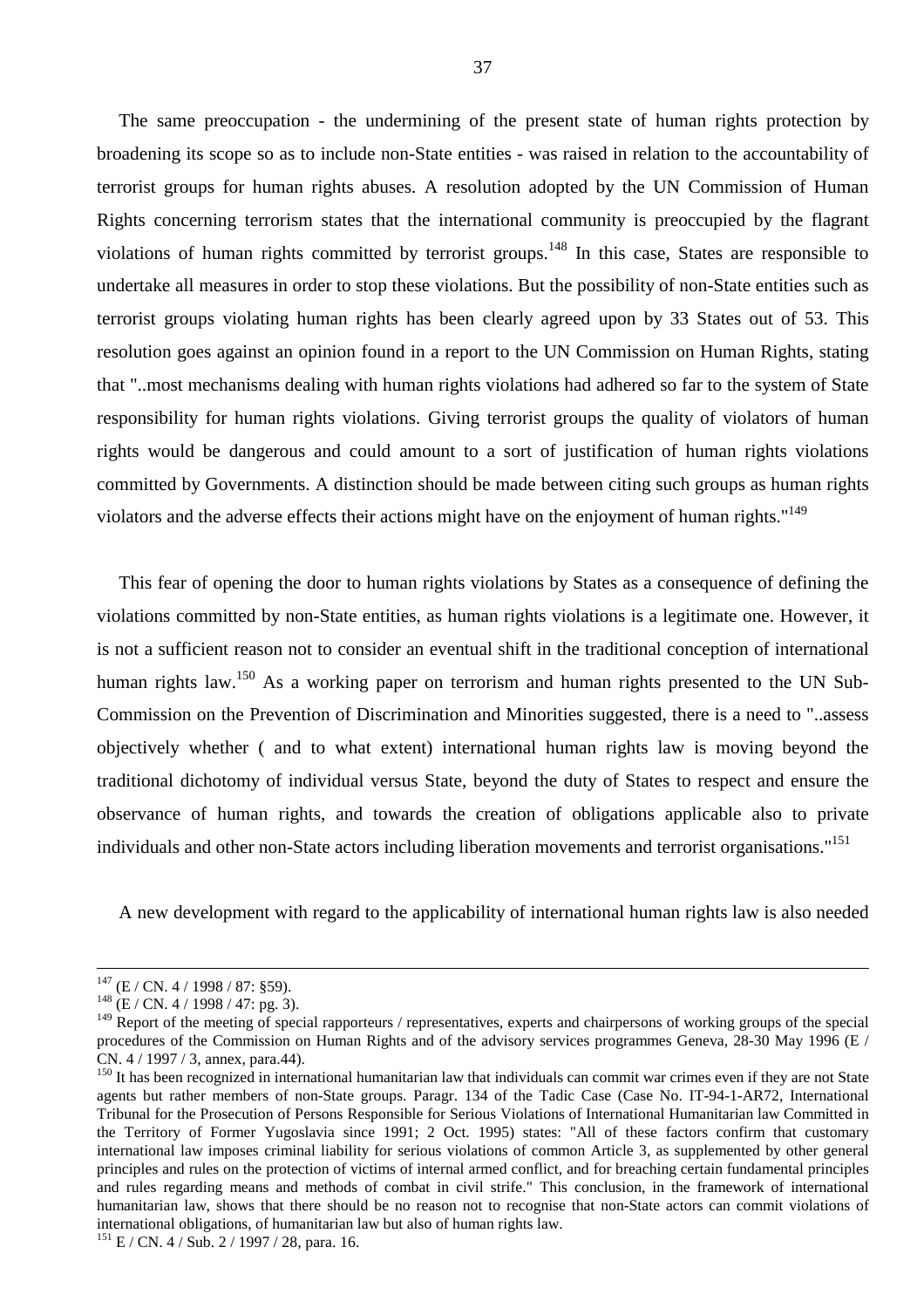The same preoccupation - the undermining of the present state of human rights protection by broadening its scope so as to include non-State entities - was raised in relation to the accountability of terrorist groups for human rights abuses. A resolution adopted by the UN Commission of Human Rights concerning terrorism states that the international community is preoccupied by the flagrant violations of human rights committed by terrorist groups.[148] In this case, States are responsible to undertake all measures in order to stop these violations. But the possibility of non-State entities such as terrorist groups violating human rights has been clearly agreed upon by 33 States out of 53. This resolution goes against an opinion found in a report to the UN Commission on Human Rights, stating that "..most mechanisms dealing with human rights violations had adhered so far to the system of State responsibility for human rights violations. Giving terrorist groups the quality of violators of human rights would be dangerous and could amount to a sort of justification of human rights violations committed by Governments. A distinction should be made between citing such groups as human rights violators and the adverse effects their actions might have on the enjoyment of human rights."[149]

This fear of opening the door to human rights violations by States as a consequence of defining the violations committed by non-State entities, as human rights violations is a legitimate one. However, it is not a sufficient reason not to consider an eventual shift in the traditional conception of international human rights law.[150] As a working paper on terrorism and human rights presented to the UN Sub-Commission on the Prevention of Discrimination and Minorities suggested, there is a need to "..assess objectively whether ( and to what extent) international human rights law is moving beyond the traditional dichotomy of individual versus State, beyond the duty of States to respect and ensure the observance of human rights, and towards the creation of obligations applicable also to private individuals and other non-State actors including liberation movements and terrorist organisations."[151]

A new development with regard to the applicability of international human rights law is also needed

---

[147] (E / CN. 4 / 1998 / 87: §59).

[148] (E / CN. 4 / 1998 / 47: pg. 3).

[149] Report of the meeting of special rapporteurs / representatives, experts and chairpersons of working groups of the special procedures of the Commission on Human Rights and of the advisory services programmes Geneva, 28-30 May 1996 (E / CN. 4 / 1997 / 3, annex, para.44).

[150] It has been recognized in international humanitarian law that individuals can commit war crimes even if they are not State agents but rather members of non-State groups. Paragr. 134 of the Tadic Case (Case No. IT-94-1-AR72, International Tribunal for the Prosecution of Persons Responsible for Serious Violations of International Humanitarian law Committed in the Territory of Former Yugoslavia since 1991; 2 Oct. 1995) states: "All of these factors confirm that customary international law imposes criminal liability for serious violations of common Article 3, as supplemented by other general principles and rules on the protection of victims of internal armed conflict, and for breaching certain fundamental principles and rules regarding means and methods of combat in civil strife." This conclusion, in the framework of international humanitarian law, shows that there should be no reason not to recognise that non-State actors can commit violations of international obligations, of humanitarian law but also of human rights law.

[151] E / CN. 4 / Sub. 2 / 1997 / 28, para. 16.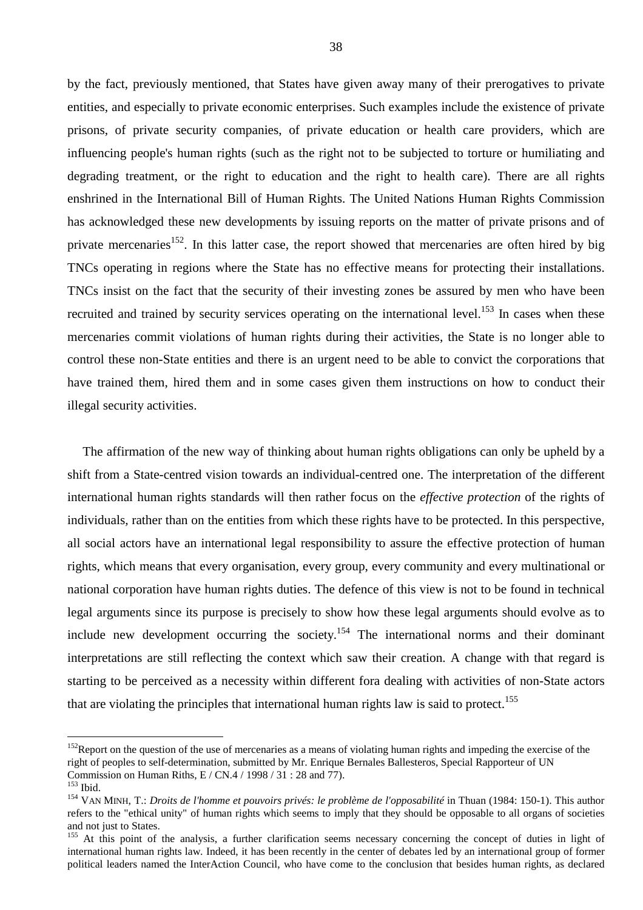by the fact, previously mentioned, that States have given away many of their prerogatives to private entities, and especially to private economic enterprises. Such examples include the existence of private prisons, of private security companies, of private education or health care providers, which are influencing people's human rights (such as the right not to be subjected to torture or humiliating and degrading treatment, or the right to education and the right to health care). There are all rights enshrined in the International Bill of Human Rights. The United Nations Human Rights Commission has acknowledged these new developments by issuing reports on the matter of private prisons and of private mercenaries[152]. In this latter case, the report showed that mercenaries are often hired by big TNCs operating in regions where the State has no effective means for protecting their installations. TNCs insist on the fact that the security of their investing zones be assured by men who have been recruited and trained by security services operating on the international level.[153] In cases when these mercenaries commit violations of human rights during their activities, the State is no longer able to control these non-State entities and there is an urgent need to be able to convict the corporations that have trained them, hired them and in some cases given them instructions on how to conduct their illegal security activities.

The affirmation of the new way of thinking about human rights obligations can only be upheld by a shift from a State-centred vision towards an individual-centred one. The interpretation of the different international human rights standards will then rather focus on the *effective protection* of the rights of individuals, rather than on the entities from which these rights have to be protected. In this perspective, all social actors have an international legal responsibility to assure the effective protection of human rights, which means that every organisation, every group, every community and every multinational or national corporation have human rights duties. The defence of this view is not to be found in technical legal arguments since its purpose is precisely to show how these legal arguments should evolve as to include new development occurring the society.[154] The international norms and their dominant interpretations are still reflecting the context which saw their creation. A change with that regard is starting to be perceived as a necessity within different fora dealing with activities of non-State actors that are violating the principles that international human rights law is said to protect.[155]

---

[152] Report on the question of the use of mercenaries as a means of violating human rights and impeding the exercise of the right of peoples to self-determination, submitted by Mr. Enrique Bernales Ballesteros, Special Rapporteur of UN Commission on Human Riths, E / CN.4 / 1998 / 31 : 28 and 77).

[153] Ibid.

[154] VAN MINH, T.: *Droits de l'homme et pouvoirs privés: le problème de l'opposabilité* in Thuan (1984: 150-1). This author refers to the "ethical unity" of human rights which seems to imply that they should be opposable to all organs of societies and not just to States.

[155] At this point of the analysis, a further clarification seems necessary concerning the concept of duties in light of international human rights law. Indeed, it has been recently in the center of debates led by an international group of former political leaders named the InterAction Council, who have come to the conclusion that besides human rights, as declared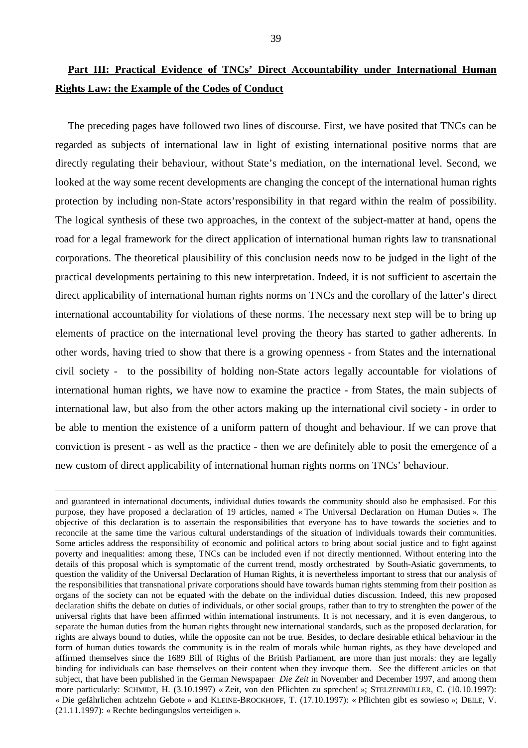## Part III: Practical Evidence of TNCs' Direct Accountability under International Human Rights Law: the Example of the Codes of Conduct

The preceding pages have followed two lines of discourse. First, we have posited that TNCs can be regarded as subjects of international law in light of existing international positive norms that are directly regulating their behaviour, without State's mediation, on the international level. Second, we looked at the way some recent developments are changing the concept of the international human rights protection by including non-State actors'responsibility in that regard within the realm of possibility. The logical synthesis of these two approaches, in the context of the subject-matter at hand, opens the road for a legal framework for the direct application of international human rights law to transnational corporations. The theoretical plausibility of this conclusion needs now to be judged in the light of the practical developments pertaining to this new interpretation. Indeed, it is not sufficient to ascertain the direct applicability of international human rights norms on TNCs and the corollary of the latter's direct international accountability for violations of these norms. The necessary next step will be to bring up elements of practice on the international level proving the theory has started to gather adherents. In other words, having tried to show that there is a growing openness - from States and the international civil society - to the possibility of holding non-State actors legally accountable for violations of international human rights, we have now to examine the practice - from States, the main subjects of international law, but also from the other actors making up the international civil society - in order to be able to mention the existence of a uniform pattern of thought and behaviour. If we can prove that conviction is present - as well as the practice - then we are definitely able to posit the emergence of a new custom of direct applicability of international human rights norms on TNCs' behaviour.

---

and guaranteed in international documents, individual duties towards the community should also be emphasised. For this purpose, they have proposed a declaration of 19 articles, named « The Universal Declaration on Human Duties ». The objective of this declaration is to assertain the responsibilities that everyone has to have towards the societies and to reconcile at the same time the various cultural understandings of the situation of individuals towards their communities. Some articles address the responsibility of economic and political actors to bring about social justice and to fight against poverty and inequalities: among these, TNCs can be included even if not directly mentionned. Without entering into the details of this proposal which is symptomatic of the current trend, mostly orchestrated by South-Asiatic governments, to question the validity of the Universal Declaration of Human Rights, it is nevertheless important to stress that our analysis of the responsibilities that transnational private corporations should have towards human rights stemming from their position as organs of the society can not be equated with the debate on the individual duties discussion. Indeed, this new proposed declaration shifts the debate on duties of individuals, or other social groups, rather than to try to strenghten the power of the universal rights that have been affirmed within international instruments. It is not necessary, and it is even dangerous, to separate the human duties from the human rights throught new international standards, such as the proposed declaration, for rights are always bound to duties, while the opposite can not be true. Besides, to declare desirable ethical behaviour in the form of human duties towards the community is in the realm of morals while human rights, as they have developed and affirmed themselves since the 1689 Bill of Rights of the British Parliament, are more than just morals: they are legally binding for individuals can base themselves on their content when they invoque them. See the different articles on that subject, that have been published in the German Newspapaer *Die Zeit* in November and December 1997, and among them more particularly: SCHMIDT, H. (3.10.1997) « Zeit, von den Pflichten zu sprechen! »; STELZENMÜLLER, C. (10.10.1997): « Die gefährlichen achtzehn Gebote » and KLEINE-BROCKHOFF, T. (17.10.1997): « Pflichten gibt es sowieso »; DEILE, V. (21.11.1997): « Rechte bedingungslos verteidigen ».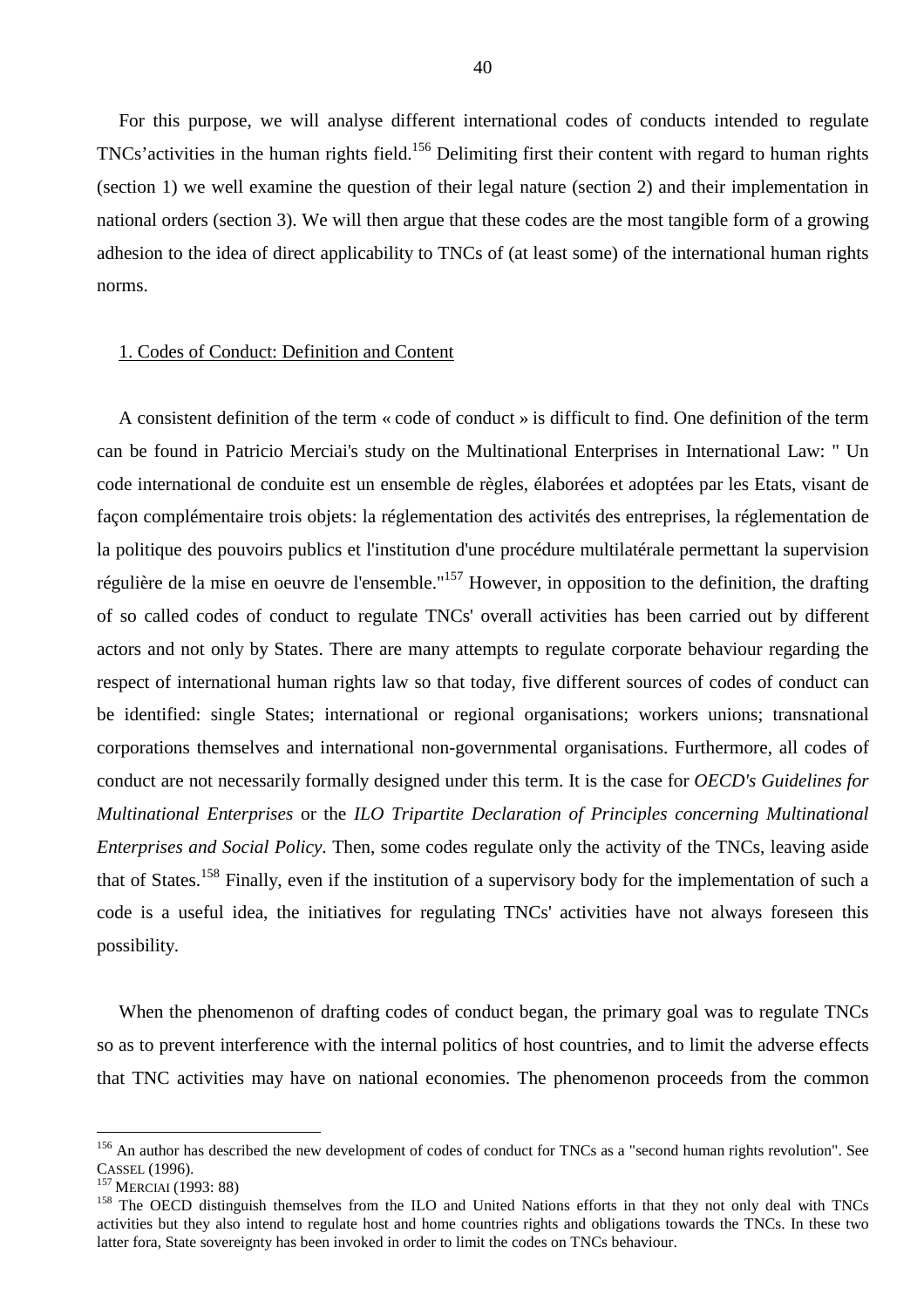For this purpose, we will analyse different international codes of conducts intended to regulate TNCs'activities in the human rights field.[156] Delimiting first their content with regard to human rights (section 1) we well examine the question of their legal nature (section 2) and their implementation in national orders (section 3). We will then argue that these codes are the most tangible form of a growing adhesion to the idea of direct applicability to TNCs of (at least some) of the international human rights norms.

## 1. Codes of Conduct: Definition and Content

A consistent definition of the term « code of conduct » is difficult to find. One definition of the term can be found in Patricio Merciai's study on the Multinational Enterprises in International Law: " Un code international de conduite est un ensemble de règles, élaborées et adoptées par les Etats, visant de façon complémentaire trois objets: la réglementation des activités des entreprises, la réglementation de la politique des pouvoirs publics et l'institution d'une procédure multilatérale permettant la supervision régulière de la mise en oeuvre de l'ensemble."[157] However, in opposition to the definition, the drafting of so called codes of conduct to regulate TNCs' overall activities has been carried out by different actors and not only by States. There are many attempts to regulate corporate behaviour regarding the respect of international human rights law so that today, five different sources of codes of conduct can be identified: single States; international or regional organisations; workers unions; transnational corporations themselves and international non-governmental organisations. Furthermore, all codes of conduct are not necessarily formally designed under this term. It is the case for *OECD's Guidelines for Multinational Enterprises* or the *ILO Tripartite Declaration of Principles concerning Multinational Enterprises and Social Policy*. Then, some codes regulate only the activity of the TNCs, leaving aside that of States.[158] Finally, even if the institution of a supervisory body for the implementation of such a code is a useful idea, the initiatives for regulating TNCs' activities have not always foreseen this possibility.

When the phenomenon of drafting codes of conduct began, the primary goal was to regulate TNCs so as to prevent interference with the internal politics of host countries, and to limit the adverse effects that TNC activities may have on national economies. The phenomenon proceeds from the common

---

[156] An author has described the new development of codes of conduct for TNCs as a "second human rights revolution". See CASSEL (1996).

[157] MERCIAI (1993: 88)

[158] The OECD distinguish themselves from the ILO and United Nations efforts in that they not only deal with TNCs activities but they also intend to regulate host and home countries rights and obligations towards the TNCs. In these two latter fora, State sovereignty has been invoked in order to limit the codes on TNCs behaviour.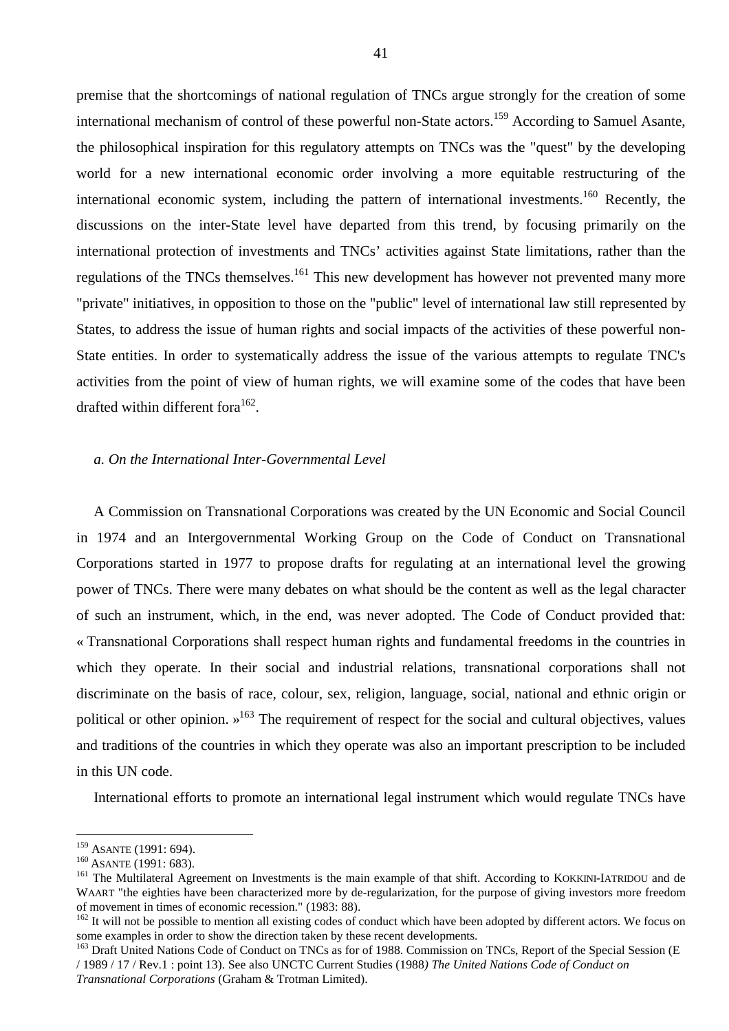premise that the shortcomings of national regulation of TNCs argue strongly for the creation of some international mechanism of control of these powerful non-State actors.[159] According to Samuel Asante, the philosophical inspiration for this regulatory attempts on TNCs was the "quest" by the developing world for a new international economic order involving a more equitable restructuring of the international economic system, including the pattern of international investments.[160] Recently, the discussions on the inter-State level have departed from this trend, by focusing primarily on the international protection of investments and TNCs' activities against State limitations, rather than the regulations of the TNCs themselves.[161] This new development has however not prevented many more "private" initiatives, in opposition to those on the "public" level of international law still represented by States, to address the issue of human rights and social impacts of the activities of these powerful non-State entities. In order to systematically address the issue of the various attempts to regulate TNC's activities from the point of view of human rights, we will examine some of the codes that have been drafted within different fora[162].

*a. On the International Inter-Governmental Level*

A Commission on Transnational Corporations was created by the UN Economic and Social Council in 1974 and an Intergovernmental Working Group on the Code of Conduct on Transnational Corporations started in 1977 to propose drafts for regulating at an international level the growing power of TNCs. There were many debates on what should be the content as well as the legal character of such an instrument, which, in the end, was never adopted. The Code of Conduct provided that: « Transnational Corporations shall respect human rights and fundamental freedoms in the countries in which they operate. In their social and industrial relations, transnational corporations shall not discriminate on the basis of race, colour, sex, religion, language, social, national and ethnic origin or political or other opinion. »[163] The requirement of respect for the social and cultural objectives, values and traditions of the countries in which they operate was also an important prescription to be included in this UN code.

International efforts to promote an international legal instrument which would regulate TNCs have

---

[159] ASANTE (1991: 694).

[160] ASANTE (1991: 683).

[161] The Multilateral Agreement on Investments is the main example of that shift. According to KOKKINI-IATRIDOU and de WAART "the eighties have been characterized more by de-regularization, for the purpose of giving investors more freedom of movement in times of economic recession." (1983: 88).

[162] It will not be possible to mention all existing codes of conduct which have been adopted by different actors. We focus on some examples in order to show the direction taken by these recent developments.

[163] Draft United Nations Code of Conduct on TNCs as for of 1988. Commission on TNCs, Report of the Special Session (E / 1989 / 17 / Rev.1 : point 13). See also UNCTC Current Studies (1988*) The United Nations Code of Conduct on Transnational Corporations* (Graham & Trotman Limited).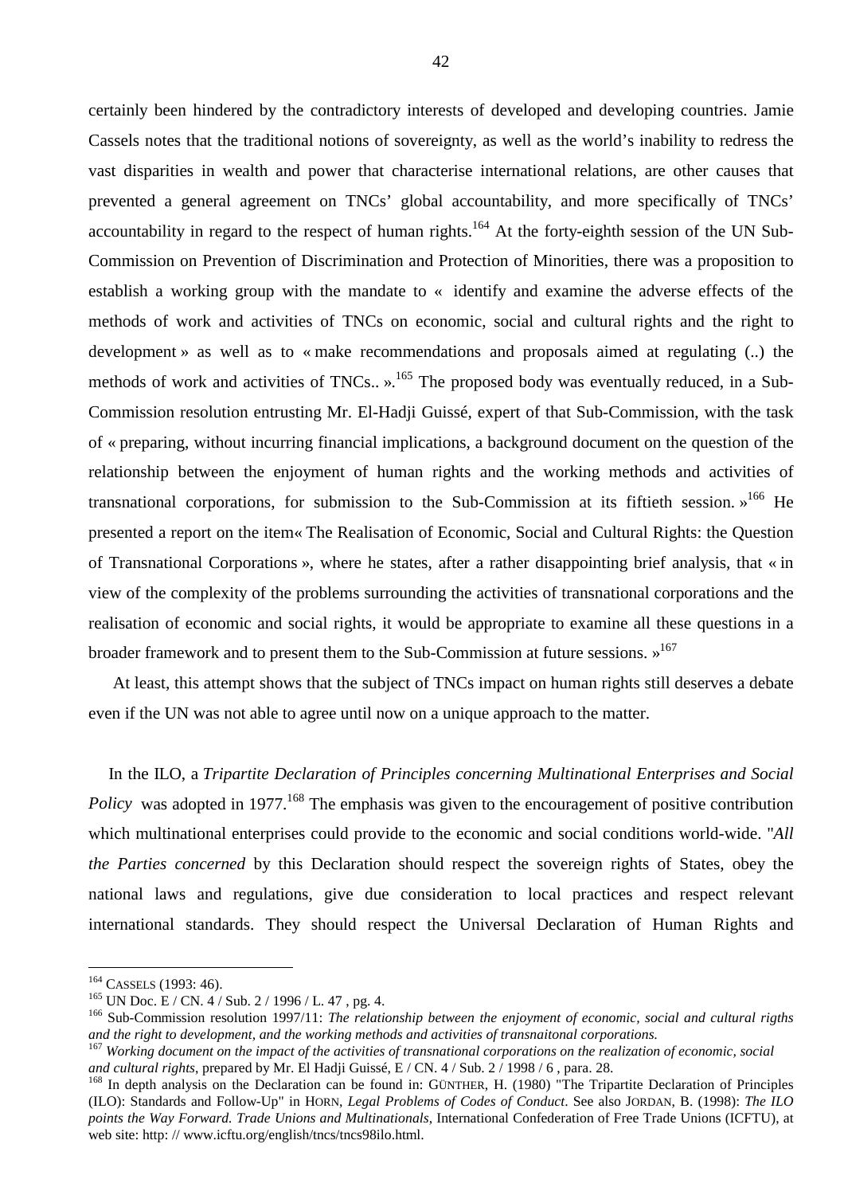certainly been hindered by the contradictory interests of developed and developing countries. Jamie Cassels notes that the traditional notions of sovereignty, as well as the world's inability to redress the vast disparities in wealth and power that characterise international relations, are other causes that prevented a general agreement on TNCs' global accountability, and more specifically of TNCs' accountability in regard to the respect of human rights.[164] At the forty-eighth session of the UN Sub-Commission on Prevention of Discrimination and Protection of Minorities, there was a proposition to establish a working group with the mandate to « identify and examine the adverse effects of the methods of work and activities of TNCs on economic, social and cultural rights and the right to development » as well as to « make recommendations and proposals aimed at regulating (..) the methods of work and activities of TNCs.. ».[165] The proposed body was eventually reduced, in a Sub-Commission resolution entrusting Mr. El-Hadji Guissé, expert of that Sub-Commission, with the task of « preparing, without incurring financial implications, a background document on the question of the relationship between the enjoyment of human rights and the working methods and activities of transnational corporations, for submission to the Sub-Commission at its fiftieth session. »[166] He presented a report on the item« The Realisation of Economic, Social and Cultural Rights: the Question of Transnational Corporations », where he states, after a rather disappointing brief analysis, that « in view of the complexity of the problems surrounding the activities of transnational corporations and the realisation of economic and social rights, it would be appropriate to examine all these questions in a broader framework and to present them to the Sub-Commission at future sessions. »[167]

At least, this attempt shows that the subject of TNCs impact on human rights still deserves a debate even if the UN was not able to agree until now on a unique approach to the matter.

In the ILO, a *Tripartite Declaration of Principles concerning Multinational Enterprises and Social Policy* was adopted in 1977.[168] The emphasis was given to the encouragement of positive contribution which multinational enterprises could provide to the economic and social conditions world-wide. "*All the Parties concerned* by this Declaration should respect the sovereign rights of States, obey the national laws and regulations, give due consideration to local practices and respect relevant international standards. They should respect the Universal Declaration of Human Rights and

---

[164] CASSELS (1993: 46).

[165] UN Doc. E / CN. 4 / Sub. 2 / 1996 / L. 47 , pg. 4.

[166] Sub-Commission resolution 1997/11: *The relationship between the enjoyment of economic, social and cultural rigths and the right to development, and the working methods and activities of transnaitonal corporations.*

[167] *Working document on the impact of the activities of transnational corporations on the realization of economic, social and cultural rights*, prepared by Mr. El Hadji Guissé, E / CN. 4 / Sub. 2 / 1998 / 6 , para. 28.

[168] In depth analysis on the Declaration can be found in: GÜNTHER, H. (1980) "The Tripartite Declaration of Principles (ILO): Standards and Follow-Up" in HORN, *Legal Problems of Codes of Conduct*. See also JORDAN, B. (1998): *The ILO points the Way Forward. Trade Unions and Multinationals*, International Confederation of Free Trade Unions (ICFTU), at web site: http: // www.icftu.org/english/tncs/tncs98ilo.html.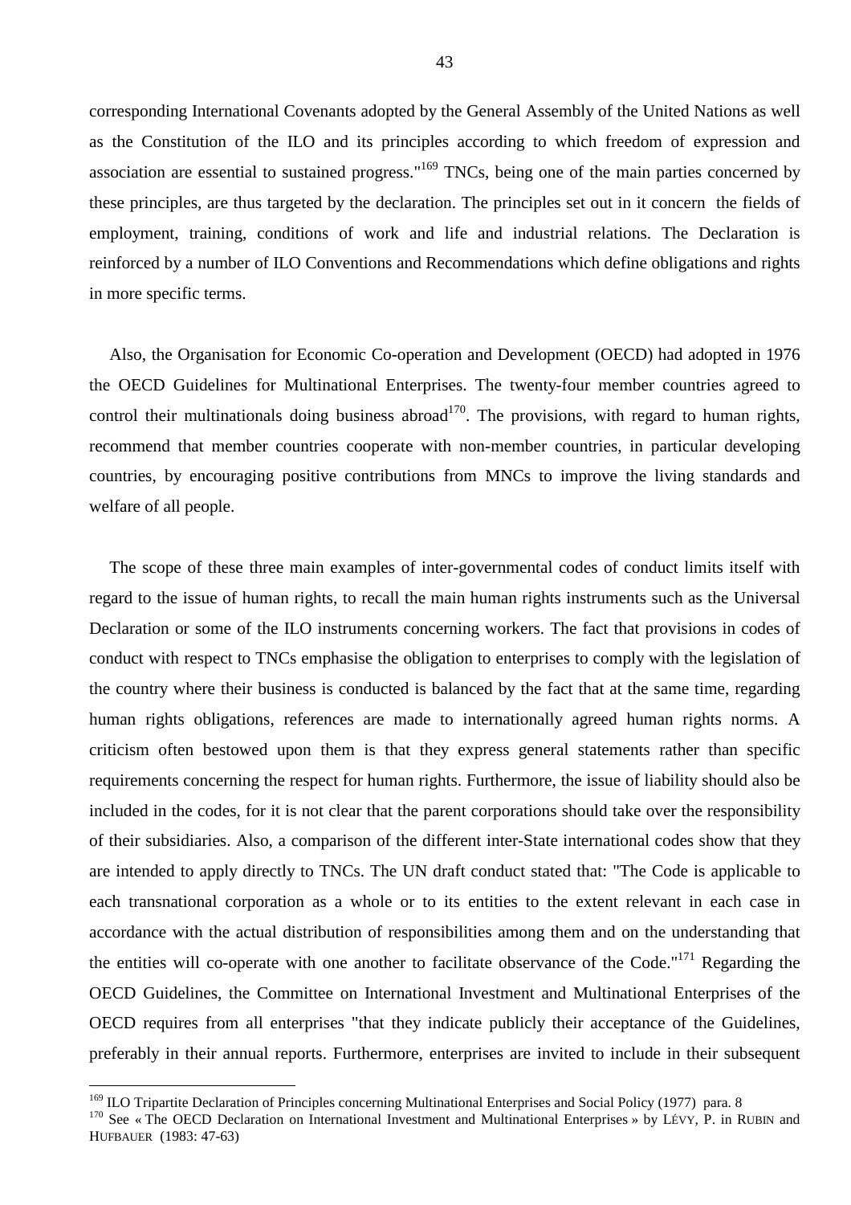corresponding International Covenants adopted by the General Assembly of the United Nations as well as the Constitution of the ILO and its principles according to which freedom of expression and association are essential to sustained progress."[169] TNCs, being one of the main parties concerned by these principles, are thus targeted by the declaration. The principles set out in it concern the fields of employment, training, conditions of work and life and industrial relations. The Declaration is reinforced by a number of ILO Conventions and Recommendations which define obligations and rights in more specific terms.

Also, the Organisation for Economic Co-operation and Development (OECD) had adopted in 1976 the OECD Guidelines for Multinational Enterprises. The twenty-four member countries agreed to control their multinationals doing business abroad[170]. The provisions, with regard to human rights, recommend that member countries cooperate with non-member countries, in particular developing countries, by encouraging positive contributions from MNCs to improve the living standards and welfare of all people.

The scope of these three main examples of inter-governmental codes of conduct limits itself with regard to the issue of human rights, to recall the main human rights instruments such as the Universal Declaration or some of the ILO instruments concerning workers. The fact that provisions in codes of conduct with respect to TNCs emphasise the obligation to enterprises to comply with the legislation of the country where their business is conducted is balanced by the fact that at the same time, regarding human rights obligations, references are made to internationally agreed human rights norms. A criticism often bestowed upon them is that they express general statements rather than specific requirements concerning the respect for human rights. Furthermore, the issue of liability should also be included in the codes, for it is not clear that the parent corporations should take over the responsibility of their subsidiaries. Also, a comparison of the different inter-State international codes show that they are intended to apply directly to TNCs. The UN draft conduct stated that: "The Code is applicable to each transnational corporation as a whole or to its entities to the extent relevant in each case in accordance with the actual distribution of responsibilities among them and on the understanding that the entities will co-operate with one another to facilitate observance of the Code."[171] Regarding the OECD Guidelines, the Committee on International Investment and Multinational Enterprises of the OECD requires from all enterprises "that they indicate publicly their acceptance of the Guidelines, preferably in their annual reports. Furthermore, enterprises are invited to include in their subsequent

---

[169] ILO Tripartite Declaration of Principles concerning Multinational Enterprises and Social Policy (1977) para. 8

[170] See « The OECD Declaration on International Investment and Multinational Enterprises » by LÉVY, P. in RUBIN and HUFBAUER (1983: 47-63)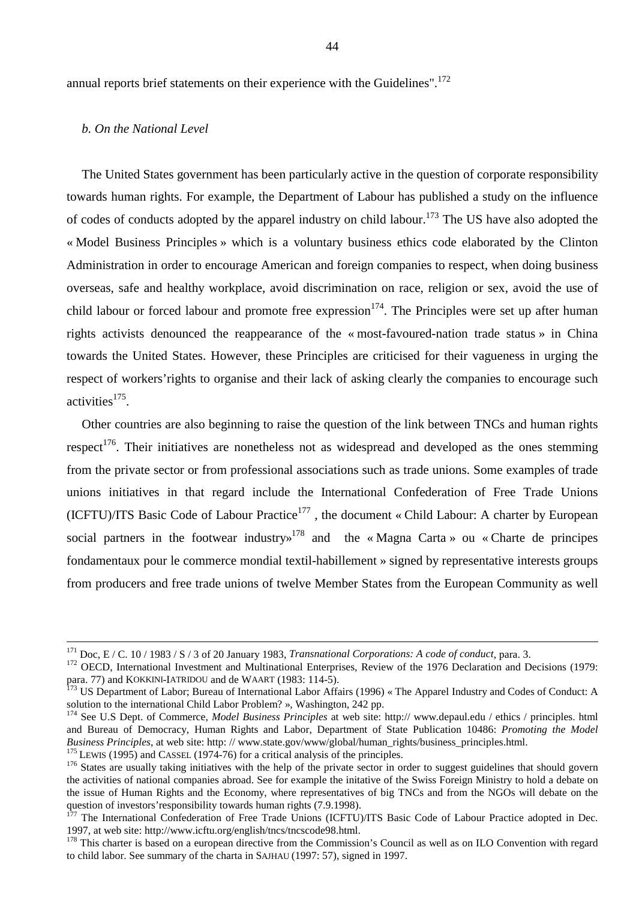annual reports brief statements on their experience with the Guidelines".[172]

*b. On the National Level*

The United States government has been particularly active in the question of corporate responsibility towards human rights. For example, the Department of Labour has published a study on the influence of codes of conducts adopted by the apparel industry on child labour.[173] The US have also adopted the « Model Business Principles » which is a voluntary business ethics code elaborated by the Clinton Administration in order to encourage American and foreign companies to respect, when doing business overseas, safe and healthy workplace, avoid discrimination on race, religion or sex, avoid the use of child labour or forced labour and promote free expression[174]. The Principles were set up after human rights activists denounced the reappearance of the « most-favoured-nation trade status » in China towards the United States. However, these Principles are criticised for their vagueness in urging the respect of workers'rights to organise and their lack of asking clearly the companies to encourage such activities[175].

Other countries are also beginning to raise the question of the link between TNCs and human rights respect[176]. Their initiatives are nonetheless not as widespread and developed as the ones stemming from the private sector or from professional associations such as trade unions. Some examples of trade unions initiatives in that regard include the International Confederation of Free Trade Unions (ICFTU)/ITS Basic Code of Labour Practice[177] , the document « Child Labour: A charter by European social partners in the footwear industry»[178] and the « Magna Carta » ou « Charte de principes fondamentaux pour le commerce mondial textil-habillement » signed by representative interests groups from producers and free trade unions of twelve Member States from the European Community as well

---

[171] Doc, E / C. 10 / 1983 / S / 3 of 20 January 1983, *Transnational Corporations: A code of conduct*, para. 3.

[172] OECD, International Investment and Multinational Enterprises, Review of the 1976 Declaration and Decisions (1979: para. 77) and KOKKINI-IATRIDOU and de WAART (1983: 114-5).

[173] US Department of Labor; Bureau of International Labor Affairs (1996) « The Apparel Industry and Codes of Conduct: A solution to the international Child Labor Problem? », Washington, 242 pp.

[174] See U.S Dept. of Commerce, *Model Business Principles* at web site: http:// www.depaul.edu / ethics / principles. html and Bureau of Democracy, Human Rights and Labor, Department of State Publication 10486: *Promoting the Model Business Principles*, at web site: http: // www.state.gov/www/global/human_rights/business_principles.html.

[175] LEWIS (1995) and CASSEL (1974-76) for a critical analysis of the principles.

[176] States are usually taking initiatives with the help of the private sector in order to suggest guidelines that should govern the activities of national companies abroad. See for example the initative of the Swiss Foreign Ministry to hold a debate on the issue of Human Rights and the Economy, where representatives of big TNCs and from the NGOs will debate on the question of investors'responsibility towards human rights (7.9.1998).

[177] The International Confederation of Free Trade Unions (ICFTU)/ITS Basic Code of Labour Practice adopted in Dec. 1997, at web site: http://www.icftu.org/english/tncs/tncscode98.html.

[178] This charter is based on a european directive from the Commission's Council as well as on ILO Convention with regard to child labor. See summary of the charta in SAJHAU (1997: 57), signed in 1997.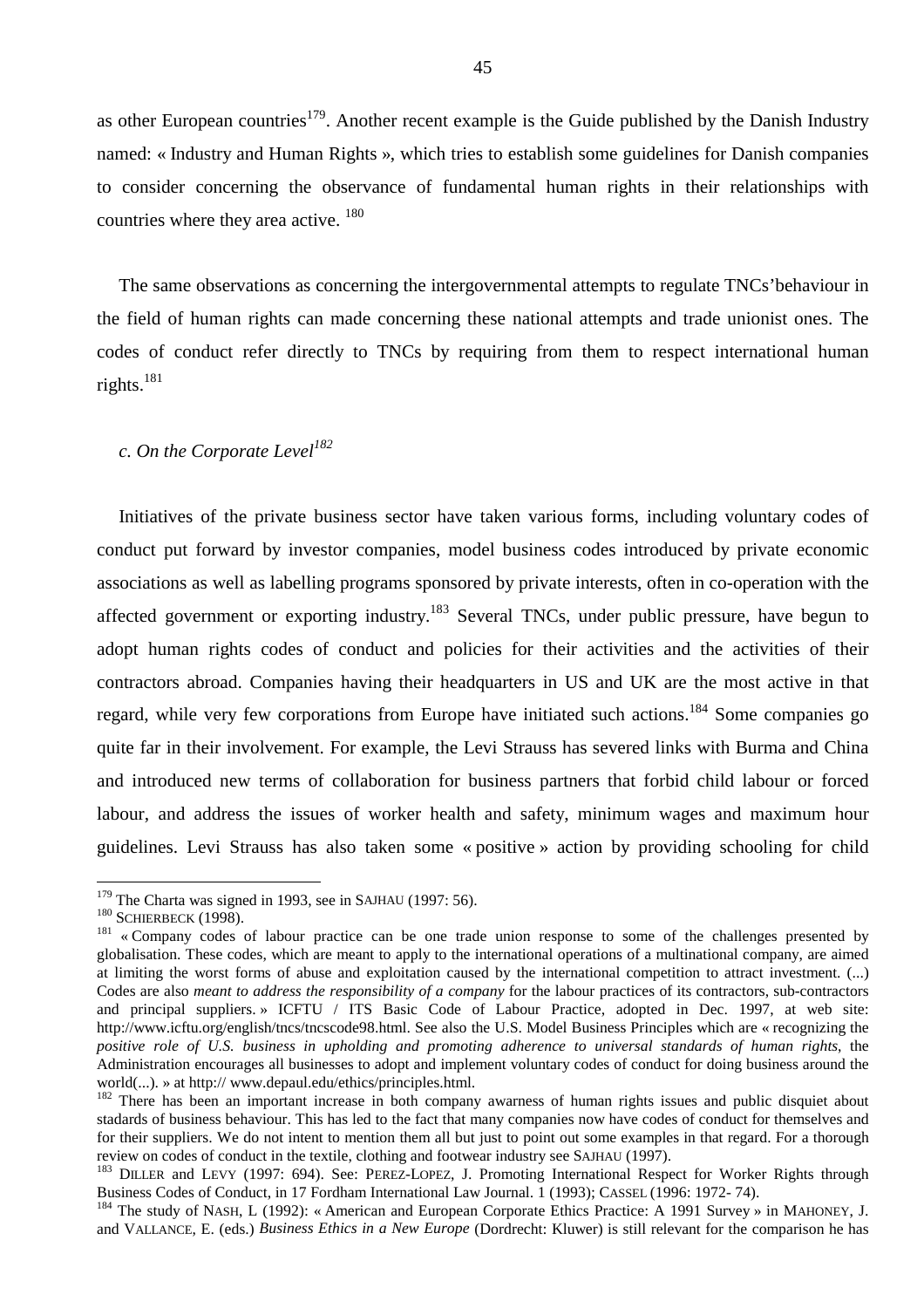as other European countries[179]. Another recent example is the Guide published by the Danish Industry named: « Industry and Human Rights », which tries to establish some guidelines for Danish companies to consider concerning the observance of fundamental human rights in their relationships with countries where they area active. [180]

The same observations as concerning the intergovernmental attempts to regulate TNCs'behaviour in the field of human rights can made concerning these national attempts and trade unionist ones. The codes of conduct refer directly to TNCs by requiring from them to respect international human rights.[181]

*c. On the Corporate Level*[182]

Initiatives of the private business sector have taken various forms, including voluntary codes of conduct put forward by investor companies, model business codes introduced by private economic associations as well as labelling programs sponsored by private interests, often in co-operation with the affected government or exporting industry.[183] Several TNCs, under public pressure, have begun to adopt human rights codes of conduct and policies for their activities and the activities of their contractors abroad. Companies having their headquarters in US and UK are the most active in that regard, while very few corporations from Europe have initiated such actions.[184] Some companies go quite far in their involvement. For example, the Levi Strauss has severed links with Burma and China and introduced new terms of collaboration for business partners that forbid child labour or forced labour, and address the issues of worker health and safety, minimum wages and maximum hour guidelines. Levi Strauss has also taken some « positive » action by providing schooling for child

---

[179] The Charta was signed in 1993, see in SAJHAU (1997: 56).

[180] SCHIERBECK (1998).

[181] « Company codes of labour practice can be one trade union response to some of the challenges presented by globalisation. These codes, which are meant to apply to the international operations of a multinational company, are aimed at limiting the worst forms of abuse and exploitation caused by the international competition to attract investment. (...) Codes are also *meant to address the responsibility of a company* for the labour practices of its contractors, sub-contractors and principal suppliers. » ICFTU / ITS Basic Code of Labour Practice, adopted in Dec. 1997, at web site: http://www.icftu.org/english/tncs/tncscode98.html. See also the U.S. Model Business Principles which are « recognizing the *positive role of U.S. business in upholding and promoting adherence to universal standards of human rights*, the Administration encourages all businesses to adopt and implement voluntary codes of conduct for doing business around the world(...). » at http:// www.depaul.edu/ethics/principles.html.

[182] There has been an important increase in both company awarness of human rights issues and public disquiet about stadards of business behaviour. This has led to the fact that many companies now have codes of conduct for themselves and for their suppliers. We do not intent to mention them all but just to point out some examples in that regard. For a thorough review on codes of conduct in the textile, clothing and footwear industry see SAJHAU (1997).

[183] DILLER and LEVY (1997: 694). See: PEREZ-LOPEZ, J. Promoting International Respect for Worker Rights through Business Codes of Conduct, in 17 Fordham International Law Journal. 1 (1993); CASSEL (1996: 1972- 74).

[184] The study of NASH, L (1992): « American and European Corporate Ethics Practice: A 1991 Survey » in MAHONEY, J. and VALLANCE, E. (eds.) *Business Ethics in a New Europe* (Dordrecht: Kluwer) is still relevant for the comparison he has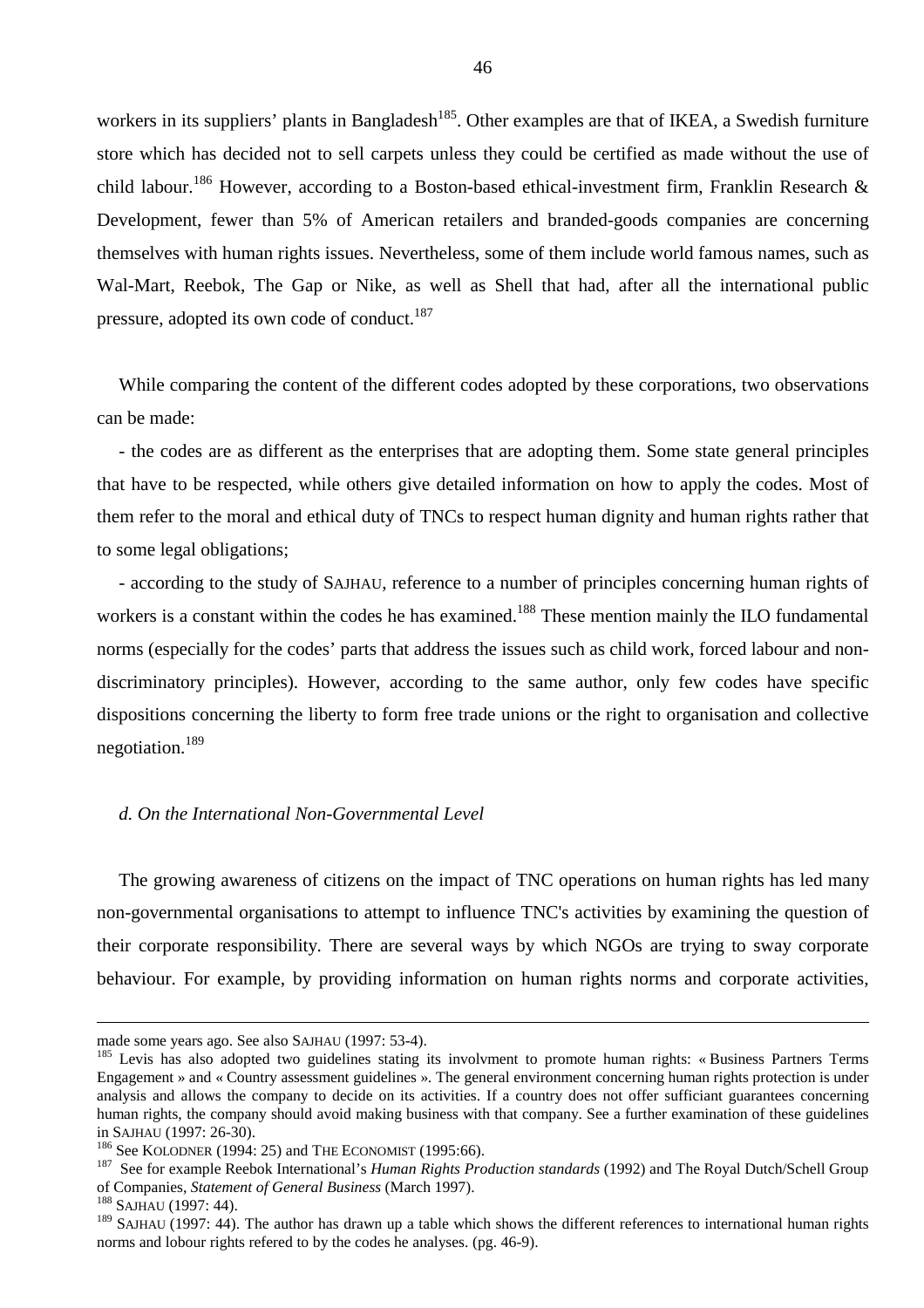workers in its suppliers' plants in Bangladesh[185]. Other examples are that of IKEA, a Swedish furniture store which has decided not to sell carpets unless they could be certified as made without the use of child labour.[186] However, according to a Boston-based ethical-investment firm, Franklin Research & Development, fewer than 5% of American retailers and branded-goods companies are concerning themselves with human rights issues. Nevertheless, some of them include world famous names, such as Wal-Mart, Reebok, The Gap or Nike, as well as Shell that had, after all the international public pressure, adopted its own code of conduct.[187]

While comparing the content of the different codes adopted by these corporations, two observations can be made:

- the codes are as different as the enterprises that are adopting them. Some state general principles that have to be respected, while others give detailed information on how to apply the codes. Most of them refer to the moral and ethical duty of TNCs to respect human dignity and human rights rather that to some legal obligations;

- according to the study of SAJHAU, reference to a number of principles concerning human rights of workers is a constant within the codes he has examined.[188] These mention mainly the ILO fundamental norms (especially for the codes' parts that address the issues such as child work, forced labour and non-discriminatory principles). However, according to the same author, only few codes have specific dispositions concerning the liberty to form free trade unions or the right to organisation and collective negotiation.[189]

### *d. On the International Non-Governmental Level*

The growing awareness of citizens on the impact of TNC operations on human rights has led many non-governmental organisations to attempt to influence TNC's activities by examining the question of their corporate responsibility. There are several ways by which NGOs are trying to sway corporate behaviour. For example, by providing information on human rights norms and corporate activities,

---

made some years ago. See also SAJHAU (1997: 53-4).

[185] Levis has also adopted two guidelines stating its involvment to promote human rights: « Business Partners Terms Engagement » and « Country assessment guidelines ». The general environment concerning human rights protection is under analysis and allows the company to decide on its activities. If a country does not offer sufficiant guarantees concerning human rights, the company should avoid making business with that company. See a further examination of these guidelines in SAJHAU (1997: 26-30).

[186] See KOLODNER (1994: 25) and THE ECONOMIST (1995:66).

[187] See for example Reebok International's *Human Rights Production standards* (1992) and The Royal Dutch/Schell Group of Companies, *Statement of General Business* (March 1997).

[188] SAJHAU (1997: 44).

[189] SAJHAU (1997: 44). The author has drawn up a table which shows the different references to international human rights norms and lobour rights refered to by the codes he analyses. (pg. 46-9).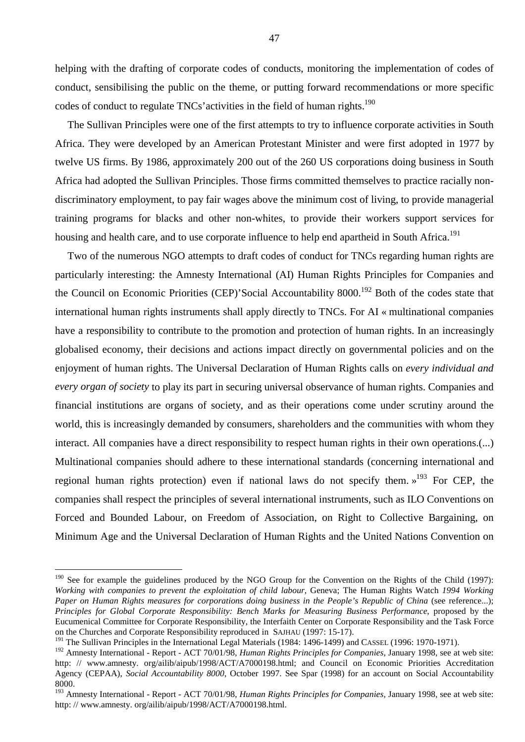helping with the drafting of corporate codes of conducts, monitoring the implementation of codes of conduct, sensibilising the public on the theme, or putting forward recommendations or more specific codes of conduct to regulate TNCs'activities in the field of human rights.[190]

The Sullivan Principles were one of the first attempts to try to influence corporate activities in South Africa. They were developed by an American Protestant Minister and were first adopted in 1977 by twelve US firms. By 1986, approximately 200 out of the 260 US corporations doing business in South Africa had adopted the Sullivan Principles. Those firms committed themselves to practice racially non-discriminatory employment, to pay fair wages above the minimum cost of living, to provide managerial training programs for blacks and other non-whites, to provide their workers support services for housing and health care, and to use corporate influence to help end apartheid in South Africa.[191]

Two of the numerous NGO attempts to draft codes of conduct for TNCs regarding human rights are particularly interesting: the Amnesty International (AI) Human Rights Principles for Companies and the Council on Economic Priorities (CEP)'Social Accountability 8000.[192] Both of the codes state that international human rights instruments shall apply directly to TNCs. For AI « multinational companies have a responsibility to contribute to the promotion and protection of human rights. In an increasingly globalised economy, their decisions and actions impact directly on governmental policies and on the enjoyment of human rights. The Universal Declaration of Human Rights calls on *every individual and every organ of society* to play its part in securing universal observance of human rights. Companies and financial institutions are organs of society, and as their operations come under scrutiny around the world, this is increasingly demanded by consumers, shareholders and the communities with whom they interact. All companies have a direct responsibility to respect human rights in their own operations.(...) Multinational companies should adhere to these international standards (concerning international and regional human rights protection) even if national laws do not specify them. »[193] For CEP, the companies shall respect the principles of several international instruments, such as ILO Conventions on Forced and Bounded Labour, on Freedom of Association, on Right to Collective Bargaining, on Minimum Age and the Universal Declaration of Human Rights and the United Nations Convention on

---

[190] See for example the guidelines produced by the NGO Group for the Convention on the Rights of the Child (1997): *Working with companies to prevent the exploitation of child labour*, Geneva; The Human Rights Watch *1994 Working Paper on Human Rights measures for corporations doing business in the People's Republic of China* (see reference...); *Principles for Global Corporate Responsibility: Bench Marks for Measuring Business Performance*, proposed by the Eucumenical Committee for Corporate Responsibility, the Interfaith Center on Corporate Responsibility and the Task Force on the Churches and Corporate Responsibility reproduced in SAJHAU (1997: 15-17).

[191] The Sullivan Principles in the International Legal Materials (1984: 1496-1499) and CASSEL (1996: 1970-1971).

[192] Amnesty International - Report - ACT 70/01/98, *Human Rights Principles for Companies*, January 1998, see at web site: http: // www.amnesty. org/ailib/aipub/1998/ACT/A7000198.html; and Council on Economic Priorities Accreditation Agency (CEPAA), *Social Accountability 8000*, October 1997. See Spar (1998) for an account on Social Accountability 8000.

[193] Amnesty International - Report - ACT 70/01/98, *Human Rights Principles for Companies*, January 1998, see at web site: http: // www.amnesty. org/ailib/aipub/1998/ACT/A7000198.html.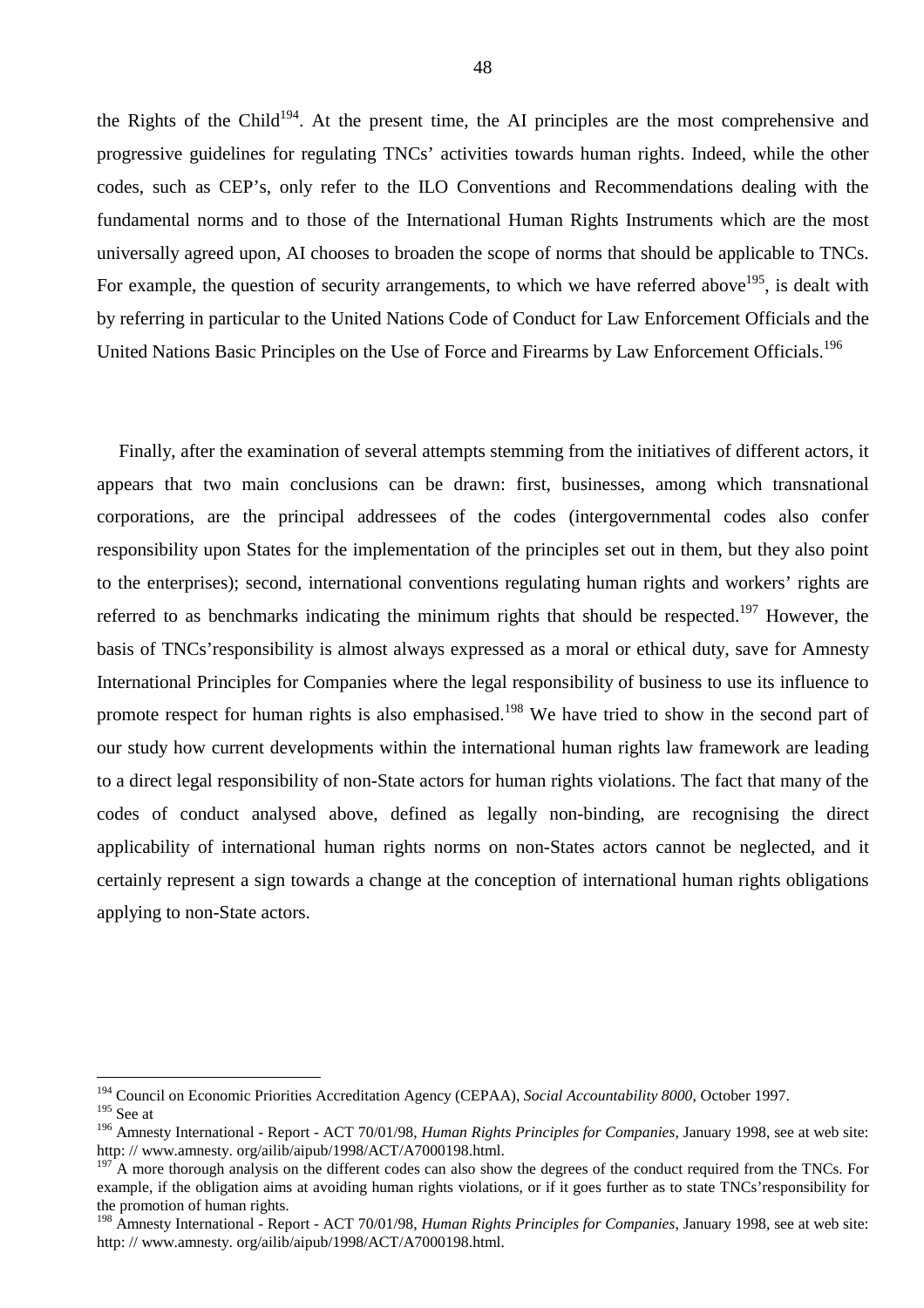the Rights of the Child[194]. At the present time, the AI principles are the most comprehensive and progressive guidelines for regulating TNCs' activities towards human rights. Indeed, while the other codes, such as CEP's, only refer to the ILO Conventions and Recommendations dealing with the fundamental norms and to those of the International Human Rights Instruments which are the most universally agreed upon, AI chooses to broaden the scope of norms that should be applicable to TNCs. For example, the question of security arrangements, to which we have referred above[195], is dealt with by referring in particular to the United Nations Code of Conduct for Law Enforcement Officials and the United Nations Basic Principles on the Use of Force and Firearms by Law Enforcement Officials.[196]

Finally, after the examination of several attempts stemming from the initiatives of different actors, it appears that two main conclusions can be drawn: first, businesses, among which transnational corporations, are the principal addressees of the codes (intergovernmental codes also confer responsibility upon States for the implementation of the principles set out in them, but they also point to the enterprises); second, international conventions regulating human rights and workers' rights are referred to as benchmarks indicating the minimum rights that should be respected.[197] However, the basis of TNCs'responsibility is almost always expressed as a moral or ethical duty, save for Amnesty International Principles for Companies where the legal responsibility of business to use its influence to promote respect for human rights is also emphasised.[198] We have tried to show in the second part of our study how current developments within the international human rights law framework are leading to a direct legal responsibility of non-State actors for human rights violations. The fact that many of the codes of conduct analysed above, defined as legally non-binding, are recognising the direct applicability of international human rights norms on non-States actors cannot be neglected, and it certainly represent a sign towards a change at the conception of international human rights obligations applying to non-State actors.

---

[194] Council on Economic Priorities Accreditation Agency (CEPAA), *Social Accountability 8000*, October 1997.

[195] See at

[196] Amnesty International - Report - ACT 70/01/98, *Human Rights Principles for Companies*, January 1998, see at web site: http: // www.amnesty. org/ailib/aipub/1998/ACT/A7000198.html.

[197] A more thorough analysis on the different codes can also show the degrees of the conduct required from the TNCs. For example, if the obligation aims at avoiding human rights violations, or if it goes further as to state TNCs'responsibility for the promotion of human rights.

[198] Amnesty International - Report - ACT 70/01/98, *Human Rights Principles for Companies*, January 1998, see at web site: http: // www.amnesty. org/ailib/aipub/1998/ACT/A7000198.html.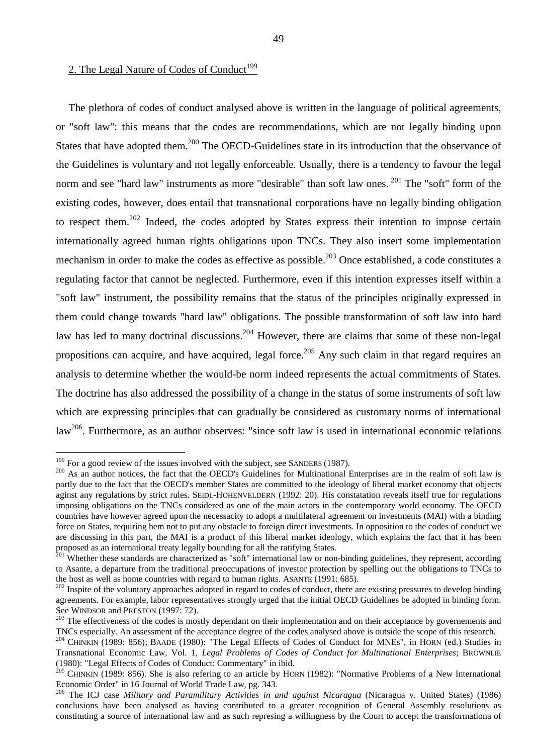## 2. The Legal Nature of Codes of Conduct[199]

The plethora of codes of conduct analysed above is written in the language of political agreements, or "soft law": this means that the codes are recommendations, which are not legally binding upon States that have adopted them.[200] The OECD-Guidelines state in its introduction that the observance of the Guidelines is voluntary and not legally enforceable. Usually, there is a tendency to favour the legal norm and see "hard law" instruments as more "desirable" than soft law ones. [201] The "soft" form of the existing codes, however, does entail that transnational corporations have no legally binding obligation to respect them.[202] Indeed, the codes adopted by States express their intention to impose certain internationally agreed human rights obligations upon TNCs. They also insert some implementation mechanism in order to make the codes as effective as possible.[203] Once established, a code constitutes a regulating factor that cannot be neglected. Furthermore, even if this intention expresses itself within a "soft law" instrument, the possibility remains that the status of the principles originally expressed in them could change towards "hard law" obligations. The possible transformation of soft law into hard law has led to many doctrinal discussions.[204] However, there are claims that some of these non-legal propositions can acquire, and have acquired, legal force.[205] Any such claim in that regard requires an analysis to determine whether the would-be norm indeed represents the actual commitments of States. The doctrine has also addressed the possibility of a change in the status of some instruments of soft law which are expressing principles that can gradually be considered as customary norms of international law[206]. Furthermore, as an author observes: "since soft law is used in international economic relations

---

[199] For a good review of the issues involved with the subject, see SANDERS (1987).

[200] As an author notices, the fact that the OECD's Guidelines for Multinational Enterprises are in the realm of soft law is partly due to the fact that the OECD's member States are committed to the ideology of liberal market economy that objects aginst any regulations by strict rules. SEIDL-HOHENVELDERN (1992: 20). His constatation reveals itself true for regulations imposing obligations on the TNCs considered as one of the main actors in the contemporary world economy. The OECD countries have however agreed upon the necessacity to adopt a multilateral agreement on investments (MAI) with a binding force on States, requiring hem not to put any obstacle to foreign direct investments. In opposition to the codes of conduct we are discussing in this part, the MAI is a product of this liberal market ideology, which explains the fact that it has been proposed as an international treaty legally bounding for all the ratifying States.

[201] Whether these standards are characterized as "soft" international law or non-binding guidelines, they represent, according to Asante, a departure from the traditional preoccupations of investor protection by spelling out the obligations to TNCs to the host as well as home countries with regard to human rights. ASANTE (1991: 685).

[202] Inspite of the voluntary approaches adopted in regard to codes of conduct, there are existing pressures to develop binding agreements. For example, labor representatives strongly urged that the initial OECD Guidelines be adopted in binding form. See WINDSOR and PRESTON (1997: 72).

[203] The effectiveness of the codes is mostly dependant on their implementation and on their acceptance by governements and TNCs especially. An assessment of the acceptance degree of the codes analysed above is outside the scope of this research.

[204] CHINKIN (1989: 856); BAADE (1980): "The Legal Effects of Codes of Conduct for MNEs", in HORN (ed.) Studies in Transnational Economic Law, Vol. 1, *Legal Problems of Codes of Conduct for Multinational Enterprises*; BROWNLIE (1980): "Legal Effects of Codes of Conduct: Commentary" in ibid.

[205] CHINKIN (1989: 856). She is also refering to an article by HORN (1982): "Normative Problems of a New International Economic Order" in 16 Journal of World Trade Law, pg. 343.

[206] The ICJ case *Military and Paramilitary Activities in and against Nicaragua* (Nicaragua v. United States) (1986) conclusions have been analysed as having contributed to a greater recognition of General Assembly resolutions as constituting a source of international law and as such represing a willingness by the Court to accept the transformationa of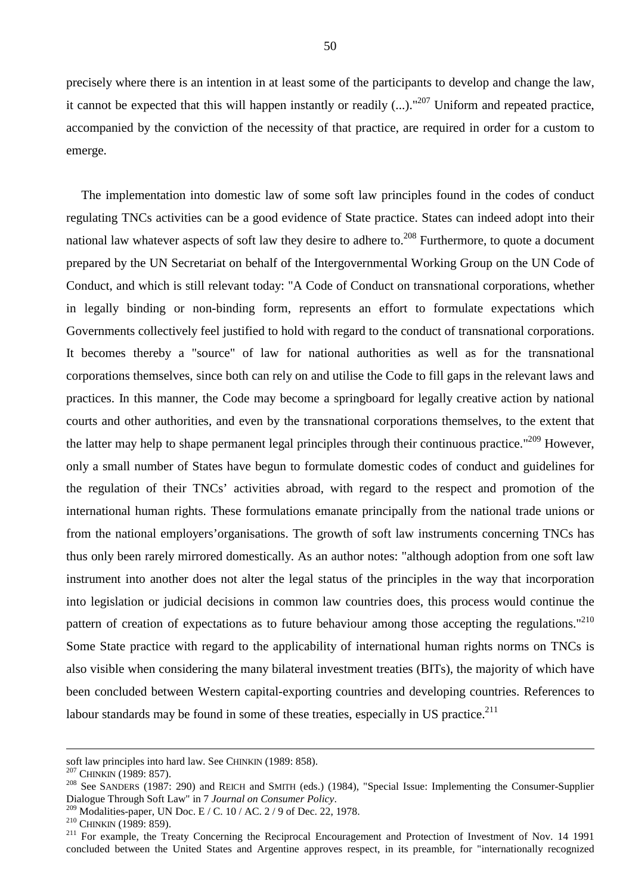precisely where there is an intention in at least some of the participants to develop and change the law, it cannot be expected that this will happen instantly or readily (...)."[207] Uniform and repeated practice, accompanied by the conviction of the necessity of that practice, are required in order for a custom to emerge.

The implementation into domestic law of some soft law principles found in the codes of conduct regulating TNCs activities can be a good evidence of State practice. States can indeed adopt into their national law whatever aspects of soft law they desire to adhere to.[208] Furthermore, to quote a document prepared by the UN Secretariat on behalf of the Intergovernmental Working Group on the UN Code of Conduct, and which is still relevant today: "A Code of Conduct on transnational corporations, whether in legally binding or non-binding form, represents an effort to formulate expectations which Governments collectively feel justified to hold with regard to the conduct of transnational corporations. It becomes thereby a "source" of law for national authorities as well as for the transnational corporations themselves, since both can rely on and utilise the Code to fill gaps in the relevant laws and practices. In this manner, the Code may become a springboard for legally creative action by national courts and other authorities, and even by the transnational corporations themselves, to the extent that the latter may help to shape permanent legal principles through their continuous practice."[209] However, only a small number of States have begun to formulate domestic codes of conduct and guidelines for the regulation of their TNCs' activities abroad, with regard to the respect and promotion of the international human rights. These formulations emanate principally from the national trade unions or from the national employers'organisations. The growth of soft law instruments concerning TNCs has thus only been rarely mirrored domestically. As an author notes: "although adoption from one soft law instrument into another does not alter the legal status of the principles in the way that incorporation into legislation or judicial decisions in common law countries does, this process would continue the pattern of creation of expectations as to future behaviour among those accepting the regulations."[210] Some State practice with regard to the applicability of international human rights norms on TNCs is also visible when considering the many bilateral investment treaties (BITs), the majority of which have been concluded between Western capital-exporting countries and developing countries. References to labour standards may be found in some of these treaties, especially in US practice.[211]

---

soft law principles into hard law. See CHINKIN (1989: 858).

[207] CHINKIN (1989: 857).

[208] See SANDERS (1987: 290) and REICH and SMITH (eds.) (1984), "Special Issue: Implementing the Consumer-Supplier Dialogue Through Soft Law" in 7 *Journal on Consumer Policy*.

[209] Modalities-paper, UN Doc. E / C. 10 / AC. 2 / 9 of Dec. 22, 1978.

[210] CHINKIN (1989: 859).

[211] For example, the Treaty Concerning the Reciprocal Encouragement and Protection of Investment of Nov. 14 1991 concluded between the United States and Argentine approves respect, in its preamble, for "internationally recognized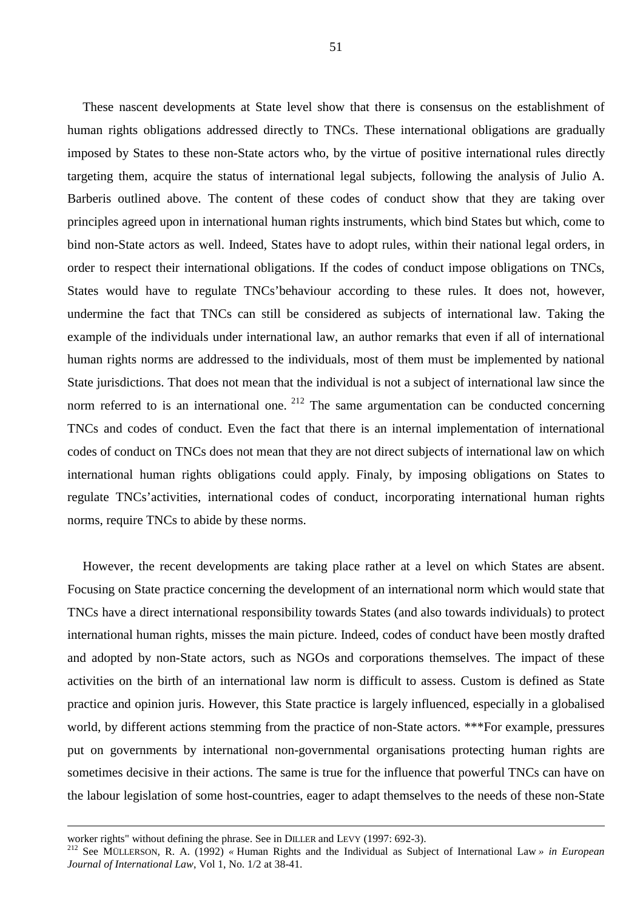These nascent developments at State level show that there is consensus on the establishment of human rights obligations addressed directly to TNCs. These international obligations are gradually imposed by States to these non-State actors who, by the virtue of positive international rules directly targeting them, acquire the status of international legal subjects, following the analysis of Julio A. Barberis outlined above. The content of these codes of conduct show that they are taking over principles agreed upon in international human rights instruments, which bind States but which, come to bind non-State actors as well. Indeed, States have to adopt rules, within their national legal orders, in order to respect their international obligations. If the codes of conduct impose obligations on TNCs, States would have to regulate TNCs'behaviour according to these rules. It does not, however, undermine the fact that TNCs can still be considered as subjects of international law. Taking the example of the individuals under international law, an author remarks that even if all of international human rights norms are addressed to the individuals, most of them must be implemented by national State jurisdictions. That does not mean that the individual is not a subject of international law since the norm referred to is an international one. [212] The same argumentation can be conducted concerning TNCs and codes of conduct. Even the fact that there is an internal implementation of international codes of conduct on TNCs does not mean that they are not direct subjects of international law on which international human rights obligations could apply. Finaly, by imposing obligations on States to regulate TNCs'activities, international codes of conduct, incorporating international human rights norms, require TNCs to abide by these norms.

However, the recent developments are taking place rather at a level on which States are absent. Focusing on State practice concerning the development of an international norm which would state that TNCs have a direct international responsibility towards States (and also towards individuals) to protect international human rights, misses the main picture. Indeed, codes of conduct have been mostly drafted and adopted by non-State actors, such as NGOs and corporations themselves. The impact of these activities on the birth of an international law norm is difficult to assess. Custom is defined as State practice and opinion juris. However, this State practice is largely influenced, especially in a globalised world, by different actions stemming from the practice of non-State actors. ***For example, pressures put on governments by international non-governmental organisations protecting human rights are sometimes decisive in their actions. The same is true for the influence that powerful TNCs can have on the labour legislation of some host-countries, eager to adapt themselves to the needs of these non-State

---

worker rights" without defining the phrase. See in DILLER and LEVY (1997: 692-3).

[212] See MÜLLERSON, R. A. (1992) « Human Rights and the Individual as Subject of International Law » *in European Journal of International Law*, Vol 1, No. 1/2 at 38-41.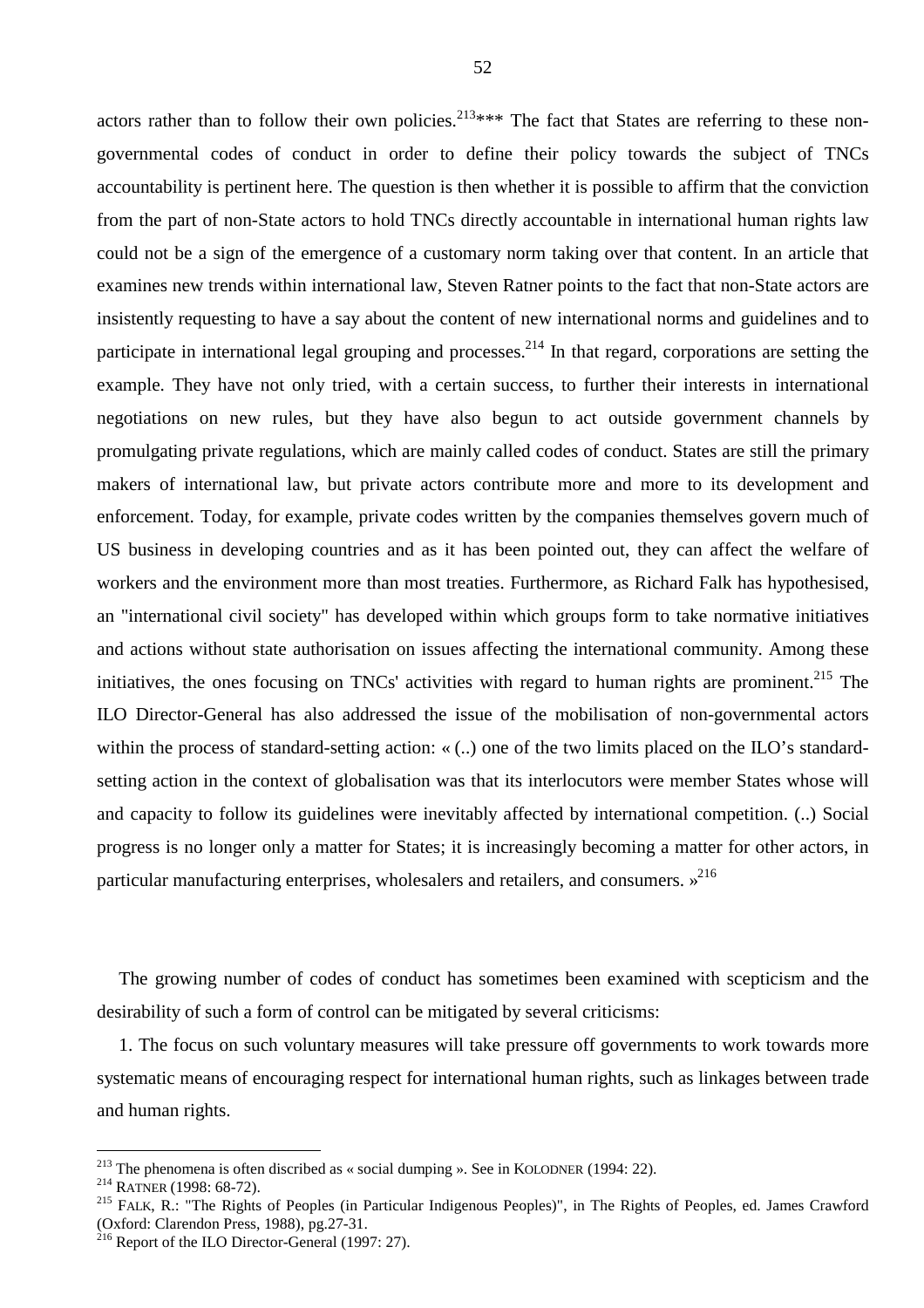actors rather than to follow their own policies.[213]*** The fact that States are referring to these non-governmental codes of conduct in order to define their policy towards the subject of TNCs accountability is pertinent here. The question is then whether it is possible to affirm that the conviction from the part of non-State actors to hold TNCs directly accountable in international human rights law could not be a sign of the emergence of a customary norm taking over that content. In an article that examines new trends within international law, Steven Ratner points to the fact that non-State actors are insistently requesting to have a say about the content of new international norms and guidelines and to participate in international legal grouping and processes.[214] In that regard, corporations are setting the example. They have not only tried, with a certain success, to further their interests in international negotiations on new rules, but they have also begun to act outside government channels by promulgating private regulations, which are mainly called codes of conduct. States are still the primary makers of international law, but private actors contribute more and more to its development and enforcement. Today, for example, private codes written by the companies themselves govern much of US business in developing countries and as it has been pointed out, they can affect the welfare of workers and the environment more than most treaties. Furthermore, as Richard Falk has hypothesised, an "international civil society" has developed within which groups form to take normative initiatives and actions without state authorisation on issues affecting the international community. Among these initiatives, the ones focusing on TNCs' activities with regard to human rights are prominent.[215] The ILO Director-General has also addressed the issue of the mobilisation of non-governmental actors within the process of standard-setting action: « (..) one of the two limits placed on the ILO's standard-setting action in the context of globalisation was that its interlocutors were member States whose will and capacity to follow its guidelines were inevitably affected by international competition. (..) Social progress is no longer only a matter for States; it is increasingly becoming a matter for other actors, in particular manufacturing enterprises, wholesalers and retailers, and consumers. »[216]

The growing number of codes of conduct has sometimes been examined with scepticism and the desirability of such a form of control can be mitigated by several criticisms:

1. The focus on such voluntary measures will take pressure off governments to work towards more systematic means of encouraging respect for international human rights, such as linkages between trade and human rights.

---

[213] The phenomena is often discribed as « social dumping ». See in KOLODNER (1994: 22).

[214] RATNER (1998: 68-72).

[215] FALK, R.: "The Rights of Peoples (in Particular Indigenous Peoples)", in The Rights of Peoples, ed. James Crawford (Oxford: Clarendon Press, 1988), pg.27-31.

[216] Report of the ILO Director-General (1997: 27).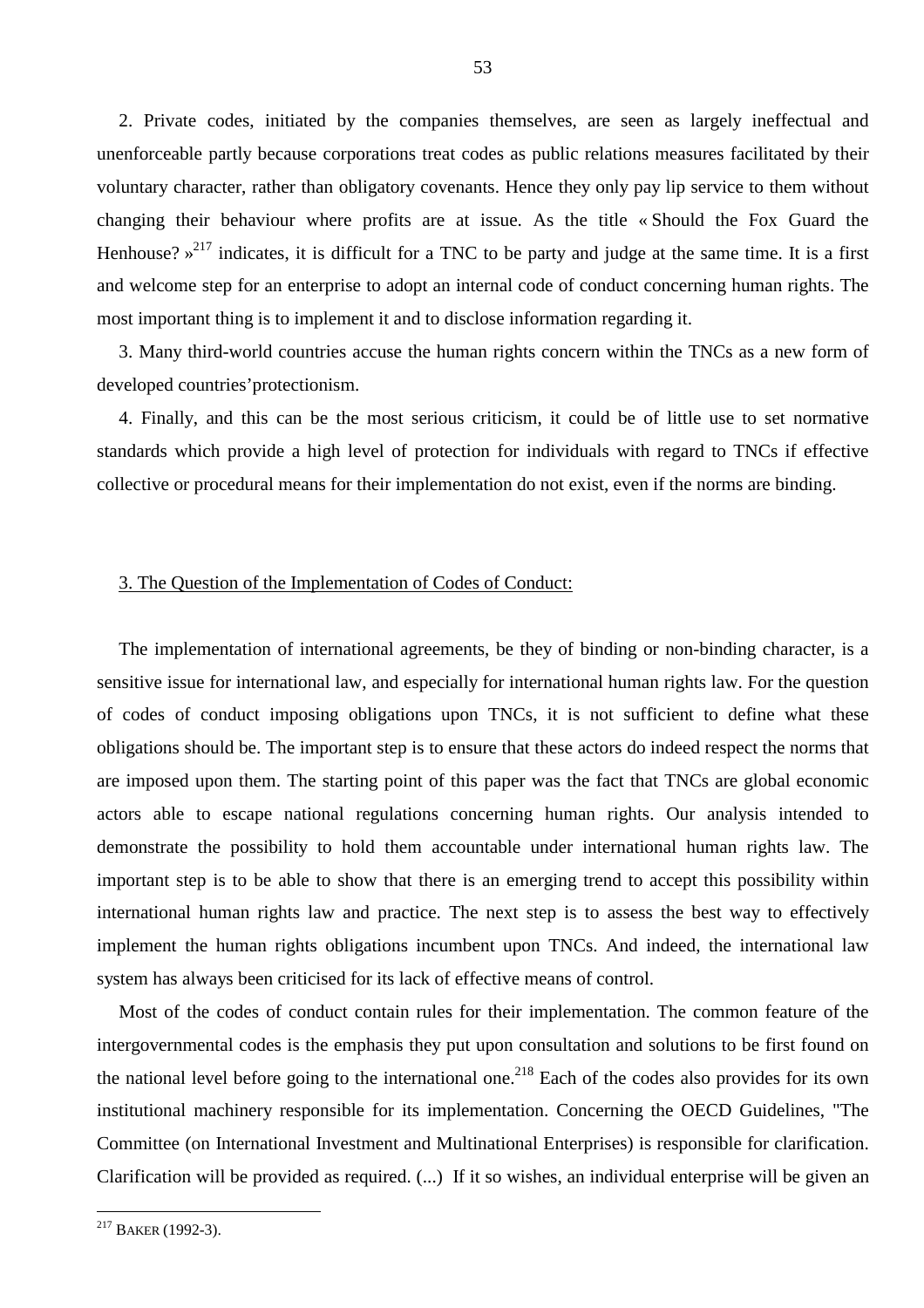2. Private codes, initiated by the companies themselves, are seen as largely ineffectual and unenforceable partly because corporations treat codes as public relations measures facilitated by their voluntary character, rather than obligatory covenants. Hence they only pay lip service to them without changing their behaviour where profits are at issue. As the title « Should the Fox Guard the Henhouse? »[217] indicates, it is difficult for a TNC to be party and judge at the same time. It is a first and welcome step for an enterprise to adopt an internal code of conduct concerning human rights. The most important thing is to implement it and to disclose information regarding it.

3. Many third-world countries accuse the human rights concern within the TNCs as a new form of developed countries'protectionism.

4. Finally, and this can be the most serious criticism, it could be of little use to set normative standards which provide a high level of protection for individuals with regard to TNCs if effective collective or procedural means for their implementation do not exist, even if the norms are binding.

### 3. The Question of the Implementation of Codes of Conduct:

The implementation of international agreements, be they of binding or non-binding character, is a sensitive issue for international law, and especially for international human rights law. For the question of codes of conduct imposing obligations upon TNCs, it is not sufficient to define what these obligations should be. The important step is to ensure that these actors do indeed respect the norms that are imposed upon them. The starting point of this paper was the fact that TNCs are global economic actors able to escape national regulations concerning human rights. Our analysis intended to demonstrate the possibility to hold them accountable under international human rights law. The important step is to be able to show that there is an emerging trend to accept this possibility within international human rights law and practice. The next step is to assess the best way to effectively implement the human rights obligations incumbent upon TNCs. And indeed, the international law system has always been criticised for its lack of effective means of control.

Most of the codes of conduct contain rules for their implementation. The common feature of the intergovernmental codes is the emphasis they put upon consultation and solutions to be first found on the national level before going to the international one.[218] Each of the codes also provides for its own institutional machinery responsible for its implementation. Concerning the OECD Guidelines, "The Committee (on International Investment and Multinational Enterprises) is responsible for clarification. Clarification will be provided as required. (...) If it so wishes, an individual enterprise will be given an

---

[217] Baker (1992-3).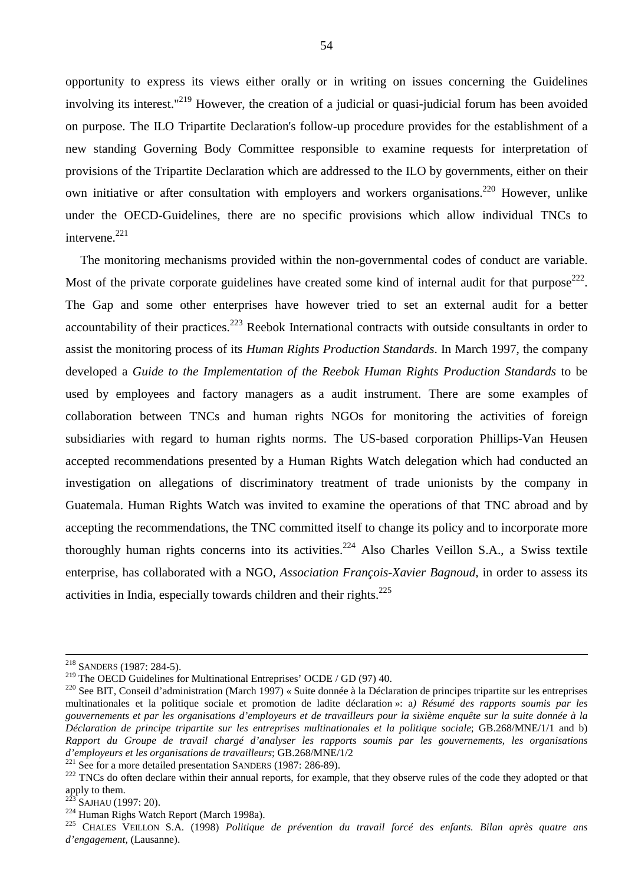opportunity to express its views either orally or in writing on issues concerning the Guidelines involving its interest."[219] However, the creation of a judicial or quasi-judicial forum has been avoided on purpose. The ILO Tripartite Declaration's follow-up procedure provides for the establishment of a new standing Governing Body Committee responsible to examine requests for interpretation of provisions of the Tripartite Declaration which are addressed to the ILO by governments, either on their own initiative or after consultation with employers and workers organisations.[220] However, unlike under the OECD-Guidelines, there are no specific provisions which allow individual TNCs to intervene.[221]

The monitoring mechanisms provided within the non-governmental codes of conduct are variable. Most of the private corporate guidelines have created some kind of internal audit for that purpose[222]. The Gap and some other enterprises have however tried to set an external audit for a better accountability of their practices.[223] Reebok International contracts with outside consultants in order to assist the monitoring process of its *Human Rights Production Standards*. In March 1997, the company developed a *Guide to the Implementation of the Reebok Human Rights Production Standards* to be used by employees and factory managers as a audit instrument. There are some examples of collaboration between TNCs and human rights NGOs for monitoring the activities of foreign subsidiaries with regard to human rights norms. The US-based corporation Phillips-Van Heusen accepted recommendations presented by a Human Rights Watch delegation which had conducted an investigation on allegations of discriminatory treatment of trade unionists by the company in Guatemala. Human Rights Watch was invited to examine the operations of that TNC abroad and by accepting the recommendations, the TNC committed itself to change its policy and to incorporate more thoroughly human rights concerns into its activities.[224] Also Charles Veillon S.A., a Swiss textile enterprise, has collaborated with a NGO, *Association François-Xavier Bagnoud*, in order to assess its activities in India, especially towards children and their rights.[225]

---

[218] SANDERS (1987: 284-5).

[219] The OECD Guidelines for Multinational Entreprises' OCDE / GD (97) 40.

[220] See BIT, Conseil d'administration (March 1997) « Suite donnée à la Déclaration de principes tripartite sur les entreprises multinationales et la politique sociale et promotion de ladite déclaration »: a*) Résumé des rapports soumis par les gouvernements et par les organisations d'employeurs et de travailleurs pour la sixième enquête sur la suite donnée à la Déclaration de principe tripartite sur les entreprises multinationales et la politique sociale*; GB.268/MNE/1/1 and b) *Rapport du Groupe de travail chargé d'analyser les rapports soumis par les gouvernements, les organisations d'employeurs et les organisations de travailleurs*; GB.268/MNE/1/2

[221] See for a more detailed presentation SANDERS (1987: 286-89).

[222] TNCs do often declare within their annual reports, for example, that they observe rules of the code they adopted or that apply to them.

[223] SAJHAU (1997: 20).

[224] Human Righs Watch Report (March 1998a).

[225] CHALES VEILLON S.A. (1998) *Politique de prévention du travail forcé des enfants. Bilan après quatre ans d'engagement*, (Lausanne).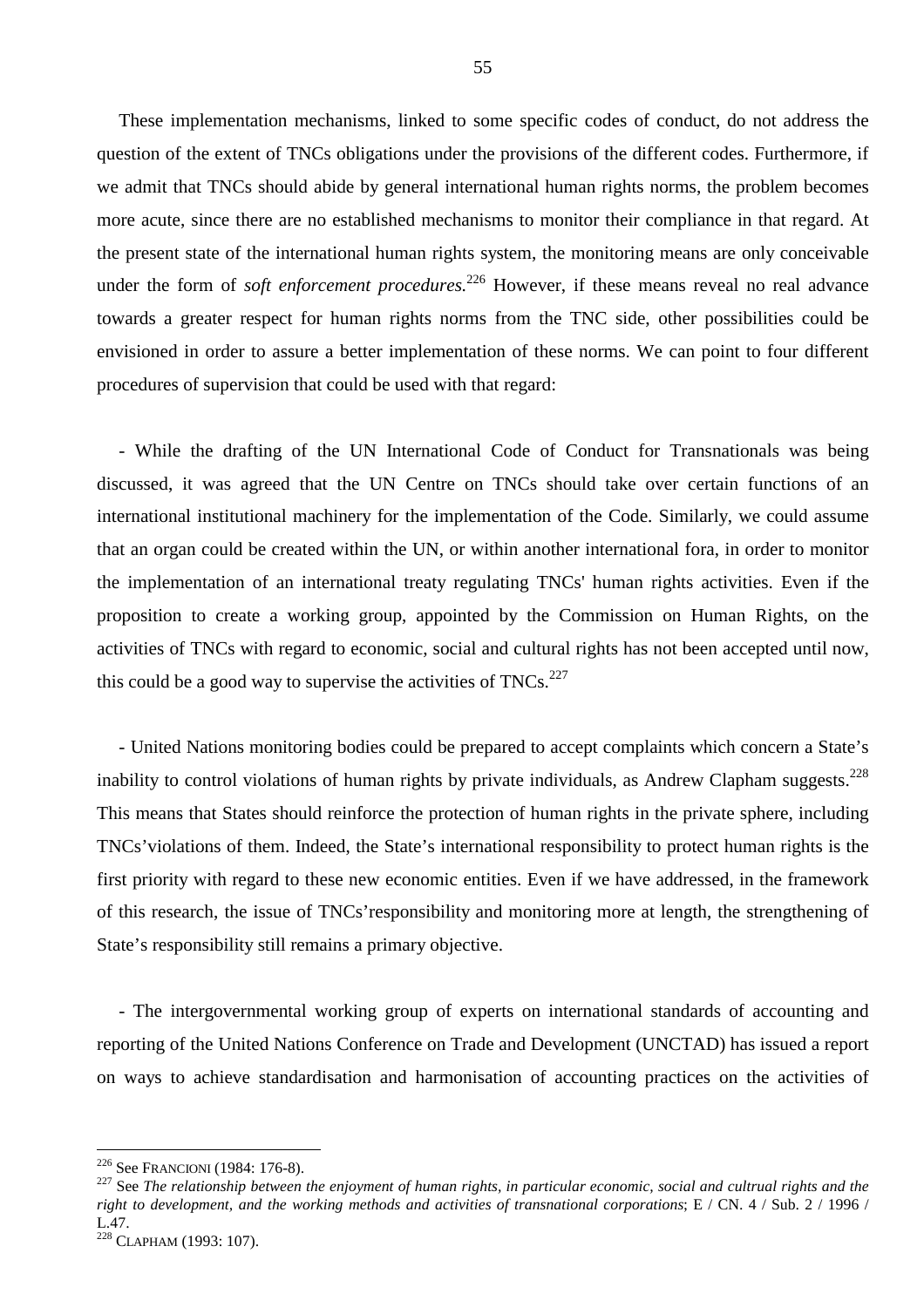These implementation mechanisms, linked to some specific codes of conduct, do not address the question of the extent of TNCs obligations under the provisions of the different codes. Furthermore, if we admit that TNCs should abide by general international human rights norms, the problem becomes more acute, since there are no established mechanisms to monitor their compliance in that regard. At the present state of the international human rights system, the monitoring means are only conceivable under the form of *soft enforcement procedures.*[226] However, if these means reveal no real advance towards a greater respect for human rights norms from the TNC side, other possibilities could be envisioned in order to assure a better implementation of these norms. We can point to four different procedures of supervision that could be used with that regard:

- While the drafting of the UN International Code of Conduct for Transnationals was being discussed, it was agreed that the UN Centre on TNCs should take over certain functions of an international institutional machinery for the implementation of the Code. Similarly, we could assume that an organ could be created within the UN, or within another international fora, in order to monitor the implementation of an international treaty regulating TNCs' human rights activities. Even if the proposition to create a working group, appointed by the Commission on Human Rights, on the activities of TNCs with regard to economic, social and cultural rights has not been accepted until now, this could be a good way to supervise the activities of TNCs.[227]

- United Nations monitoring bodies could be prepared to accept complaints which concern a State's inability to control violations of human rights by private individuals, as Andrew Clapham suggests.[228] This means that States should reinforce the protection of human rights in the private sphere, including TNCs'violations of them. Indeed, the State's international responsibility to protect human rights is the first priority with regard to these new economic entities. Even if we have addressed, in the framework of this research, the issue of TNCs'responsibility and monitoring more at length, the strengthening of State's responsibility still remains a primary objective.

- The intergovernmental working group of experts on international standards of accounting and reporting of the United Nations Conference on Trade and Development (UNCTAD) has issued a report on ways to achieve standardisation and harmonisation of accounting practices on the activities of

---

[226] See FRANCIONI (1984: 176-8).

[227] See *The relationship between the enjoyment of human rights, in particular economic, social and cultrual rights and the right to development, and the working methods and activities of transnational corporations*; E / CN. 4 / Sub. 2 / 1996 / L.47.

[228] CLAPHAM (1993: 107).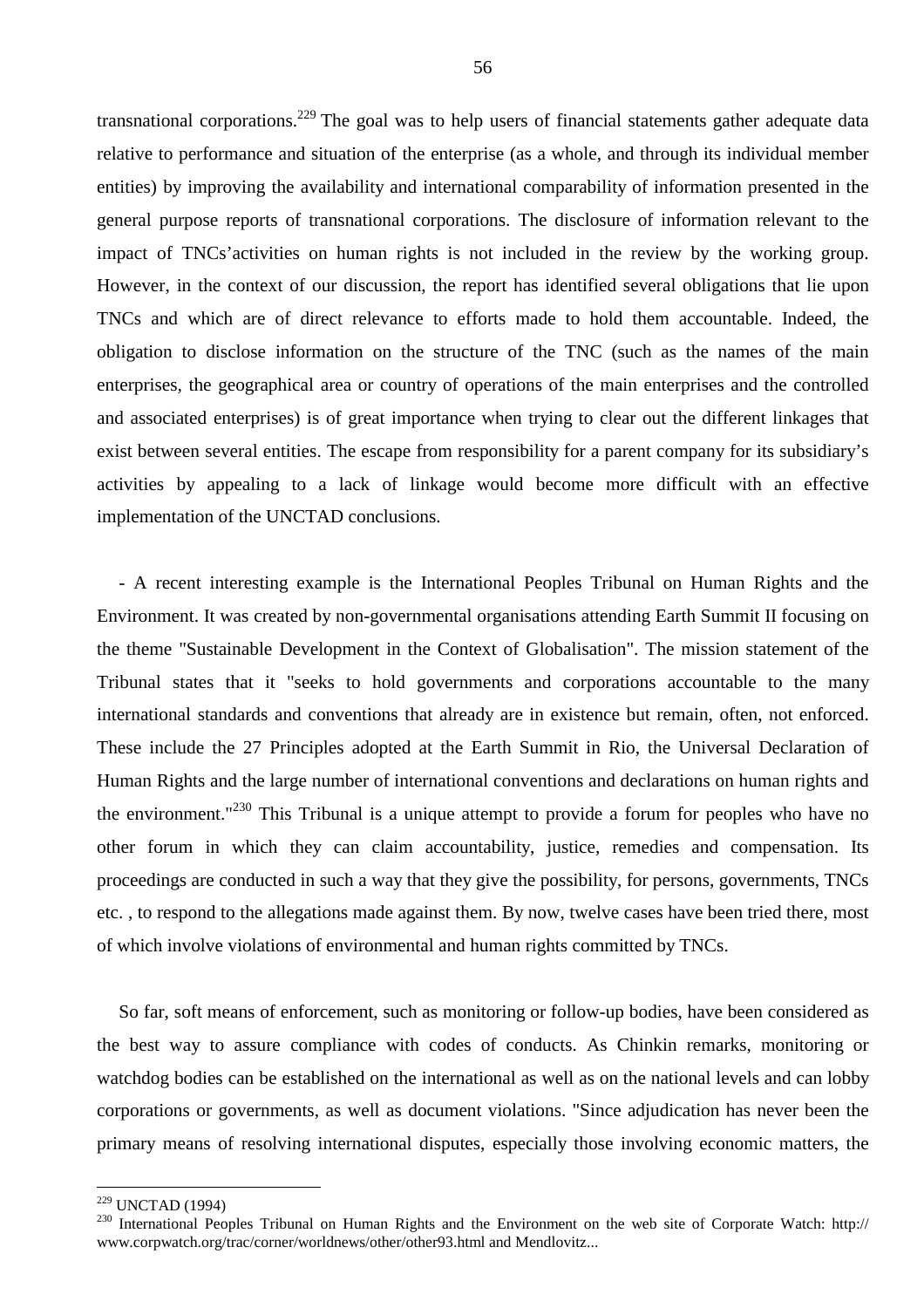transnational corporations.[229] The goal was to help users of financial statements gather adequate data relative to performance and situation of the enterprise (as a whole, and through its individual member entities) by improving the availability and international comparability of information presented in the general purpose reports of transnational corporations. The disclosure of information relevant to the impact of TNCs'activities on human rights is not included in the review by the working group. However, in the context of our discussion, the report has identified several obligations that lie upon TNCs and which are of direct relevance to efforts made to hold them accountable. Indeed, the obligation to disclose information on the structure of the TNC (such as the names of the main enterprises, the geographical area or country of operations of the main enterprises and the controlled and associated enterprises) is of great importance when trying to clear out the different linkages that exist between several entities. The escape from responsibility for a parent company for its subsidiary's activities by appealing to a lack of linkage would become more difficult with an effective implementation of the UNCTAD conclusions.

- A recent interesting example is the International Peoples Tribunal on Human Rights and the Environment. It was created by non-governmental organisations attending Earth Summit II focusing on the theme "Sustainable Development in the Context of Globalisation". The mission statement of the Tribunal states that it "seeks to hold governments and corporations accountable to the many international standards and conventions that already are in existence but remain, often, not enforced. These include the 27 Principles adopted at the Earth Summit in Rio, the Universal Declaration of Human Rights and the large number of international conventions and declarations on human rights and the environment."[230] This Tribunal is a unique attempt to provide a forum for peoples who have no other forum in which they can claim accountability, justice, remedies and compensation. Its proceedings are conducted in such a way that they give the possibility, for persons, governments, TNCs etc. , to respond to the allegations made against them. By now, twelve cases have been tried there, most of which involve violations of environmental and human rights committed by TNCs.

So far, soft means of enforcement, such as monitoring or follow-up bodies, have been considered as the best way to assure compliance with codes of conducts. As Chinkin remarks, monitoring or watchdog bodies can be established on the international as well as on the national levels and can lobby corporations or governments, as well as document violations. "Since adjudication has never been the primary means of resolving international disputes, especially those involving economic matters, the

---

[229] UNCTAD (1994)

[230] International Peoples Tribunal on Human Rights and the Environment on the web site of Corporate Watch: http://www.corpwatch.org/trac/corner/worldnews/other/other93.html and Mendlovitz...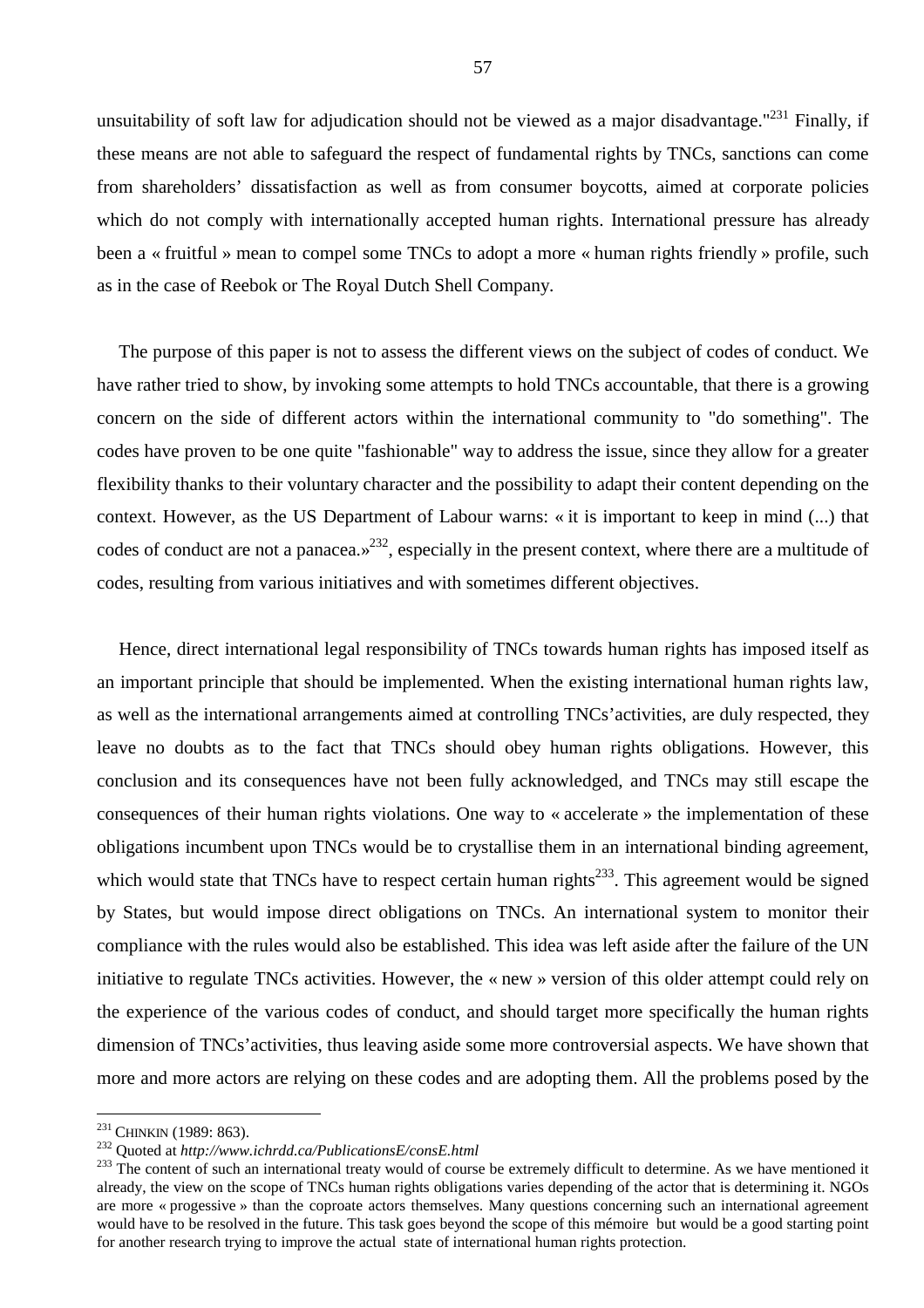unsuitability of soft law for adjudication should not be viewed as a major disadvantage."[231] Finally, if these means are not able to safeguard the respect of fundamental rights by TNCs, sanctions can come from shareholders' dissatisfaction as well as from consumer boycotts, aimed at corporate policies which do not comply with internationally accepted human rights. International pressure has already been a « fruitful » mean to compel some TNCs to adopt a more « human rights friendly » profile, such as in the case of Reebok or The Royal Dutch Shell Company.

The purpose of this paper is not to assess the different views on the subject of codes of conduct. We have rather tried to show, by invoking some attempts to hold TNCs accountable, that there is a growing concern on the side of different actors within the international community to "do something". The codes have proven to be one quite "fashionable" way to address the issue, since they allow for a greater flexibility thanks to their voluntary character and the possibility to adapt their content depending on the context. However, as the US Department of Labour warns: « it is important to keep in mind (...) that codes of conduct are not a panacea.»[232], especially in the present context, where there are a multitude of codes, resulting from various initiatives and with sometimes different objectives.

Hence, direct international legal responsibility of TNCs towards human rights has imposed itself as an important principle that should be implemented. When the existing international human rights law, as well as the international arrangements aimed at controlling TNCs'activities, are duly respected, they leave no doubts as to the fact that TNCs should obey human rights obligations. However, this conclusion and its consequences have not been fully acknowledged, and TNCs may still escape the consequences of their human rights violations. One way to « accelerate » the implementation of these obligations incumbent upon TNCs would be to crystallise them in an international binding agreement, which would state that TNCs have to respect certain human rights[233]. This agreement would be signed by States, but would impose direct obligations on TNCs. An international system to monitor their compliance with the rules would also be established. This idea was left aside after the failure of the UN initiative to regulate TNCs activities. However, the « new » version of this older attempt could rely on the experience of the various codes of conduct, and should target more specifically the human rights dimension of TNCs'activities, thus leaving aside some more controversial aspects. We have shown that more and more actors are relying on these codes and are adopting them. All the problems posed by the

---

[231] CHINKIN (1989: 863).

[232] Quoted at *http://www.ichrdd.ca/PublicationsE/consE.html*

[233] The content of such an international treaty would of course be extremely difficult to determine. As we have mentioned it already, the view on the scope of TNCs human rights obligations varies depending of the actor that is determining it. NGOs are more « progessive » than the coproate actors themselves. Many questions concerning such an international agreement would have to be resolved in the future. This task goes beyond the scope of this mémoire but would be a good starting point for another research trying to improve the actual state of international human rights protection.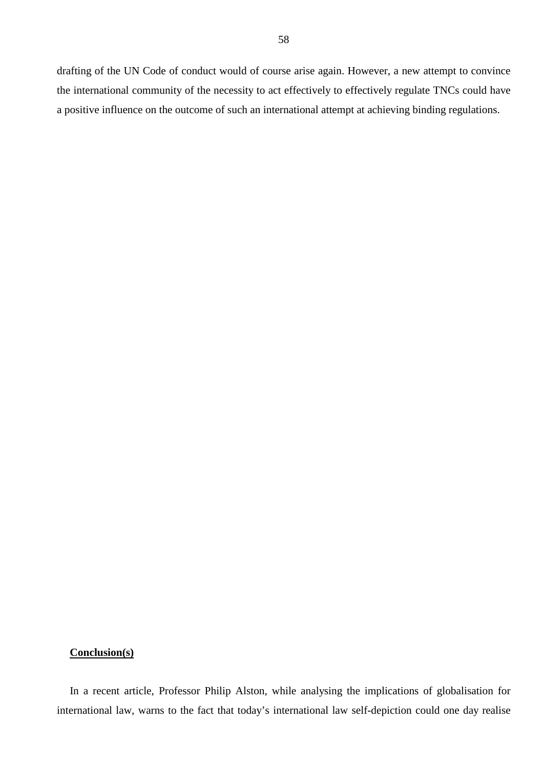drafting of the UN Code of conduct would of course arise again. However, a new attempt to convince the international community of the necessity to act effectively to effectively regulate TNCs could have a positive influence on the outcome of such an international attempt at achieving binding regulations.

## **Conclusion(s)**

In a recent article, Professor Philip Alston, while analysing the implications of globalisation for international law, warns to the fact that today's international law self-depiction could one day realise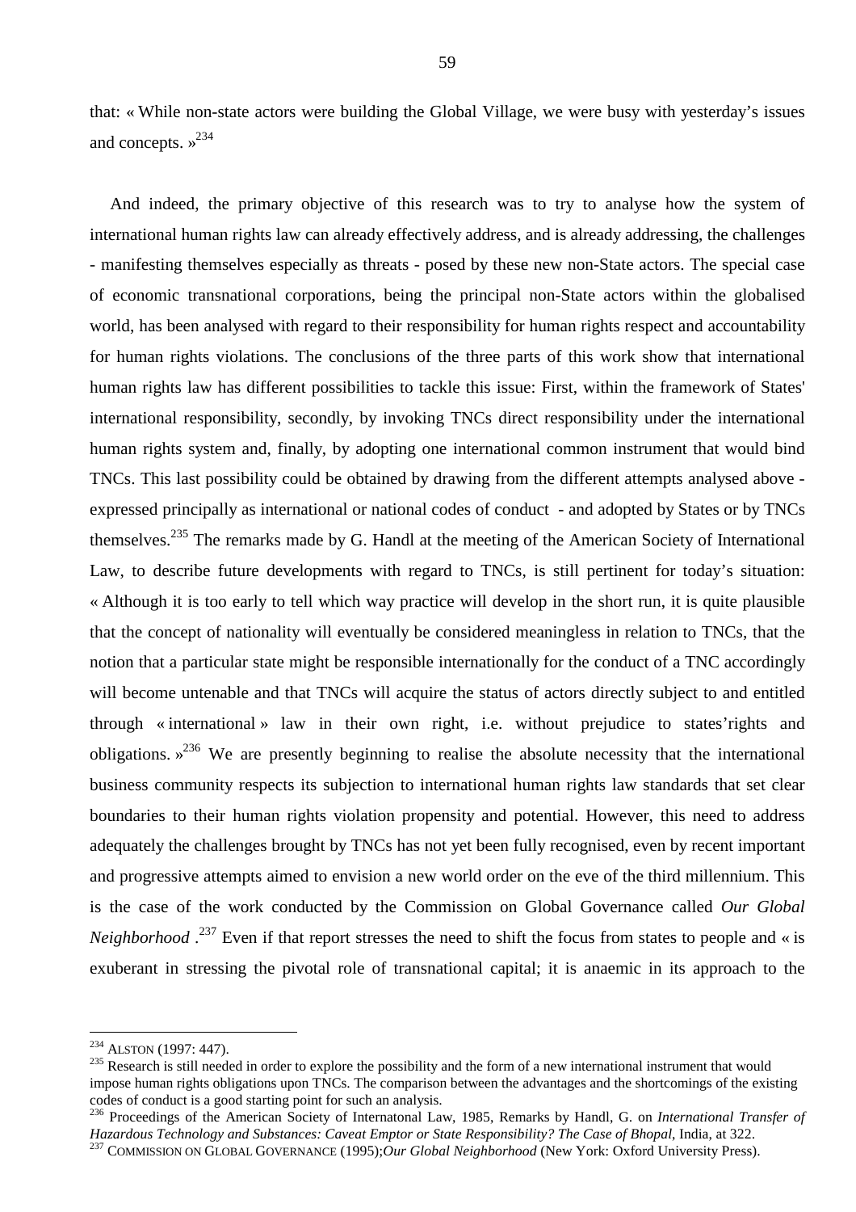that: « While non-state actors were building the Global Village, we were busy with yesterday's issues and concepts. »[234]

And indeed, the primary objective of this research was to try to analyse how the system of international human rights law can already effectively address, and is already addressing, the challenges - manifesting themselves especially as threats - posed by these new non-State actors. The special case of economic transnational corporations, being the principal non-State actors within the globalised world, has been analysed with regard to their responsibility for human rights respect and accountability for human rights violations. The conclusions of the three parts of this work show that international human rights law has different possibilities to tackle this issue: First, within the framework of States' international responsibility, secondly, by invoking TNCs direct responsibility under the international human rights system and, finally, by adopting one international common instrument that would bind TNCs. This last possibility could be obtained by drawing from the different attempts analysed above - expressed principally as international or national codes of conduct - and adopted by States or by TNCs themselves.[235] The remarks made by G. Handl at the meeting of the American Society of International Law, to describe future developments with regard to TNCs, is still pertinent for today's situation: « Although it is too early to tell which way practice will develop in the short run, it is quite plausible that the concept of nationality will eventually be considered meaningless in relation to TNCs, that the notion that a particular state might be responsible internationally for the conduct of a TNC accordingly will become untenable and that TNCs will acquire the status of actors directly subject to and entitled through « international » law in their own right, i.e. without prejudice to states'rights and obligations. »[236] We are presently beginning to realise the absolute necessity that the international business community respects its subjection to international human rights law standards that set clear boundaries to their human rights violation propensity and potential. However, this need to address adequately the challenges brought by TNCs has not yet been fully recognised, even by recent important and progressive attempts aimed to envision a new world order on the eve of the third millennium. This is the case of the work conducted by the Commission on Global Governance called *Our Global Neighborhood*.[237] Even if that report stresses the need to shift the focus from states to people and « is exuberant in stressing the pivotal role of transnational capital; it is anaemic in its approach to the

---

[234] ALSTON (1997: 447).

[235] Research is still needed in order to explore the possibility and the form of a new international instrument that would impose human rights obligations upon TNCs. The comparison between the advantages and the shortcomings of the existing codes of conduct is a good starting point for such an analysis.

[236] Proceedings of the American Society of Internatonal Law, 1985, Remarks by Handl, G. on *International Transfer of Hazardous Technology and Substances: Caveat Emptor or State Responsibility? The Case of Bhopal*, India, at 322.

[237] COMMISSION ON GLOBAL GOVERNANCE (1995);*Our Global Neighborhood* (New York: Oxford University Press).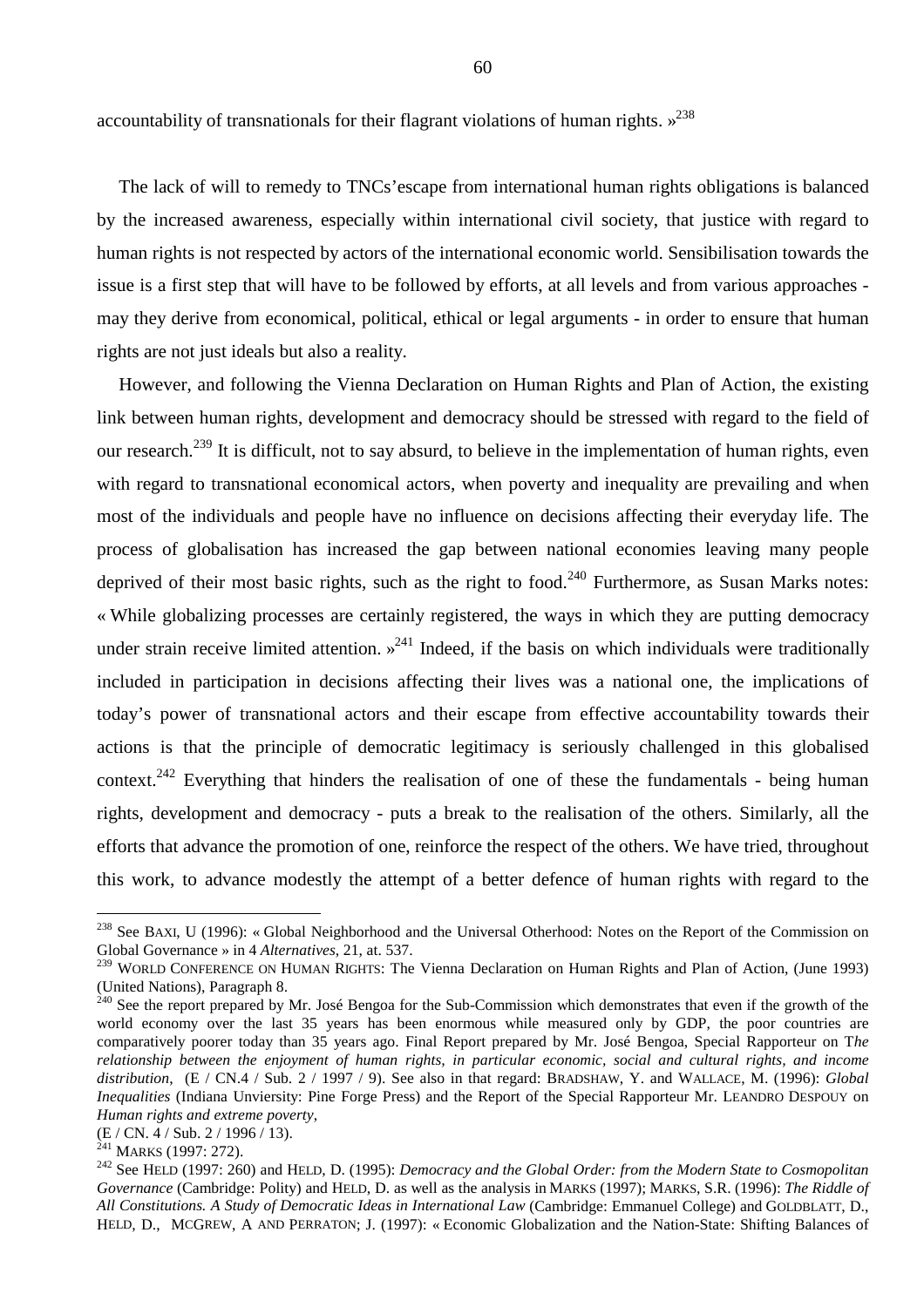accountability of transnationals for their flagrant violations of human rights. »[238]

The lack of will to remedy to TNCs'escape from international human rights obligations is balanced by the increased awareness, especially within international civil society, that justice with regard to human rights is not respected by actors of the international economic world. Sensibilisation towards the issue is a first step that will have to be followed by efforts, at all levels and from various approaches - may they derive from economical, political, ethical or legal arguments - in order to ensure that human rights are not just ideals but also a reality.

However, and following the Vienna Declaration on Human Rights and Plan of Action, the existing link between human rights, development and democracy should be stressed with regard to the field of our research.[239] It is difficult, not to say absurd, to believe in the implementation of human rights, even with regard to transnational economical actors, when poverty and inequality are prevailing and when most of the individuals and people have no influence on decisions affecting their everyday life. The process of globalisation has increased the gap between national economies leaving many people deprived of their most basic rights, such as the right to food.[240] Furthermore, as Susan Marks notes: « While globalizing processes are certainly registered, the ways in which they are putting democracy under strain receive limited attention. »[241] Indeed, if the basis on which individuals were traditionally included in participation in decisions affecting their lives was a national one, the implications of today's power of transnational actors and their escape from effective accountability towards their actions is that the principle of democratic legitimacy is seriously challenged in this globalised context.[242] Everything that hinders the realisation of one of these the fundamentals - being human rights, development and democracy - puts a break to the realisation of the others. Similarly, all the efforts that advance the promotion of one, reinforce the respect of the others. We have tried, throughout this work, to advance modestly the attempt of a better defence of human rights with regard to the

---

[238] See BAXI, U (1996): « Global Neighborhood and the Universal Otherhood: Notes on the Report of the Commission on Global Governance » in 4 *Alternatives*, 21, at. 537.

[239] WORLD CONFERENCE ON HUMAN RIGHTS: The Vienna Declaration on Human Rights and Plan of Action, (June 1993) (United Nations), Paragraph 8.

[240] See the report prepared by Mr. José Bengoa for the Sub-Commission which demonstrates that even if the growth of the world economy over the last 35 years has been enormous while measured only by GDP, the poor countries are comparatively poorer today than 35 years ago. Final Report prepared by Mr. José Bengoa, Special Rapporteur on T*he relationship between the enjoyment of human rights, in particular economic, social and cultural rights, and income distribution*, (E / CN.4 / Sub. 2 / 1997 / 9). See also in that regard: BRADSHAW, Y. and WALLACE, M. (1996): *Global Inequalities* (Indiana Unviersity: Pine Forge Press) and the Report of the Special Rapporteur Mr. LEANDRO DESPOUY on *Human rights and extreme poverty*,
(E / CN. 4 / Sub. 2 / 1996 / 13).

[241] MARKS (1997: 272).

[242] See HELD (1997: 260) and HELD, D. (1995): *Democracy and the Global Order: from the Modern State to Cosmopolitan Governance* (Cambridge: Polity) and HELD, D. as well as the analysis in MARKS (1997); MARKS, S.R. (1996): *The Riddle of All Constitutions. A Study of Democratic Ideas in International Law* (Cambridge: Emmanuel College) and GOLDBLATT, D., HELD, D., MCGREW, A AND PERRATON; J. (1997): « Economic Globalization and the Nation-State: Shifting Balances of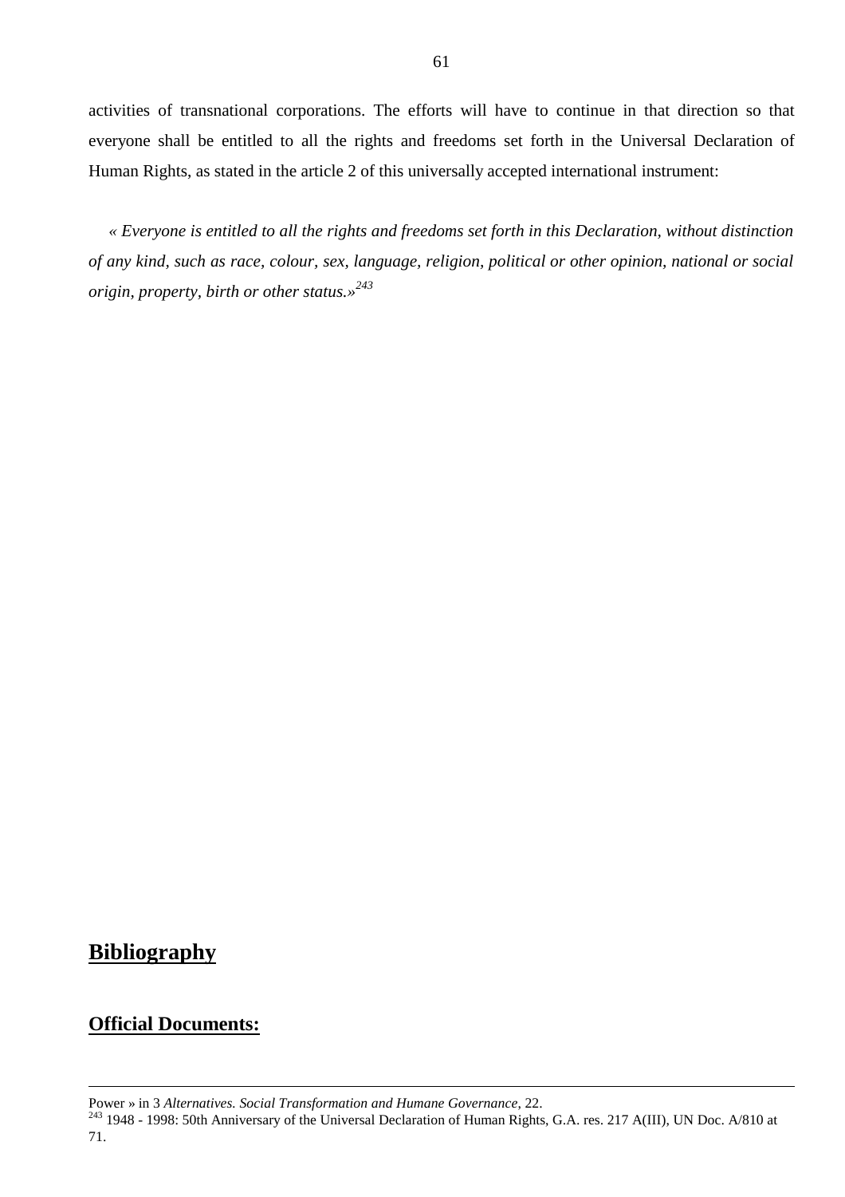activities of transnational corporations. The efforts will have to continue in that direction so that everyone shall be entitled to all the rights and freedoms set forth in the Universal Declaration of Human Rights, as stated in the article 2 of this universally accepted international instrument:

*« Everyone is entitled to all the rights and freedoms set forth in this Declaration, without distinction of any kind, such as race, colour, sex, language, religion, political or other opinion, national or social origin, property, birth or other status.»*[243]

# Bibliography

## Official Documents:

---

Power » in 3 *Alternatives. Social Transformation and Humane Governance*, 22.

[243] 1948 - 1998: 50th Anniversary of the Universal Declaration of Human Rights, G.A. res. 217 A(III), UN Doc. A/810 at 71.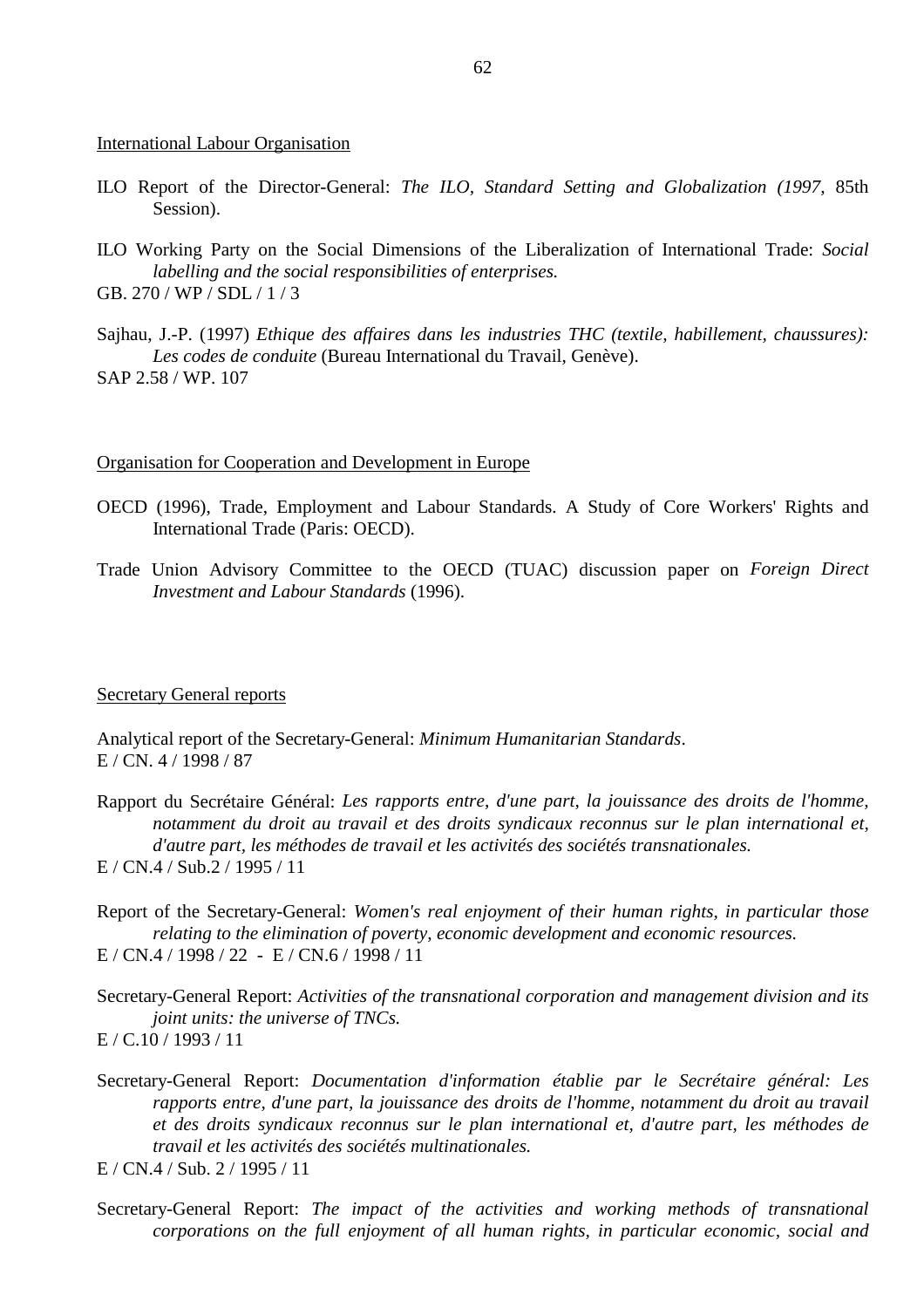<u>International Labour Organisation</u>

ILO Report of the Director-General: *The ILO, Standard Setting and Globalization (1997,* 85th Session).

ILO Working Party on the Social Dimensions of the Liberalization of International Trade: *Social labelling and the social responsibilities of enterprises.*
GB. 270 / WP / SDL / 1 / 3

Sajhau, J.-P. (1997) *Ethique des affaires dans les industries THC (textile, habillement, chaussures): Les codes de conduite* (Bureau International du Travail, Genève).
SAP 2.58 / WP. 107

<u>Organisation for Cooperation and Development in Europe</u>

OECD (1996), Trade, Employment and Labour Standards. A Study of Core Workers' Rights and International Trade (Paris: OECD).

Trade Union Advisory Committee to the OECD (TUAC) discussion paper on *Foreign Direct Investment and Labour Standards* (1996).

<u>Secretary General reports</u>

Analytical report of the Secretary-General: *Minimum Humanitarian Standards*.
E / CN. 4 / 1998 / 87

Rapport du Secrétaire Général: *Les rapports entre, d'une part, la jouissance des droits de l'homme, notamment du droit au travail et des droits syndicaux reconnus sur le plan international et, d'autre part, les méthodes de travail et les activités des sociétés transnationales.*
E / CN.4 / Sub.2 / 1995 / 11

Report of the Secretary-General: *Women's real enjoyment of their human rights, in particular those relating to the elimination of poverty, economic development and economic resources.*
E / CN.4 / 1998 / 22 - E / CN.6 / 1998 / 11

Secretary-General Report: *Activities of the transnational corporation and management division and its joint units: the universe of TNCs.*
E / C.10 / 1993 / 11

Secretary-General Report: *Documentation d'information établie par le Secrétaire général: Les rapports entre, d'une part, la jouissance des droits de l'homme, notamment du droit au travail et des droits syndicaux reconnus sur le plan international et, d'autre part, les méthodes de travail et les activités des sociétés multinationales.*
E / CN.4 / Sub. 2 / 1995 / 11

Secretary-General Report: *The impact of the activities and working methods of transnational corporations on the full enjoyment of all human rights, in particular economic, social and*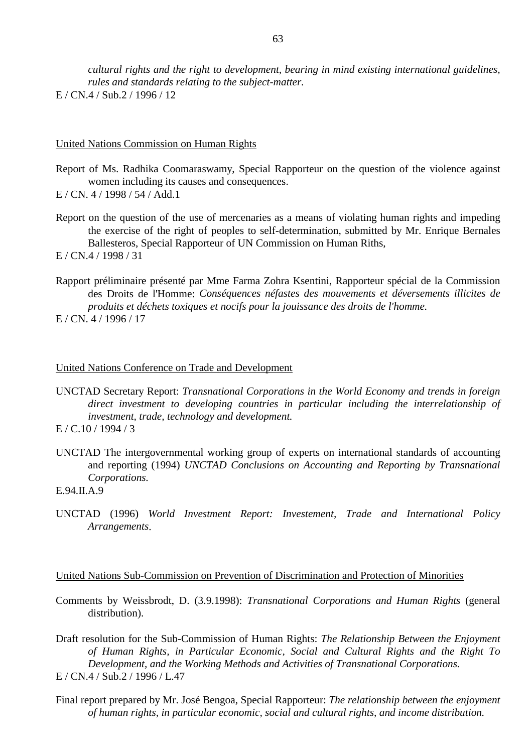*cultural rights and the right to development, bearing in mind existing international guidelines, rules and standards relating to the subject-matter.*
E / CN.4 / Sub.2 / 1996 / 12

United Nations Commission on Human Rights

Report of Ms. Radhika Coomaraswamy, Special Rapporteur on the question of the violence against women including its causes and consequences.
E / CN. 4 / 1998 / 54 / Add.1

Report on the question of the use of mercenaries as a means of violating human rights and impeding the exercise of the right of peoples to self-determination, submitted by Mr. Enrique Bernales Ballesteros, Special Rapporteur of UN Commission on Human Riths,
E / CN.4 / 1998 / 31

Rapport préliminaire présenté par Mme Farma Zohra Ksentini, Rapporteur spécial de la Commission des Droits de l'Homme: *Conséquences néfastes des mouvements et déversements illicites de produits et déchets toxiques et nocifs pour la jouissance des droits de l'homme.*
E / CN. 4 / 1996 / 17

United Nations Conference on Trade and Development

UNCTAD Secretary Report: *Transnational Corporations in the World Economy and trends in foreign direct investment to developing countries in particular including the interrelationship of investment, trade, technology and development.*
E / C.10 / 1994 / 3

UNCTAD The intergovernmental working group of experts on international standards of accounting and reporting (1994) *UNCTAD Conclusions on Accounting and Reporting by Transnational Corporations.*
E.94.II.A.9

UNCTAD (1996) *World Investment Report: Investement, Trade and International Policy Arrangements*.

United Nations Sub-Commission on Prevention of Discrimination and Protection of Minorities

Comments by Weissbrodt, D. (3.9.1998): *Transnational Corporations and Human Rights* (general distribution).

Draft resolution for the Sub-Commission of Human Rights: *The Relationship Between the Enjoyment of Human Rights, in Particular Economic, Social and Cultural Rights and the Right To Development, and the Working Methods and Activities of Transnational Corporations.*
E / CN.4 / Sub.2 / 1996 / L.47

Final report prepared by Mr. José Bengoa, Special Rapporteur: *The relationship between the enjoyment of human rights, in particular economic, social and cultural rights, and income distribution.*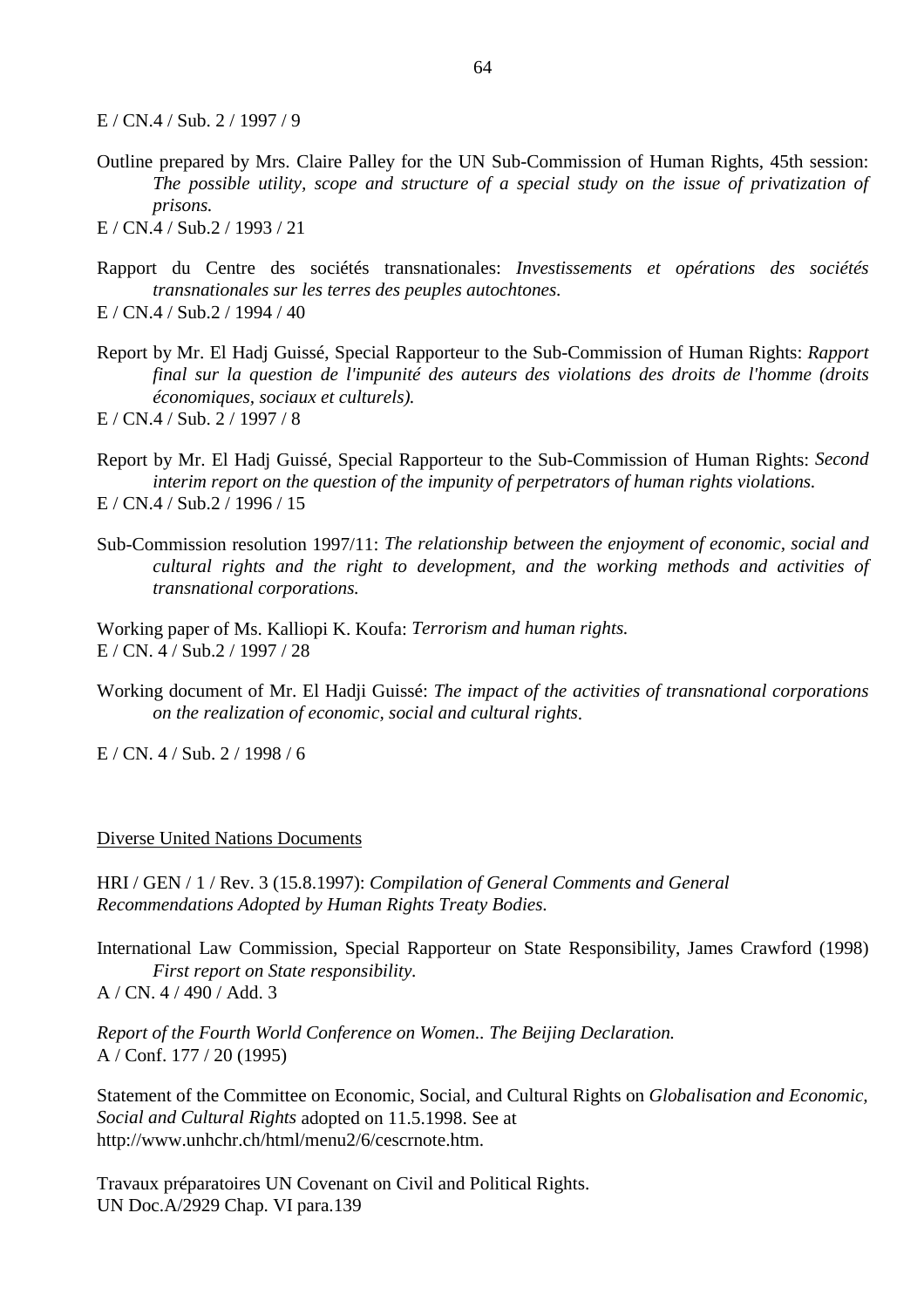E / CN.4 / Sub. 2 / 1997 / 9

Outline prepared by Mrs. Claire Palley for the UN Sub-Commission of Human Rights, 45th session: *The possible utility, scope and structure of a special study on the issue of privatization of prisons.*
E / CN.4 / Sub.2 / 1993 / 21

Rapport du Centre des sociétés transnationales: *Investissements et opérations des sociétés transnationales sur les terres des peuples autochtones.*
E / CN.4 / Sub.2 / 1994 / 40

Report by Mr. El Hadj Guissé, Special Rapporteur to the Sub-Commission of Human Rights: *Rapport final sur la question de l'impunité des auteurs des violations des droits de l'homme (droits économiques, sociaux et culturels).*
E / CN.4 / Sub. 2 / 1997 / 8

Report by Mr. El Hadj Guissé, Special Rapporteur to the Sub-Commission of Human Rights: *Second interim report on the question of the impunity of perpetrators of human rights violations.*
E / CN.4 / Sub.2 / 1996 / 15

Sub-Commission resolution 1997/11: *The relationship between the enjoyment of economic, social and cultural rights and the right to development, and the working methods and activities of transnational corporations.*

Working paper of Ms. Kalliopi K. Koufa: *Terrorism and human rights.*
E / CN. 4 / Sub.2 / 1997 / 28

Working document of Mr. El Hadji Guissé: *The impact of the activities of transnational corporations on the realization of economic, social and cultural rights*.

E / CN. 4 / Sub. 2 / 1998 / 6

## Diverse United Nations Documents

HRI / GEN / 1 / Rev. 3 (15.8.1997): *Compilation of General Comments and General Recommendations Adopted by Human Rights Treaty Bodies.*

International Law Commission, Special Rapporteur on State Responsibility, James Crawford (1998) *First report on State responsibility.*
A / CN. 4 / 490 / Add. 3

*Report of the Fourth World Conference on Women.. The Beijing Declaration.*
A / Conf. 177 / 20 (1995)

Statement of the Committee on Economic, Social, and Cultural Rights on *Globalisation and Economic, Social and Cultural Rights* adopted on 11.5.1998. See at http://www.unhchr.ch/html/menu2/6/cescrnote.htm.

Travaux préparatoires UN Covenant on Civil and Political Rights.
UN Doc.A/2929 Chap. VI para.139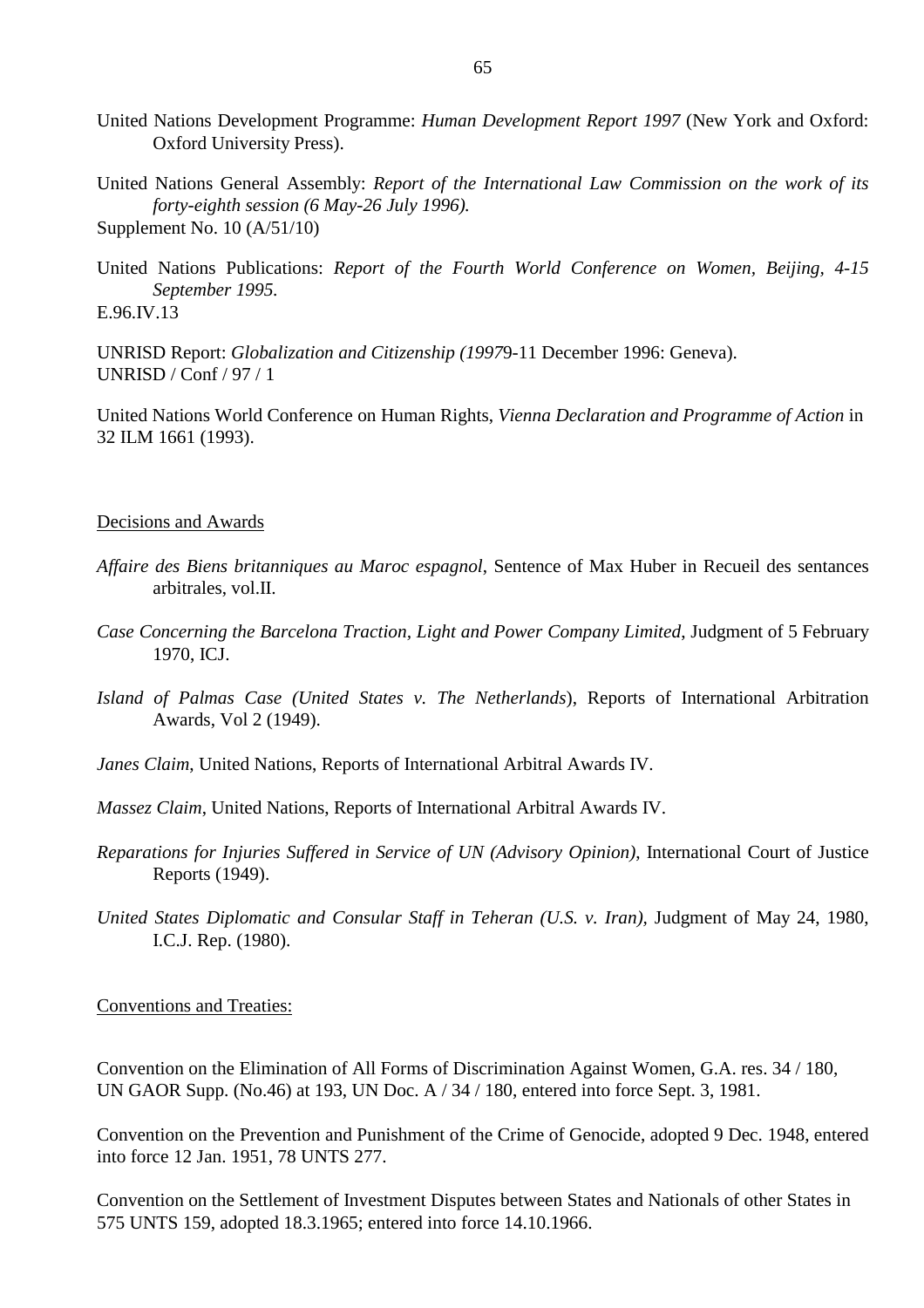United Nations Development Programme: *Human Development Report 1997* (New York and Oxford: Oxford University Press).

United Nations General Assembly: *Report of the International Law Commission on the work of its forty-eighth session (6 May-26 July 1996).*
Supplement No. 10 (A/51/10)

United Nations Publications: *Report of the Fourth World Conference on Women, Beijing, 4-15 September 1995.*
E.96.IV.13

UNRISD Report: *Globalization and Citizenship (1997*9-11 December 1996: Geneva).
UNRISD / Conf / 97 / 1

United Nations World Conference on Human Rights, *Vienna Declaration and Programme of Action* in 32 ILM 1661 (1993).

<u>Decisions and Awards</u>

*Affaire des Biens britanniques au Maroc espagnol*, Sentence of Max Huber in Recueil des sentances arbitrales, vol.II.

*Case Concerning the Barcelona Traction, Light and Power Company Limited*, Judgment of 5 February 1970, ICJ.

*Island of Palmas Case (United States v. The Netherlands*), Reports of International Arbitration Awards, Vol 2 (1949).

*Janes Claim*, United Nations, Reports of International Arbitral Awards IV.

*Massez Claim*, United Nations, Reports of International Arbitral Awards IV.

*Reparations for Injuries Suffered in Service of UN (Advisory Opinion)*, International Court of Justice Reports (1949).

*United States Diplomatic and Consular Staff in Teheran (U.S. v. Iran)*, Judgment of May 24, 1980, I.C.J. Rep. (1980).

<u>Conventions and Treaties:</u>

Convention on the Elimination of All Forms of Discrimination Against Women, G.A. res. 34 / 180, UN GAOR Supp. (No.46) at 193, UN Doc. A / 34 / 180, entered into force Sept. 3, 1981.

Convention on the Prevention and Punishment of the Crime of Genocide, adopted 9 Dec. 1948, entered into force 12 Jan. 1951, 78 UNTS 277.

Convention on the Settlement of Investment Disputes between States and Nationals of other States in 575 UNTS 159, adopted 18.3.1965; entered into force 14.10.1966.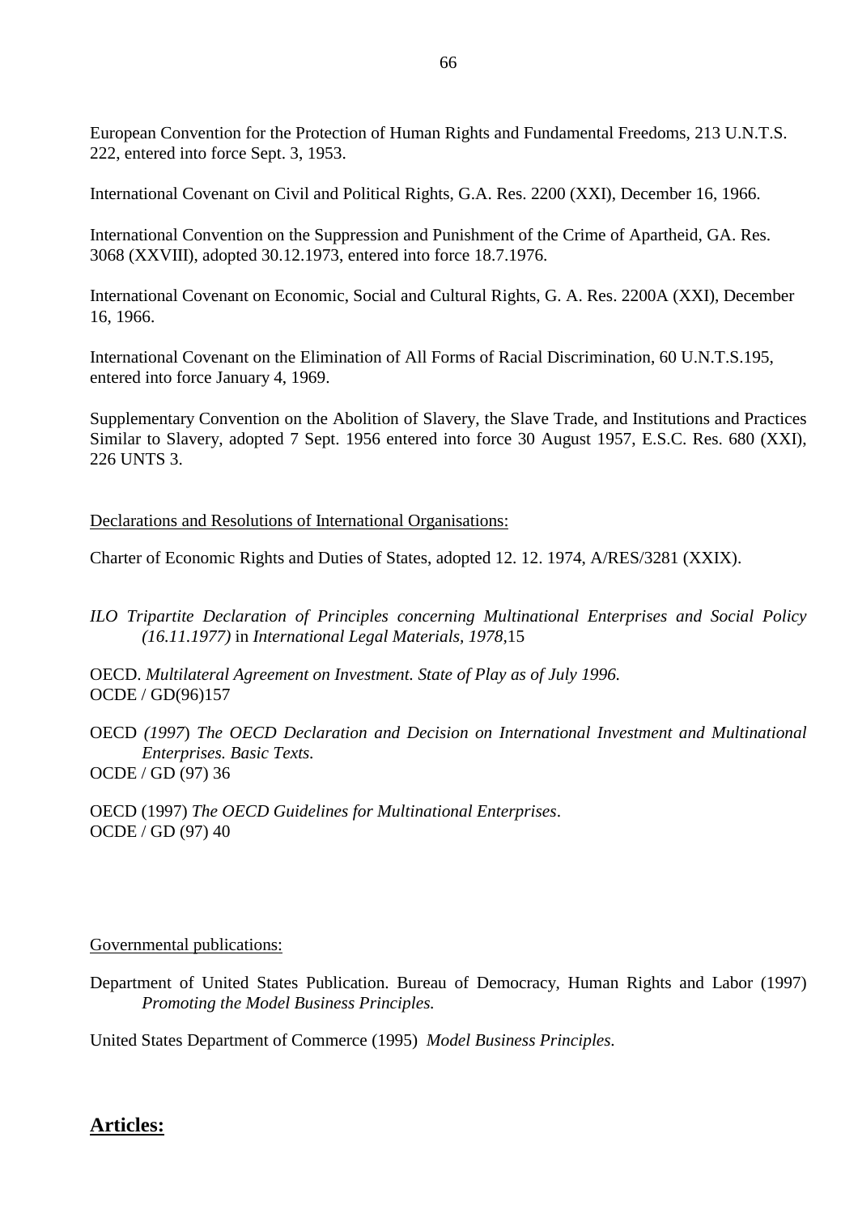European Convention for the Protection of Human Rights and Fundamental Freedoms, 213 U.N.T.S. 222, entered into force Sept. 3, 1953.

International Covenant on Civil and Political Rights, G.A. Res. 2200 (XXI), December 16, 1966.

International Convention on the Suppression and Punishment of the Crime of Apartheid, GA. Res. 3068 (XXVIII), adopted 30.12.1973, entered into force 18.7.1976.

International Covenant on Economic, Social and Cultural Rights, G. A. Res. 2200A (XXI), December 16, 1966.

International Covenant on the Elimination of All Forms of Racial Discrimination, 60 U.N.T.S.195, entered into force January 4, 1969.

Supplementary Convention on the Abolition of Slavery, the Slave Trade, and Institutions and Practices Similar to Slavery, adopted 7 Sept. 1956 entered into force 30 August 1957, E.S.C. Res. 680 (XXI), 226 UNTS 3.

Declarations and Resolutions of International Organisations:

Charter of Economic Rights and Duties of States, adopted 12. 12. 1974, A/RES/3281 (XXIX).

*ILO Tripartite Declaration of Principles concerning Multinational Enterprises and Social Policy (16.11.1977)* in *International Legal Materials, 1978*,15

OECD. *Multilateral Agreement on Investment. State of Play as of July 1996.*
OCDE / GD(96)157

OECD *(1997*) *The OECD Declaration and Decision on International Investment and Multinational Enterprises. Basic Texts.*
OCDE / GD (97) 36

OECD (1997) *The OECD Guidelines for Multinational Enterprises*.
OCDE / GD (97) 40

Governmental publications:

Department of United States Publication. Bureau of Democracy, Human Rights and Labor (1997) *Promoting the Model Business Principles.*

United States Department of Commerce (1995) *Model Business Principles.*

## **Articles:**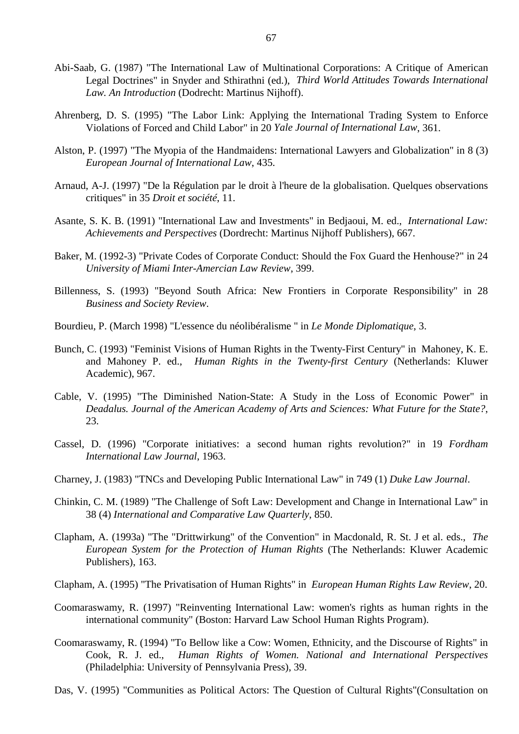Abi-Saab, G. (1987) "The International Law of Multinational Corporations: A Critique of American Legal Doctrines" in Snyder and Sthirathni (ed.), *Third World Attitudes Towards International Law. An Introduction* (Dodrecht: Martinus Nijhoff).

Ahrenberg, D. S. (1995) "The Labor Link: Applying the International Trading System to Enforce Violations of Forced and Child Labor" in 20 *Yale Journal of International Law*, 361.

Alston, P. (1997) "The Myopia of the Handmaidens: International Lawyers and Globalization" in 8 (3) *European Journal of International Law*, 435.

Arnaud, A-J. (1997) "De la Régulation par le droit à l'heure de la globalisation. Quelques observations critiques" in 35 *Droit et société*, 11.

Asante, S. K. B. (1991) "International Law and Investments" in Bedjaoui, M. ed., *International Law: Achievements and Perspectives* (Dordrecht: Martinus Nijhoff Publishers), 667.

Baker, M. (1992-3) "Private Codes of Corporate Conduct: Should the Fox Guard the Henhouse?" in 24 *University of Miami Inter-Amercian Law Review*, 399.

Billenness, S. (1993) "Beyond South Africa: New Frontiers in Corporate Responsibility" in 28 *Business and Society Review*.

Bourdieu, P. (March 1998) "L'essence du néolibéralisme " in *Le Monde Diplomatique*, 3.

Bunch, C. (1993) "Feminist Visions of Human Rights in the Twenty-First Century" in Mahoney, K. E. and Mahoney P. ed., *Human Rights in the Twenty-first Century* (Netherlands: Kluwer Academic), 967.

Cable, V. (1995) "The Diminished Nation-State: A Study in the Loss of Economic Power" in *Deadalus. Journal of the American Academy of Arts and Sciences: What Future for the State?*, 23.

Cassel, D. (1996) "Corporate initiatives: a second human rights revolution?" in 19 *Fordham International Law Journal*, 1963.

Charney, J. (1983) "TNCs and Developing Public International Law" in 749 (1) *Duke Law Journal*.

Chinkin, C. M. (1989) "The Challenge of Soft Law: Development and Change in International Law" in 38 (4) *International and Comparative Law Quarterly*, 850.

Clapham, A. (1993a) "The "Drittwirkung" of the Convention" in Macdonald, R. St. J et al. eds., *The European System for the Protection of Human Rights* (The Netherlands: Kluwer Academic Publishers), 163.

Clapham, A. (1995) "The Privatisation of Human Rights" in *European Human Rights Law Review*, 20.

Coomaraswamy, R. (1997) "Reinventing International Law: women's rights as human rights in the international community" (Boston: Harvard Law School Human Rights Program).

Coomaraswamy, R. (1994) "To Bellow like a Cow: Women, Ethnicity, and the Discourse of Rights" in Cook, R. J. ed., *Human Rights of Women. National and International Perspectives* (Philadelphia: University of Pennsylvania Press), 39.

Das, V. (1995) "Communities as Political Actors: The Question of Cultural Rights"(Consultation on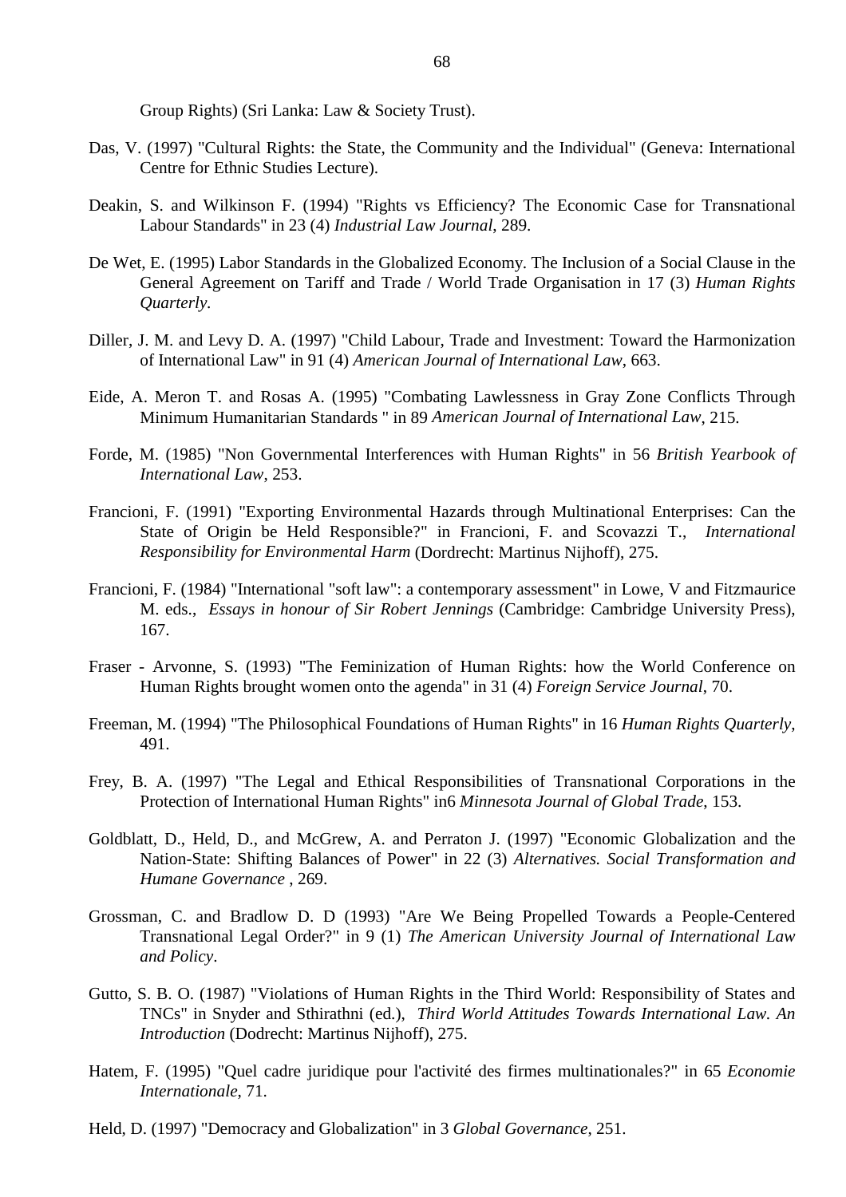Group Rights) (Sri Lanka: Law & Society Trust).

Das, V. (1997) "Cultural Rights: the State, the Community and the Individual" (Geneva: International Centre for Ethnic Studies Lecture).

Deakin, S. and Wilkinson F. (1994) "Rights vs Efficiency? The Economic Case for Transnational Labour Standards" in 23 (4) *Industrial Law Journal*, 289.

De Wet, E. (1995) Labor Standards in the Globalized Economy. The Inclusion of a Social Clause in the General Agreement on Tariff and Trade / World Trade Organisation in 17 (3) *Human Rights Quarterly*.

Diller, J. M. and Levy D. A. (1997) "Child Labour, Trade and Investment: Toward the Harmonization of International Law" in 91 (4) *American Journal of International Law*, 663.

Eide, A. Meron T. and Rosas A. (1995) "Combating Lawlessness in Gray Zone Conflicts Through Minimum Humanitarian Standards " in 89 *American Journal of International Law*, 215.

Forde, M. (1985) "Non Governmental Interferences with Human Rights" in 56 *British Yearbook of International Law*, 253.

Francioni, F. (1991) "Exporting Environmental Hazards through Multinational Enterprises: Can the State of Origin be Held Responsible?" in Francioni, F. and Scovazzi T., *International Responsibility for Environmental Harm* (Dordrecht: Martinus Nijhoff), 275.

Francioni, F. (1984) "International "soft law": a contemporary assessment" in Lowe, V and Fitzmaurice M. eds., *Essays in honour of Sir Robert Jennings* (Cambridge: Cambridge University Press), 167.

Fraser - Arvonne, S. (1993) "The Feminization of Human Rights: how the World Conference on Human Rights brought women onto the agenda" in 31 (4) *Foreign Service Journal*, 70.

Freeman, M. (1994) "The Philosophical Foundations of Human Rights" in 16 *Human Rights Quarterly*, 491.

Frey, B. A. (1997) "The Legal and Ethical Responsibilities of Transnational Corporations in the Protection of International Human Rights" in6 *Minnesota Journal of Global Trade*, 153.

Goldblatt, D., Held, D., and McGrew, A. and Perraton J. (1997) "Economic Globalization and the Nation-State: Shifting Balances of Power" in 22 (3) *Alternatives. Social Transformation and Humane Governance* , 269.

Grossman, C. and Bradlow D. D (1993) "Are We Being Propelled Towards a People-Centered Transnational Legal Order?" in 9 (1) *The American University Journal of International Law and Policy*.

Gutto, S. B. O. (1987) "Violations of Human Rights in the Third World: Responsibility of States and TNCs" in Snyder and Sthirathni (ed.), *Third World Attitudes Towards International Law. An Introduction* (Dodrecht: Martinus Nijhoff), 275.

Hatem, F. (1995) "Quel cadre juridique pour l'activité des firmes multinationales?" in 65 *Economie Internationale*, 71.

Held, D. (1997) "Democracy and Globalization" in 3 *Global Governance*, 251.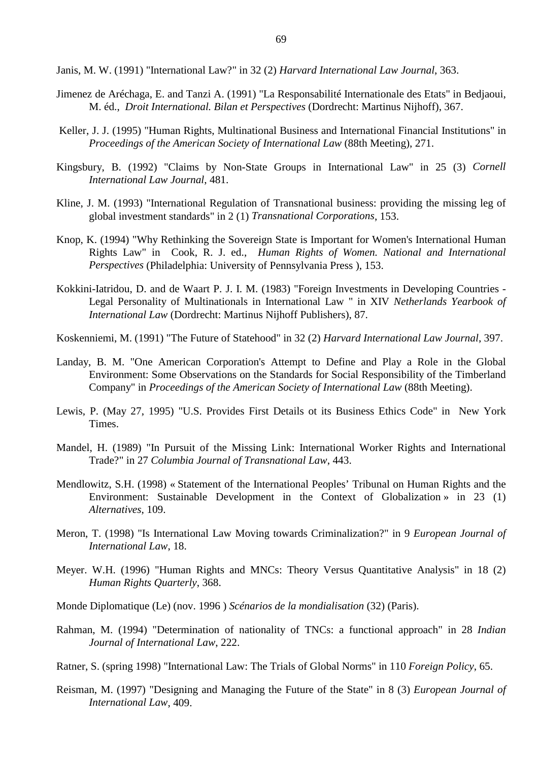Janis, M. W. (1991) "International Law?" in 32 (2) *Harvard International Law Journal*, 363.

Jimenez de Aréchaga, E. and Tanzi A. (1991) "La Responsabilité Internationale des Etats" in Bedjaoui, M. éd., *Droit International. Bilan et Perspectives* (Dordrecht: Martinus Nijhoff), 367.

Keller, J. J. (1995) "Human Rights, Multinational Business and International Financial Institutions" in *Proceedings of the American Society of International Law* (88th Meeting), 271.

Kingsbury, B. (1992) "Claims by Non-State Groups in International Law" in 25 (3) *Cornell International Law Journal*, 481.

Kline, J. M. (1993) "International Regulation of Transnational business: providing the missing leg of global investment standards" in 2 (1) *Transnational Corporations*, 153.

Knop, K. (1994) "Why Rethinking the Sovereign State is Important for Women's International Human Rights Law" in Cook, R. J. ed., *Human Rights of Women. National and International Perspectives* (Philadelphia: University of Pennsylvania Press ), 153.

Kokkini-Iatridou, D. and de Waart P. J. I. M. (1983) "Foreign Investments in Developing Countries - Legal Personality of Multinationals in International Law " in XIV *Netherlands Yearbook of International Law* (Dordrecht: Martinus Nijhoff Publishers), 87.

Koskenniemi, M. (1991) "The Future of Statehood" in 32 (2) *Harvard International Law Journal*, 397.

Landay, B. M. "One American Corporation's Attempt to Define and Play a Role in the Global Environment: Some Observations on the Standards for Social Responsibility of the Timberland Company" in *Proceedings of the American Society of International Law* (88th Meeting).

Lewis, P. (May 27, 1995) "U.S. Provides First Details ot its Business Ethics Code" in New York Times.

Mandel, H. (1989) "In Pursuit of the Missing Link: International Worker Rights and International Trade?" in 27 *Columbia Journal of Transnational Law*, 443.

Mendlowitz, S.H. (1998) « Statement of the International Peoples' Tribunal on Human Rights and the Environment: Sustainable Development in the Context of Globalization » in 23 (1) *Alternatives*, 109.

Meron, T. (1998) "Is International Law Moving towards Criminalization?" in 9 *European Journal of International Law*, 18.

Meyer. W.H. (1996) "Human Rights and MNCs: Theory Versus Quantitative Analysis" in 18 (2) *Human Rights Quarterly*, 368.

Monde Diplomatique (Le) (nov. 1996 ) *Scénarios de la mondialisation* (32) (Paris).

Rahman, M. (1994) "Determination of nationality of TNCs: a functional approach" in 28 *Indian Journal of International Law*, 222.

Ratner, S. (spring 1998) "International Law: The Trials of Global Norms" in 110 *Foreign Policy*, 65.

Reisman, M. (1997) "Designing and Managing the Future of the State" in 8 (3) *European Journal of International Law*, 409.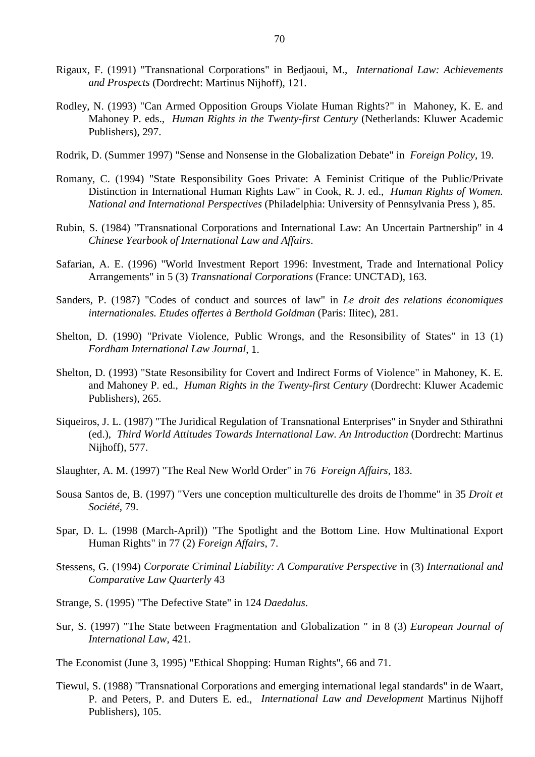Rigaux, F. (1991) "Transnational Corporations" in Bedjaoui, M., *International Law: Achievements and Prospects* (Dordrecht: Martinus Nijhoff), 121.

Rodley, N. (1993) "Can Armed Opposition Groups Violate Human Rights?" in Mahoney, K. E. and Mahoney P. eds., *Human Rights in the Twenty-first Century* (Netherlands: Kluwer Academic Publishers), 297.

Rodrik, D. (Summer 1997) "Sense and Nonsense in the Globalization Debate" in *Foreign Policy*, 19.

Romany, C. (1994) "State Responsibility Goes Private: A Feminist Critique of the Public/Private Distinction in International Human Rights Law" in Cook, R. J. ed., *Human Rights of Women. National and International Perspectives* (Philadelphia: University of Pennsylvania Press ), 85.

Rubin, S. (1984) "Transnational Corporations and International Law: An Uncertain Partnership" in 4 *Chinese Yearbook of International Law and Affairs*.

Safarian, A. E. (1996) "World Investment Report 1996: Investment, Trade and International Policy Arrangements" in 5 (3) *Transnational Corporations* (France: UNCTAD), 163.

Sanders, P. (1987) "Codes of conduct and sources of law" in *Le droit des relations économiques internationales. Etudes offertes à Berthold Goldman* (Paris: Ilitec), 281.

Shelton, D. (1990) "Private Violence, Public Wrongs, and the Resonsibility of States" in 13 (1) *Fordham International Law Journal*, 1.

Shelton, D. (1993) "State Resonsibility for Covert and Indirect Forms of Violence" in Mahoney, K. E. and Mahoney P. ed., *Human Rights in the Twenty-first Century* (Dordrecht: Kluwer Academic Publishers), 265.

Siqueiros, J. L. (1987) "The Juridical Regulation of Transnational Enterprises" in Snyder and Sthirathni (ed.), *Third World Attitudes Towards International Law. An Introduction* (Dordrecht: Martinus Nijhoff), 577.

Slaughter, A. M. (1997) "The Real New World Order" in 76 *Foreign Affairs*, 183.

Sousa Santos de, B. (1997) "Vers une conception multiculturelle des droits de l'homme" in 35 *Droit et Société*, 79.

Spar, D. L. (1998 (March-April)) "The Spotlight and the Bottom Line. How Multinational Export Human Rights" in 77 (2) *Foreign Affairs*, 7.

Stessens, G. (1994) *Corporate Criminal Liability: A Comparative Perspective* in (3) *International and Comparative Law Quarterly* 43

Strange, S. (1995) "The Defective State" in 124 *Daedalus*.

Sur, S. (1997) "The State between Fragmentation and Globalization " in 8 (3) *European Journal of International Law*, 421.

The Economist (June 3, 1995) "Ethical Shopping: Human Rights", 66 and 71.

Tiewul, S. (1988) "Transnational Corporations and emerging international legal standards" in de Waart, P. and Peters, P. and Duters E. ed., *International Law and Development* Martinus Nijhoff Publishers), 105.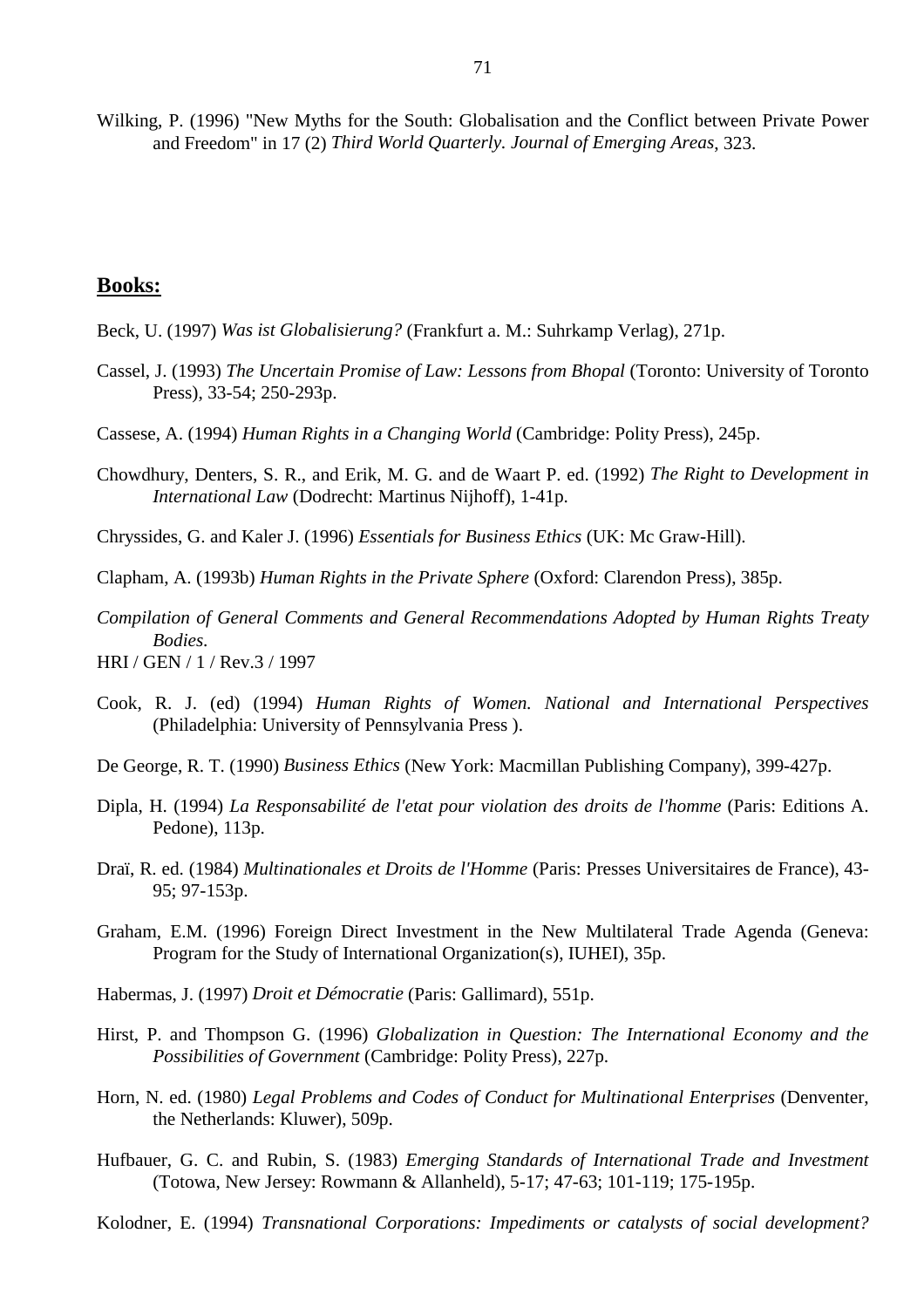Wilking, P. (1996) "New Myths for the South: Globalisation and the Conflict between Private Power and Freedom" in 17 (2) *Third World Quarterly. Journal of Emerging Areas*, 323.

## **Books:**

Beck, U. (1997) *Was ist Globalisierung?* (Frankfurt a. M.: Suhrkamp Verlag), 271p.

Cassel, J. (1993) *The Uncertain Promise of Law: Lessons from Bhopal* (Toronto: University of Toronto Press), 33-54; 250-293p.

Cassese, A. (1994) *Human Rights in a Changing World* (Cambridge: Polity Press), 245p.

Chowdhury, Denters, S. R., and Erik, M. G. and de Waart P. ed. (1992) *The Right to Development in International Law* (Dodrecht: Martinus Nijhoff), 1-41p.

Chryssides, G. and Kaler J. (1996) *Essentials for Business Ethics* (UK: Mc Graw-Hill).

Clapham, A. (1993b) *Human Rights in the Private Sphere* (Oxford: Clarendon Press), 385p.

*Compilation of General Comments and General Recommendations Adopted by Human Rights Treaty Bodies*.
HRI / GEN / 1 / Rev.3 / 1997

Cook, R. J. (ed) (1994) *Human Rights of Women. National and International Perspectives* (Philadelphia: University of Pennsylvania Press ).

De George, R. T. (1990) *Business Ethics* (New York: Macmillan Publishing Company), 399-427p.

Dipla, H. (1994) *La Responsabilité de l'etat pour violation des droits de l'homme* (Paris: Editions A. Pedone), 113p.

Draï, R. ed. (1984) *Multinationales et Droits de l'Homme* (Paris: Presses Universitaires de France), 43-95; 97-153p.

Graham, E.M. (1996) Foreign Direct Investment in the New Multilateral Trade Agenda (Geneva: Program for the Study of International Organization(s), IUHEI), 35p.

Habermas, J. (1997) *Droit et Démocratie* (Paris: Gallimard), 551p.

Hirst, P. and Thompson G. (1996) *Globalization in Question: The International Economy and the Possibilities of Government* (Cambridge: Polity Press), 227p.

Horn, N. ed. (1980) *Legal Problems and Codes of Conduct for Multinational Enterprises* (Denventer, the Netherlands: Kluwer), 509p.

Hufbauer, G. C. and Rubin, S. (1983) *Emerging Standards of International Trade and Investment* (Totowa, New Jersey: Rowmann & Allanheld), 5-17; 47-63; 101-119; 175-195p.

Kolodner, E. (1994) *Transnational Corporations: Impediments or catalysts of social development?*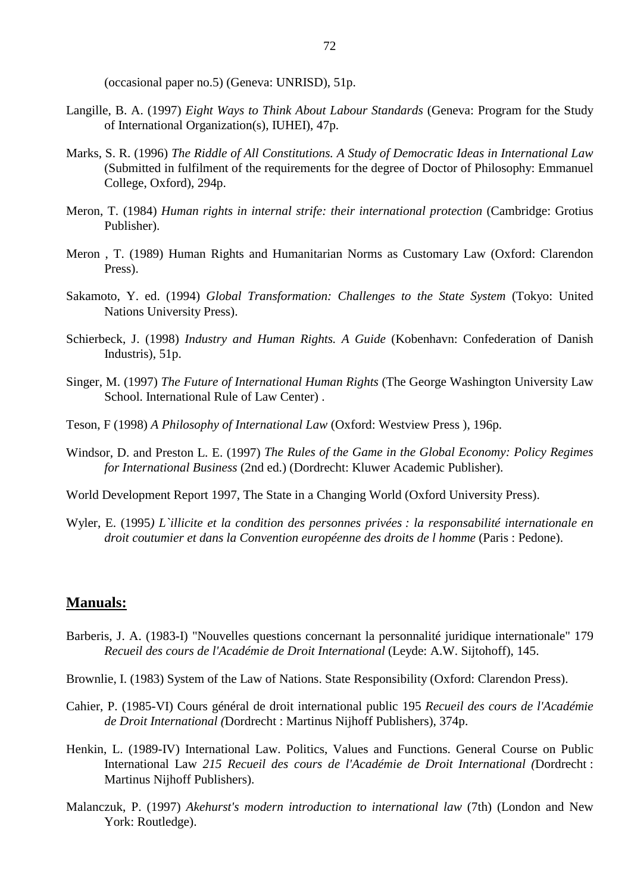(occasional paper no.5) (Geneva: UNRISD), 51p.

Langille, B. A. (1997) *Eight Ways to Think About Labour Standards* (Geneva: Program for the Study of International Organization(s), IUHEI), 47p.

Marks, S. R. (1996) *The Riddle of All Constitutions. A Study of Democratic Ideas in International Law* (Submitted in fulfilment of the requirements for the degree of Doctor of Philosophy: Emmanuel College, Oxford), 294p.

Meron, T. (1984) *Human rights in internal strife: their international protection* (Cambridge: Grotius Publisher).

Meron , T. (1989) Human Rights and Humanitarian Norms as Customary Law (Oxford: Clarendon Press).

Sakamoto, Y. ed. (1994) *Global Transformation: Challenges to the State System* (Tokyo: United Nations University Press).

Schierbeck, J. (1998) *Industry and Human Rights. A Guide* (Kobenhavn: Confederation of Danish Industris), 51p.

Singer, M. (1997) *The Future of International Human Rights* (The George Washington University Law School. International Rule of Law Center) .

Teson, F (1998) *A Philosophy of International Law* (Oxford: Westview Press ), 196p.

Windsor, D. and Preston L. E. (1997) *The Rules of the Game in the Global Economy: Policy Regimes for International Business* (2nd ed.) (Dordrecht: Kluwer Academic Publisher).

World Development Report 1997, The State in a Changing World (Oxford University Press).

Wyler, E. (1995*) L`illicite et la condition des personnes privées : la responsabilité internationale en droit coutumier et dans la Convention européenne des droits de l homme* (Paris : Pedone).

## Manuals:

Barberis, J. A. (1983-I) "Nouvelles questions concernant la personnalité juridique internationale" 179 *Recueil des cours de l'Académie de Droit International* (Leyde: A.W. Sijtohoff), 145.

Brownlie, I. (1983) System of the Law of Nations. State Responsibility (Oxford: Clarendon Press).

Cahier, P. (1985-VI) Cours général de droit international public 195 *Recueil des cours de l'Académie de Droit International (*Dordrecht : Martinus Nijhoff Publishers), 374p.

Henkin, L. (1989-IV) International Law. Politics, Values and Functions. General Course on Public International Law *215 Recueil des cours de l'Académie de Droit International (*Dordrecht : Martinus Nijhoff Publishers).

Malanczuk, P. (1997) *Akehurst's modern introduction to international law* (7th) (London and New York: Routledge).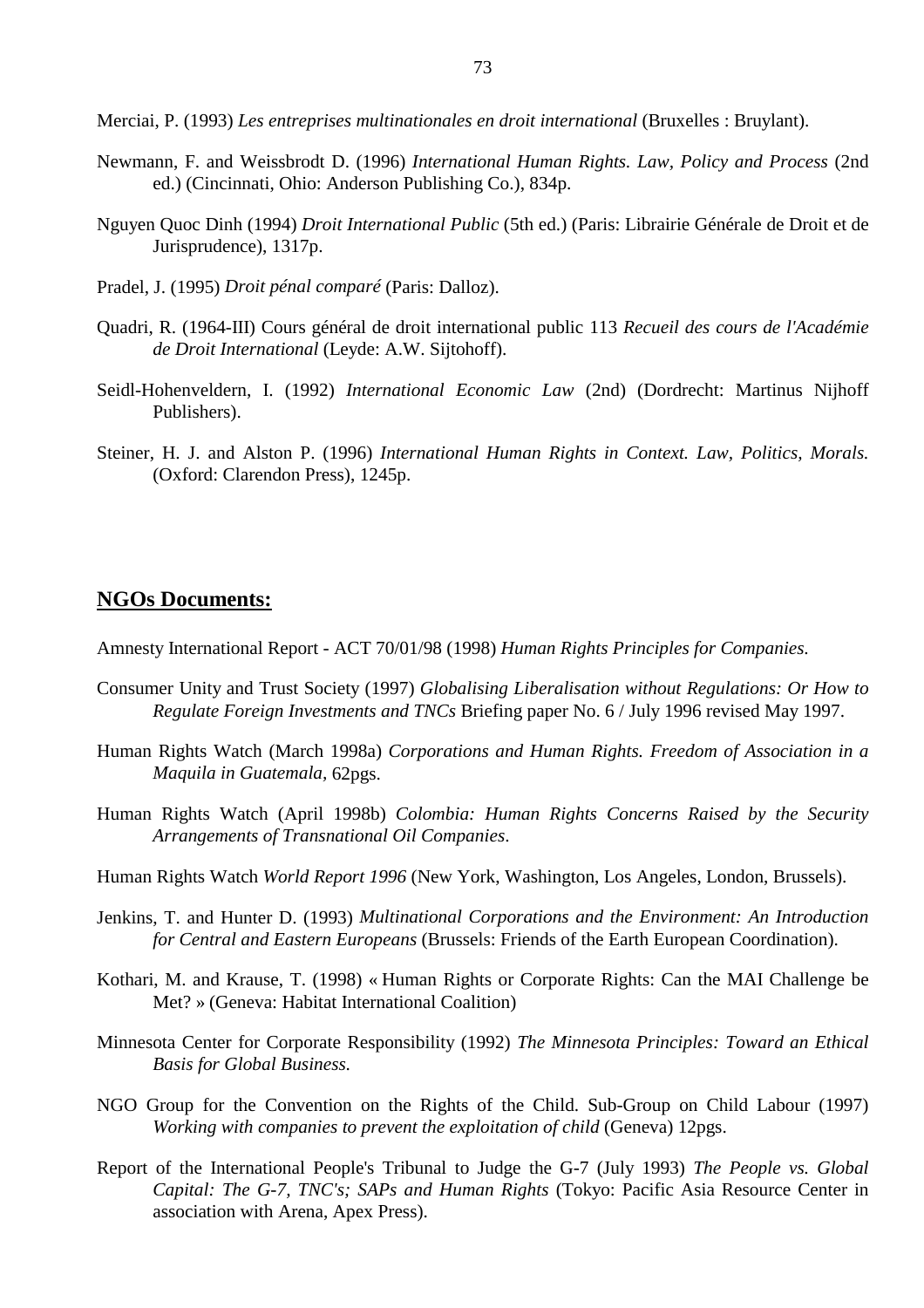Merciai, P. (1993) *Les entreprises multinationales en droit international* (Bruxelles : Bruylant).

Newmann, F. and Weissbrodt D. (1996) *International Human Rights. Law, Policy and Process* (2nd ed.) (Cincinnati, Ohio: Anderson Publishing Co.), 834p.

Nguyen Quoc Dinh (1994) *Droit International Public* (5th ed.) (Paris: Librairie Générale de Droit et de Jurisprudence), 1317p.

Pradel, J. (1995) *Droit pénal comparé* (Paris: Dalloz).

Quadri, R. (1964-III) Cours général de droit international public 113 *Recueil des cours de l'Académie de Droit International* (Leyde: A.W. Sijtohoff).

Seidl-Hohenveldern, I. (1992) *International Economic Law* (2nd) (Dordrecht: Martinus Nijhoff Publishers).

Steiner, H. J. and Alston P. (1996) *International Human Rights in Context. Law, Politics, Morals.* (Oxford: Clarendon Press), 1245p.

## <u>**NGOs Documents:**</u>

Amnesty International Report - ACT 70/01/98 (1998) *Human Rights Principles for Companies.*

Consumer Unity and Trust Society (1997) *Globalising Liberalisation without Regulations: Or How to Regulate Foreign Investments and TNCs* Briefing paper No. 6 / July 1996 revised May 1997.

Human Rights Watch (March 1998a) *Corporations and Human Rights. Freedom of Association in a Maquila in Guatemala*, 62pgs.

Human Rights Watch (April 1998b) *Colombia: Human Rights Concerns Raised by the Security Arrangements of Transnational Oil Companies*.

Human Rights Watch *World Report 1996* (New York, Washington, Los Angeles, London, Brussels).

Jenkins, T. and Hunter D. (1993) *Multinational Corporations and the Environment: An Introduction for Central and Eastern Europeans* (Brussels: Friends of the Earth European Coordination).

Kothari, M. and Krause, T. (1998) « Human Rights or Corporate Rights: Can the MAI Challenge be Met? » (Geneva: Habitat International Coalition)

Minnesota Center for Corporate Responsibility (1992) *The Minnesota Principles: Toward an Ethical Basis for Global Business.*

NGO Group for the Convention on the Rights of the Child. Sub-Group on Child Labour (1997) *Working with companies to prevent the exploitation of child* (Geneva) 12pgs.

Report of the International People's Tribunal to Judge the G-7 (July 1993) *The People vs. Global Capital: The G-7, TNC's; SAPs and Human Rights* (Tokyo: Pacific Asia Resource Center in association with Arena, Apex Press).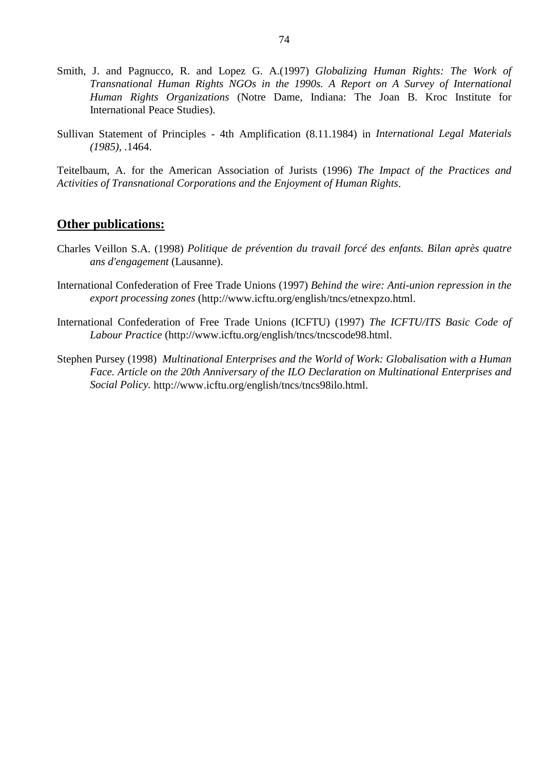Smith, J. and Pagnucco, R. and Lopez G. A.(1997) *Globalizing Human Rights: The Work of Transnational Human Rights NGOs in the 1990s. A Report on A Survey of International Human Rights Organizations* (Notre Dame, Indiana: The Joan B. Kroc Institute for International Peace Studies).

Sullivan Statement of Principles - 4th Amplification (8.11.1984) in *International Legal Materials (1985)*, .1464.

Teitelbaum, A. for the American Association of Jurists (1996) *The Impact of the Practices and Activities of Transnational Corporations and the Enjoyment of Human Rights*.

## Other publications:

Charles Veillon S.A. (1998) *Politique de prévention du travail forcé des enfants. Bilan après quatre ans d'engagement* (Lausanne).

International Confederation of Free Trade Unions (1997) *Behind the wire: Anti-union repression in the export processing zones* (http://www.icftu.org/english/tncs/etnexpzo.html.

International Confederation of Free Trade Unions (ICFTU) (1997) *The ICFTU/ITS Basic Code of Labour Practice* (http://www.icftu.org/english/tncs/tncscode98.html.

Stephen Pursey (1998) *Multinational Enterprises and the World of Work: Globalisation with a Human Face. Article on the 20th Anniversary of the ILO Declaration on Multinational Enterprises and Social Policy.* http://www.icftu.org/english/tncs/tncs98ilo.html.